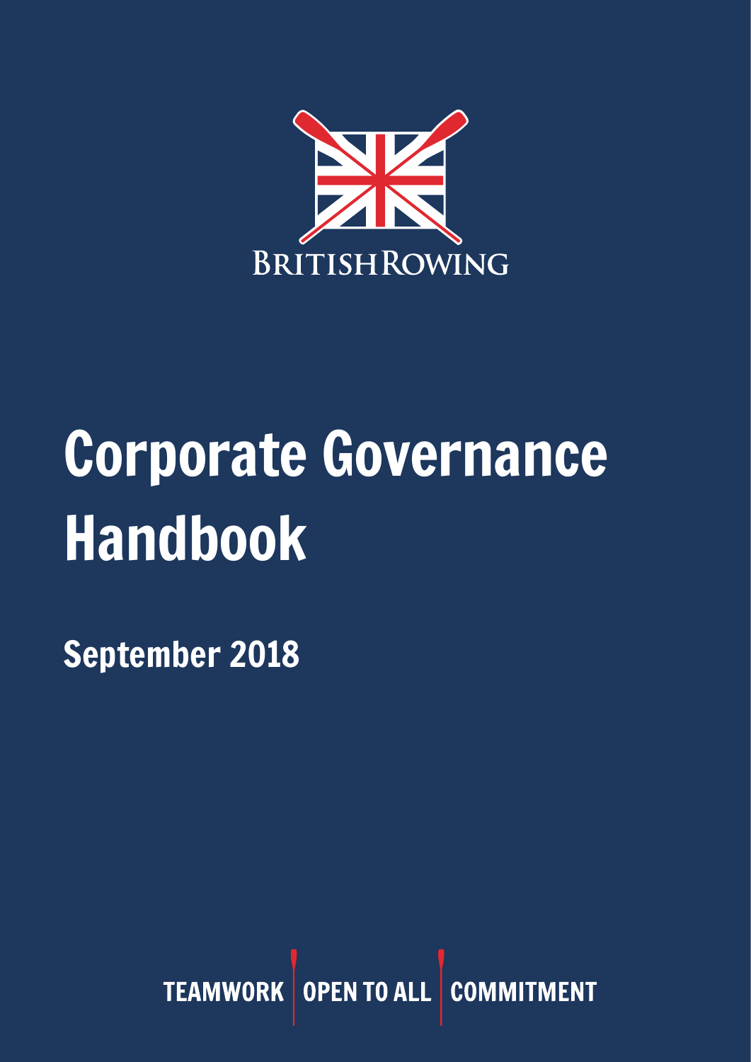BRITISH ROWING

# Corporate Governance Handbook

## September 2018

TEAMWORK | OPEN TO ALL | COMMITMENT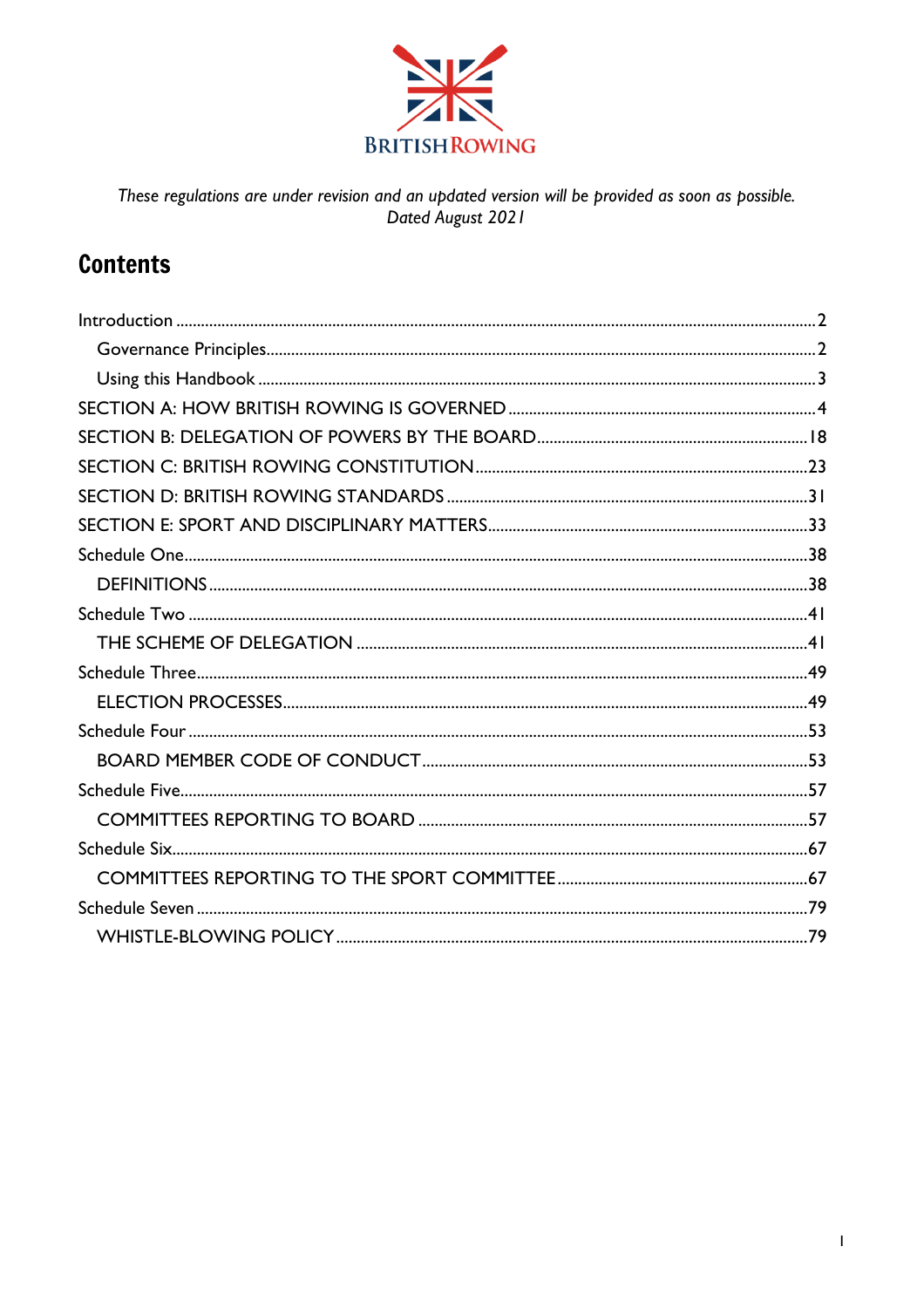*These regulations are under revision and an updated version will be provided as soon as possible.*
*Dated August 2021*

## Contents

Introduction ........................................ 2

- Governance Principles ........................................ 2
- Using this Handbook ........................................ 3

SECTION A: HOW BRITISH ROWING IS GOVERNED ........................................ 4

SECTION B: DELEGATION OF POWERS BY THE BOARD ........................................ 18

SECTION C: BRITISH ROWING CONSTITUTION ........................................ 23

SECTION D: BRITISH ROWING STANDARDS ........................................ 31

SECTION E: SPORT AND DISCIPLINARY MATTERS ........................................ 33

Schedule One ........................................ 38

- DEFINITIONS ........................................ 38

Schedule Two ........................................ 41

- THE SCHEME OF DELEGATION ........................................ 41

Schedule Three ........................................ 49

- ELECTION PROCESSES ........................................ 49

Schedule Four ........................................ 53

- BOARD MEMBER CODE OF CONDUCT ........................................ 53

Schedule Five ........................................ 57

- COMMITTEES REPORTING TO BOARD ........................................ 57

Schedule Six ........................................ 67

- COMMITTEES REPORTING TO THE SPORT COMMITTEE ........................................ 67

Schedule Seven ........................................ 79

- WHISTLE-BLOWING POLICY ........................................ 79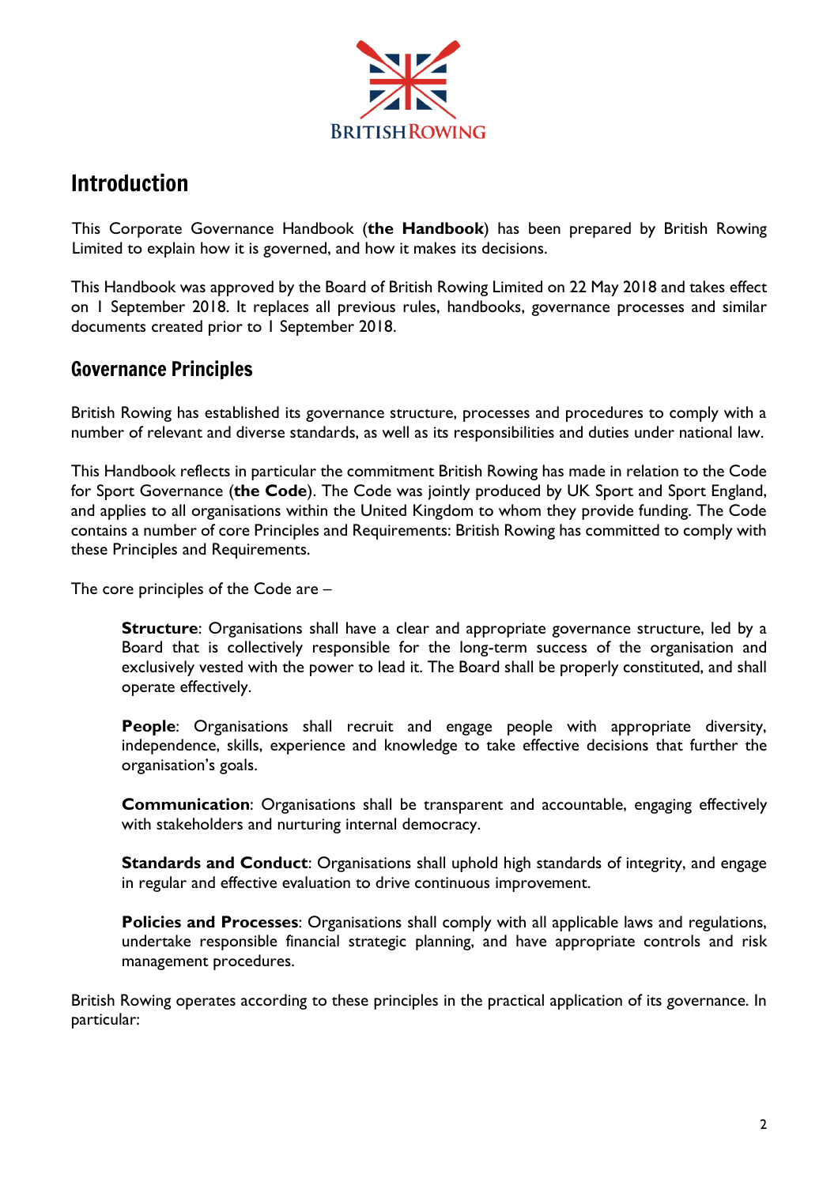# Introduction

This Corporate Governance Handbook (**the Handbook**) has been prepared by British Rowing Limited to explain how it is governed, and how it makes its decisions.

This Handbook was approved by the Board of British Rowing Limited on 22 May 2018 and takes effect on 1 September 2018. It replaces all previous rules, handbooks, governance processes and similar documents created prior to 1 September 2018.

## Governance Principles

British Rowing has established its governance structure, processes and procedures to comply with a number of relevant and diverse standards, as well as its responsibilities and duties under national law.

This Handbook reflects in particular the commitment British Rowing has made in relation to the Code for Sport Governance (**the Code**). The Code was jointly produced by UK Sport and Sport England, and applies to all organisations within the United Kingdom to whom they provide funding. The Code contains a number of core Principles and Requirements: British Rowing has committed to comply with these Principles and Requirements.

The core principles of the Code are –

> **Structure**: Organisations shall have a clear and appropriate governance structure, led by a Board that is collectively responsible for the long-term success of the organisation and exclusively vested with the power to lead it. The Board shall be properly constituted, and shall operate effectively.
>
> **People**: Organisations shall recruit and engage people with appropriate diversity, independence, skills, experience and knowledge to take effective decisions that further the organisation's goals.
>
> **Communication**: Organisations shall be transparent and accountable, engaging effectively with stakeholders and nurturing internal democracy.
>
> **Standards and Conduct**: Organisations shall uphold high standards of integrity, and engage in regular and effective evaluation to drive continuous improvement.
>
> **Policies and Processes**: Organisations shall comply with all applicable laws and regulations, undertake responsible financial strategic planning, and have appropriate controls and risk management procedures.

British Rowing operates according to these principles in the practical application of its governance. In particular: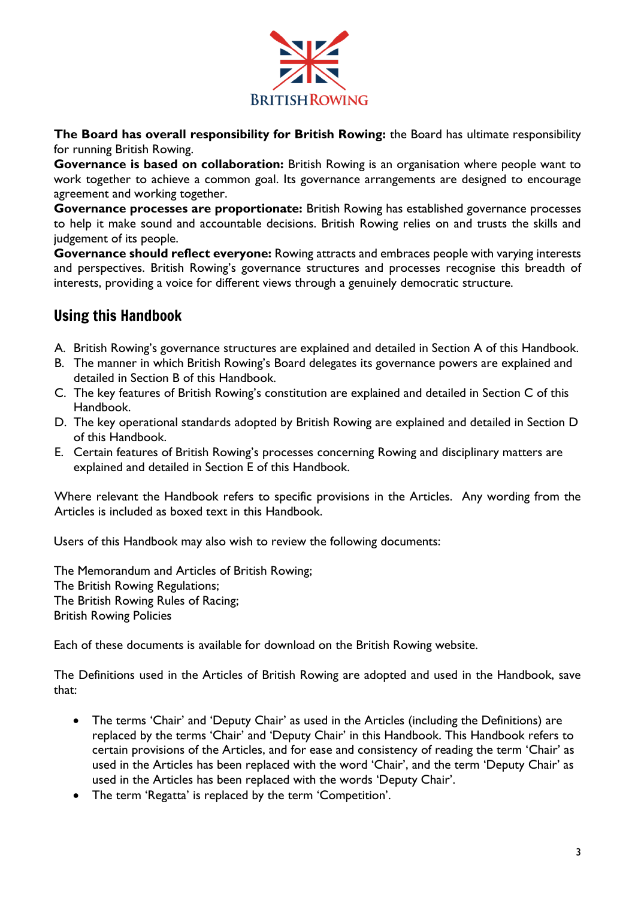**The Board has overall responsibility for British Rowing:** the Board has ultimate responsibility for running British Rowing.
**Governance is based on collaboration:** British Rowing is an organisation where people want to work together to achieve a common goal. Its governance arrangements are designed to encourage agreement and working together.
**Governance processes are proportionate:** British Rowing has established governance processes to help it make sound and accountable decisions. British Rowing relies on and trusts the skills and judgement of its people.
**Governance should reflect everyone:** Rowing attracts and embraces people with varying interests and perspectives. British Rowing's governance structures and processes recognise this breadth of interests, providing a voice for different views through a genuinely democratic structure.

## Using this Handbook

A. British Rowing's governance structures are explained and detailed in Section A of this Handbook.
B. The manner in which British Rowing's Board delegates its governance powers are explained and detailed in Section B of this Handbook.
C. The key features of British Rowing's constitution are explained and detailed in Section C of this Handbook.
D. The key operational standards adopted by British Rowing are explained and detailed in Section D of this Handbook.
E. Certain features of British Rowing's processes concerning Rowing and disciplinary matters are explained and detailed in Section E of this Handbook.

Where relevant the Handbook refers to specific provisions in the Articles. Any wording from the Articles is included as boxed text in this Handbook.

Users of this Handbook may also wish to review the following documents:

The Memorandum and Articles of British Rowing;
The British Rowing Regulations;
The British Rowing Rules of Racing;
British Rowing Policies

Each of these documents is available for download on the British Rowing website.

The Definitions used in the Articles of British Rowing are adopted and used in the Handbook, save that:

- The terms 'Chair' and 'Deputy Chair' as used in the Articles (including the Definitions) are replaced by the terms 'Chair' and 'Deputy Chair' in this Handbook. This Handbook refers to certain provisions of the Articles, and for ease and consistency of reading the term 'Chair' as used in the Articles has been replaced with the word 'Chair', and the term 'Deputy Chair' as used in the Articles has been replaced with the words 'Deputy Chair'.
- The term 'Regatta' is replaced by the term 'Competition'.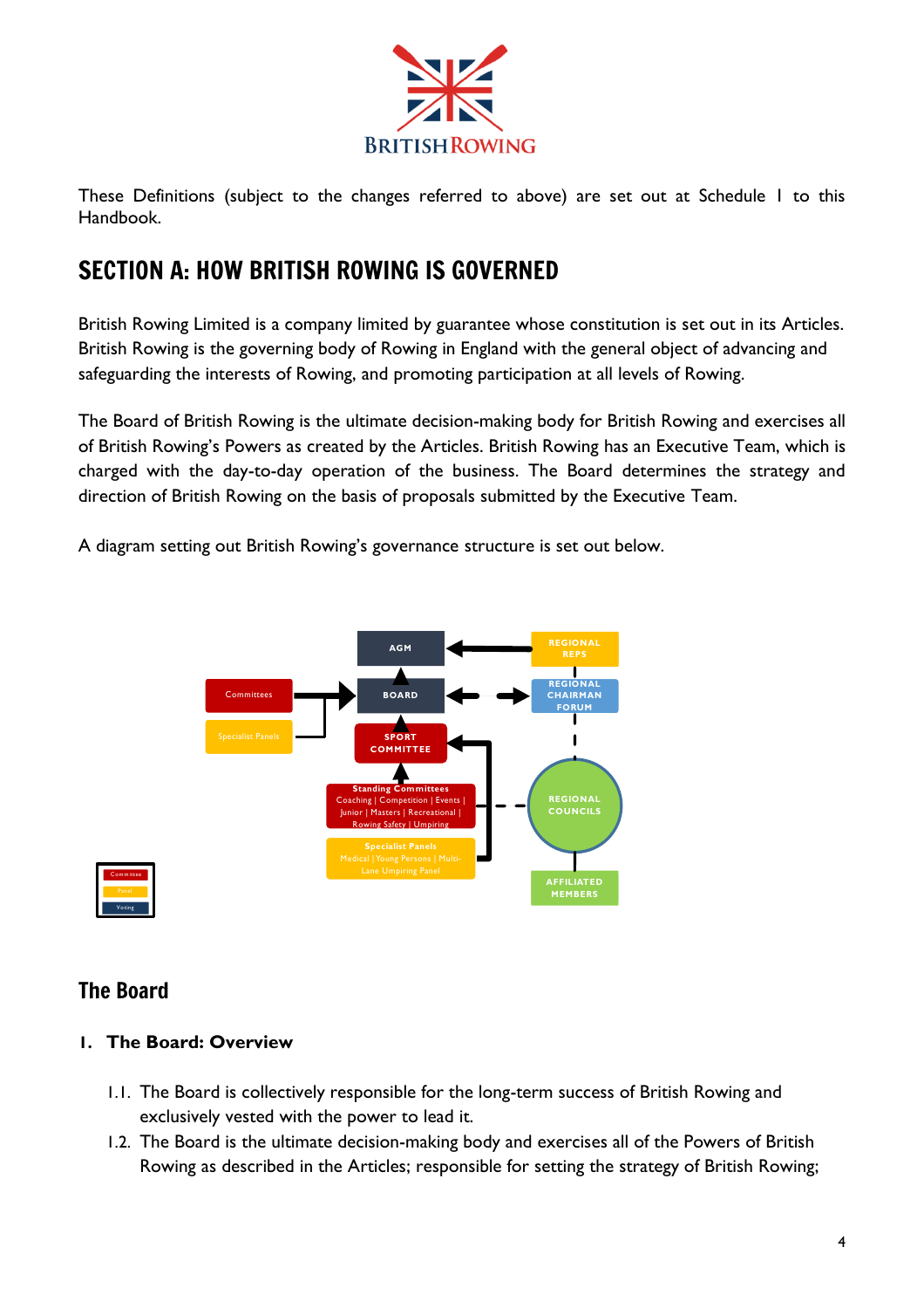These Definitions (subject to the changes referred to above) are set out at Schedule 1 to this Handbook.

## SECTION A: HOW BRITISH ROWING IS GOVERNED

British Rowing Limited is a company limited by guarantee whose constitution is set out in its Articles. British Rowing is the governing body of Rowing in England with the general object of advancing and safeguarding the interests of Rowing, and promoting participation at all levels of Rowing.

The Board of British Rowing is the ultimate decision-making body for British Rowing and exercises all of British Rowing's Powers as created by the Articles. British Rowing has an Executive Team, which is charged with the day-to-day operation of the business. The Board determines the strategy and direction of British Rowing on the basis of proposals submitted by the Executive Team.

A diagram setting out British Rowing's governance structure is set out below.

AGM

REGIONAL REPS

Committees

BOARD

REGIONAL CHAIRMAN FORUM

Specialist Panels

SPORT COMMITTEE

Standing Committees
Coaching | Competition | Events | Junior | Masters | Recreational | Rowing Safety | Umpiring

REGIONAL COUNCILS

Specialist Panels
Medical | Young Persons | Multi-Lane Umpiring Panel

AFFILIATED MEMBERS

Committee
Panel
Voting

## The Board

### 1. The Board: Overview

1.1. The Board is collectively responsible for the long-term success of British Rowing and exclusively vested with the power to lead it.

1.2. The Board is the ultimate decision-making body and exercises all of the Powers of British Rowing as described in the Articles; responsible for setting the strategy of British Rowing;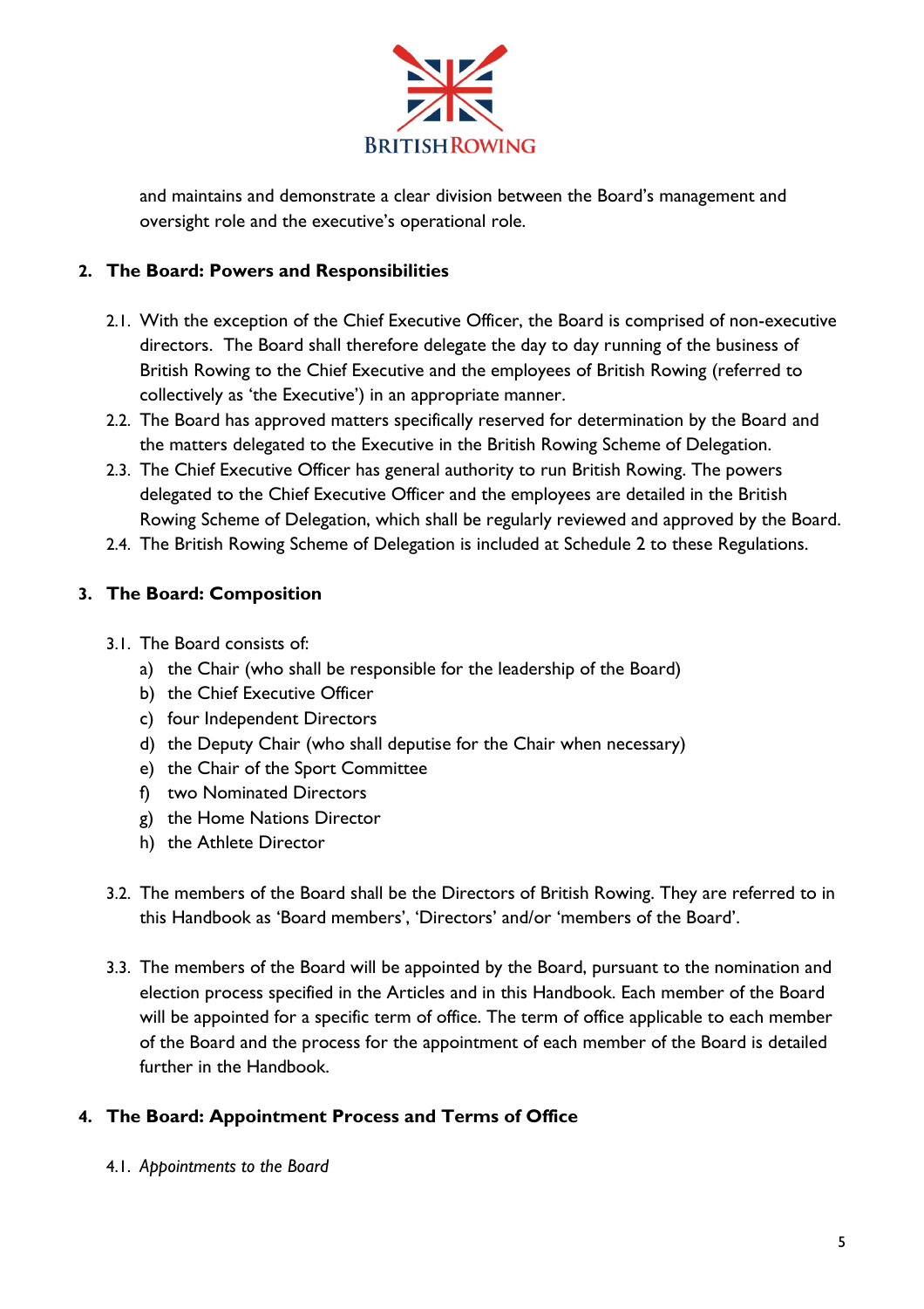and maintains and demonstrate a clear division between the Board's management and oversight role and the executive's operational role.

## 2. The Board: Powers and Responsibilities

2.1. With the exception of the Chief Executive Officer, the Board is comprised of non-executive directors. The Board shall therefore delegate the day to day running of the business of British Rowing to the Chief Executive and the employees of British Rowing (referred to collectively as 'the Executive') in an appropriate manner.

2.2. The Board has approved matters specifically reserved for determination by the Board and the matters delegated to the Executive in the British Rowing Scheme of Delegation.

2.3. The Chief Executive Officer has general authority to run British Rowing. The powers delegated to the Chief Executive Officer and the employees are detailed in the British Rowing Scheme of Delegation, which shall be regularly reviewed and approved by the Board.

2.4. The British Rowing Scheme of Delegation is included at Schedule 2 to these Regulations.

## 3. The Board: Composition

3.1. The Board consists of:

a) the Chair (who shall be responsible for the leadership of the Board)
b) the Chief Executive Officer
c) four Independent Directors
d) the Deputy Chair (who shall deputise for the Chair when necessary)
e) the Chair of the Sport Committee
f) two Nominated Directors
g) the Home Nations Director
h) the Athlete Director

3.2. The members of the Board shall be the Directors of British Rowing. They are referred to in this Handbook as 'Board members', 'Directors' and/or 'members of the Board'.

3.3. The members of the Board will be appointed by the Board, pursuant to the nomination and election process specified in the Articles and in this Handbook. Each member of the Board will be appointed for a specific term of office. The term of office applicable to each member of the Board and the process for the appointment of each member of the Board is detailed further in the Handbook.

## 4. The Board: Appointment Process and Terms of Office

4.1. *Appointments to the Board*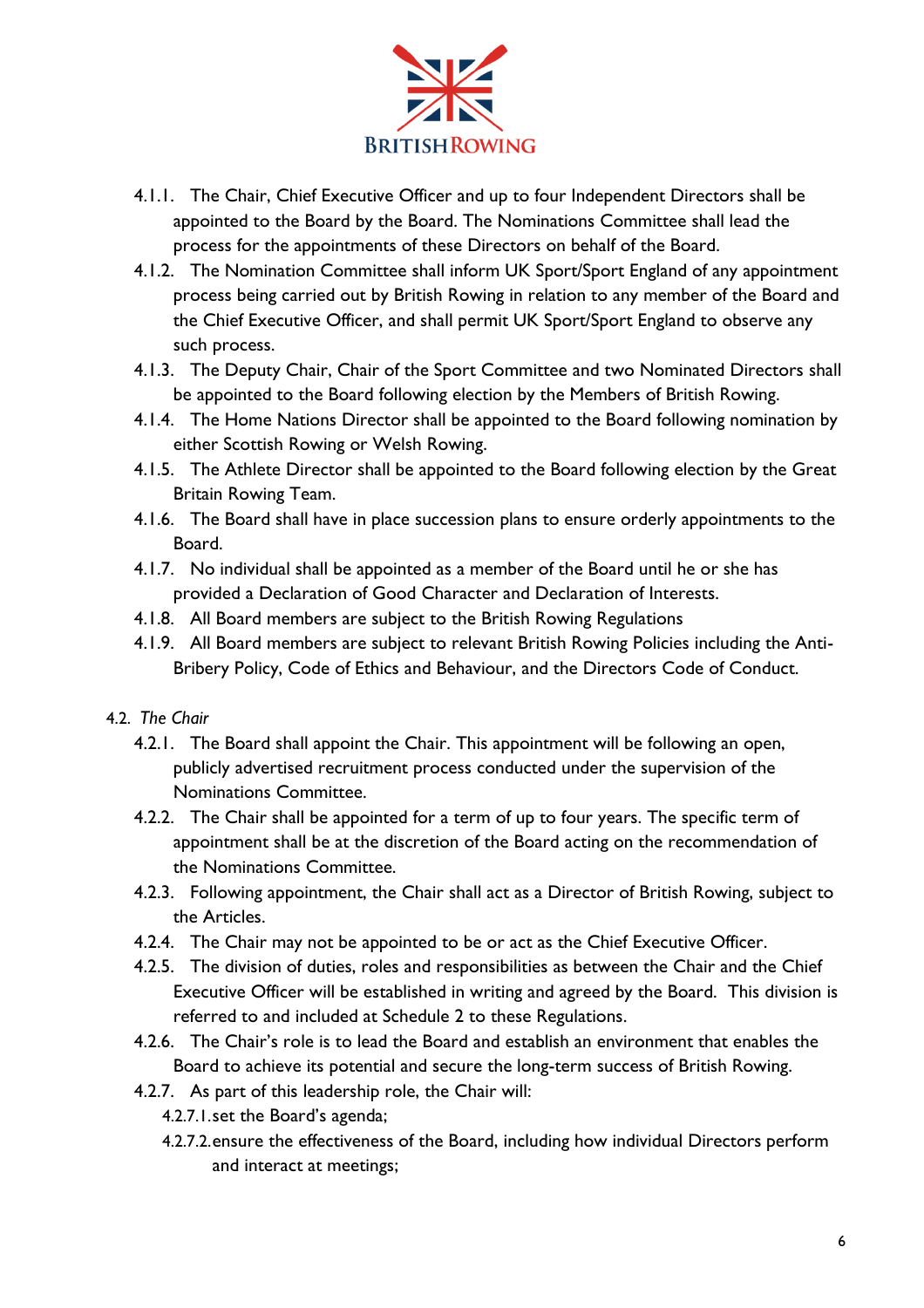4.1.1. The Chair, Chief Executive Officer and up to four Independent Directors shall be appointed to the Board by the Board. The Nominations Committee shall lead the process for the appointments of these Directors on behalf of the Board.

4.1.2. The Nomination Committee shall inform UK Sport/Sport England of any appointment process being carried out by British Rowing in relation to any member of the Board and the Chief Executive Officer, and shall permit UK Sport/Sport England to observe any such process.

4.1.3. The Deputy Chair, Chair of the Sport Committee and two Nominated Directors shall be appointed to the Board following election by the Members of British Rowing.

4.1.4. The Home Nations Director shall be appointed to the Board following nomination by either Scottish Rowing or Welsh Rowing.

4.1.5. The Athlete Director shall be appointed to the Board following election by the Great Britain Rowing Team.

4.1.6. The Board shall have in place succession plans to ensure orderly appointments to the Board.

4.1.7. No individual shall be appointed as a member of the Board until he or she has provided a Declaration of Good Character and Declaration of Interests.

4.1.8. All Board members are subject to the British Rowing Regulations

4.1.9. All Board members are subject to relevant British Rowing Policies including the Anti-Bribery Policy, Code of Ethics and Behaviour, and the Directors Code of Conduct.

4.2. *The Chair*

4.2.1. The Board shall appoint the Chair. This appointment will be following an open, publicly advertised recruitment process conducted under the supervision of the Nominations Committee.

4.2.2. The Chair shall be appointed for a term of up to four years. The specific term of appointment shall be at the discretion of the Board acting on the recommendation of the Nominations Committee.

4.2.3. Following appointment, the Chair shall act as a Director of British Rowing, subject to the Articles.

4.2.4. The Chair may not be appointed to be or act as the Chief Executive Officer.

4.2.5. The division of duties, roles and responsibilities as between the Chair and the Chief Executive Officer will be established in writing and agreed by the Board. This division is referred to and included at Schedule 2 to these Regulations.

4.2.6. The Chair's role is to lead the Board and establish an environment that enables the Board to achieve its potential and secure the long-term success of British Rowing.

4.2.7. As part of this leadership role, the Chair will:

4.2.7.1. set the Board's agenda;

4.2.7.2. ensure the effectiveness of the Board, including how individual Directors perform and interact at meetings;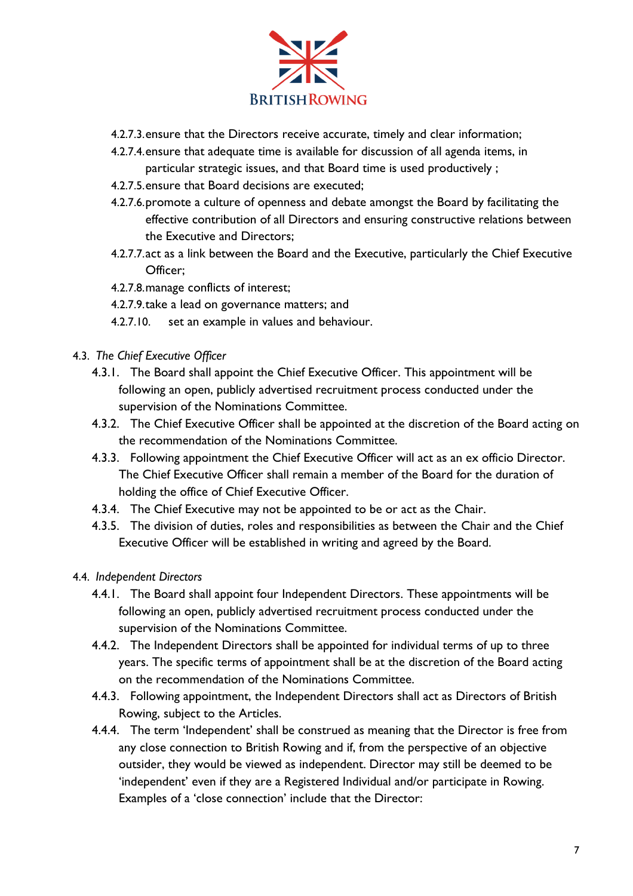4.2.7.3. ensure that the Directors receive accurate, timely and clear information;

4.2.7.4. ensure that adequate time is available for discussion of all agenda items, in particular strategic issues, and that Board time is used productively ;

4.2.7.5. ensure that Board decisions are executed;

4.2.7.6. promote a culture of openness and debate amongst the Board by facilitating the effective contribution of all Directors and ensuring constructive relations between the Executive and Directors;

4.2.7.7. act as a link between the Board and the Executive, particularly the Chief Executive Officer;

4.2.7.8. manage conflicts of interest;

4.2.7.9. take a lead on governance matters; and

4.2.7.10. set an example in values and behaviour.

4.3. *The Chief Executive Officer*

4.3.1. The Board shall appoint the Chief Executive Officer. This appointment will be following an open, publicly advertised recruitment process conducted under the supervision of the Nominations Committee.

4.3.2. The Chief Executive Officer shall be appointed at the discretion of the Board acting on the recommendation of the Nominations Committee.

4.3.3. Following appointment the Chief Executive Officer will act as an ex officio Director. The Chief Executive Officer shall remain a member of the Board for the duration of holding the office of Chief Executive Officer.

4.3.4. The Chief Executive may not be appointed to be or act as the Chair.

4.3.5. The division of duties, roles and responsibilities as between the Chair and the Chief Executive Officer will be established in writing and agreed by the Board.

4.4. *Independent Directors*

4.4.1. The Board shall appoint four Independent Directors. These appointments will be following an open, publicly advertised recruitment process conducted under the supervision of the Nominations Committee.

4.4.2. The Independent Directors shall be appointed for individual terms of up to three years. The specific terms of appointment shall be at the discretion of the Board acting on the recommendation of the Nominations Committee.

4.4.3. Following appointment, the Independent Directors shall act as Directors of British Rowing, subject to the Articles.

4.4.4. The term 'Independent' shall be construed as meaning that the Director is free from any close connection to British Rowing and if, from the perspective of an objective outsider, they would be viewed as independent. Director may still be deemed to be 'independent' even if they are a Registered Individual and/or participate in Rowing. Examples of a 'close connection' include that the Director: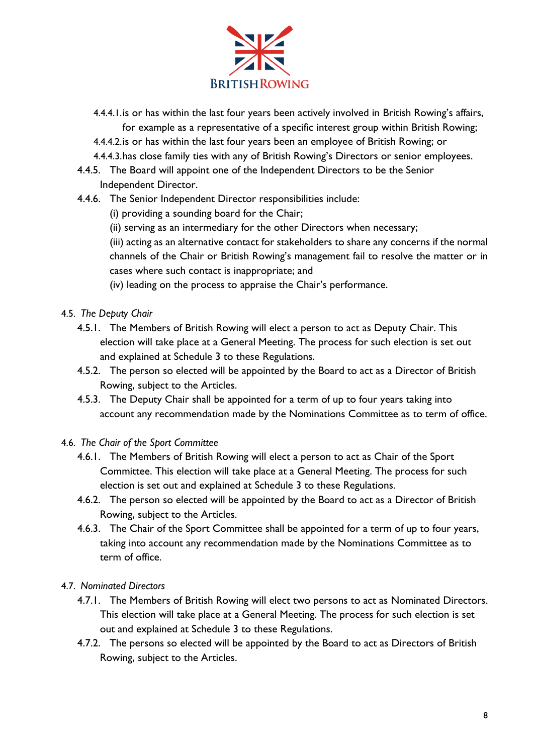4.4.4.1. is or has within the last four years been actively involved in British Rowing's affairs, for example as a representative of a specific interest group within British Rowing;

4.4.4.2. is or has within the last four years been an employee of British Rowing; or

4.4.4.3. has close family ties with any of British Rowing's Directors or senior employees.

4.4.5. The Board will appoint one of the Independent Directors to be the Senior Independent Director.

4.4.6. The Senior Independent Director responsibilities include:

(i) providing a sounding board for the Chair;

(ii) serving as an intermediary for the other Directors when necessary;

(iii) acting as an alternative contact for stakeholders to share any concerns if the normal channels of the Chair or British Rowing's management fail to resolve the matter or in cases where such contact is inappropriate; and

(iv) leading on the process to appraise the Chair's performance.

4.5. *The Deputy Chair*

4.5.1. The Members of British Rowing will elect a person to act as Deputy Chair. This election will take place at a General Meeting. The process for such election is set out and explained at Schedule 3 to these Regulations.

4.5.2. The person so elected will be appointed by the Board to act as a Director of British Rowing, subject to the Articles.

4.5.3. The Deputy Chair shall be appointed for a term of up to four years taking into account any recommendation made by the Nominations Committee as to term of office.

4.6. *The Chair of the Sport Committee*

4.6.1. The Members of British Rowing will elect a person to act as Chair of the Sport Committee. This election will take place at a General Meeting. The process for such election is set out and explained at Schedule 3 to these Regulations.

4.6.2. The person so elected will be appointed by the Board to act as a Director of British Rowing, subject to the Articles.

4.6.3. The Chair of the Sport Committee shall be appointed for a term of up to four years, taking into account any recommendation made by the Nominations Committee as to term of office.

4.7. *Nominated Directors*

4.7.1. The Members of British Rowing will elect two persons to act as Nominated Directors. This election will take place at a General Meeting. The process for such election is set out and explained at Schedule 3 to these Regulations.

4.7.2. The persons so elected will be appointed by the Board to act as Directors of British Rowing, subject to the Articles.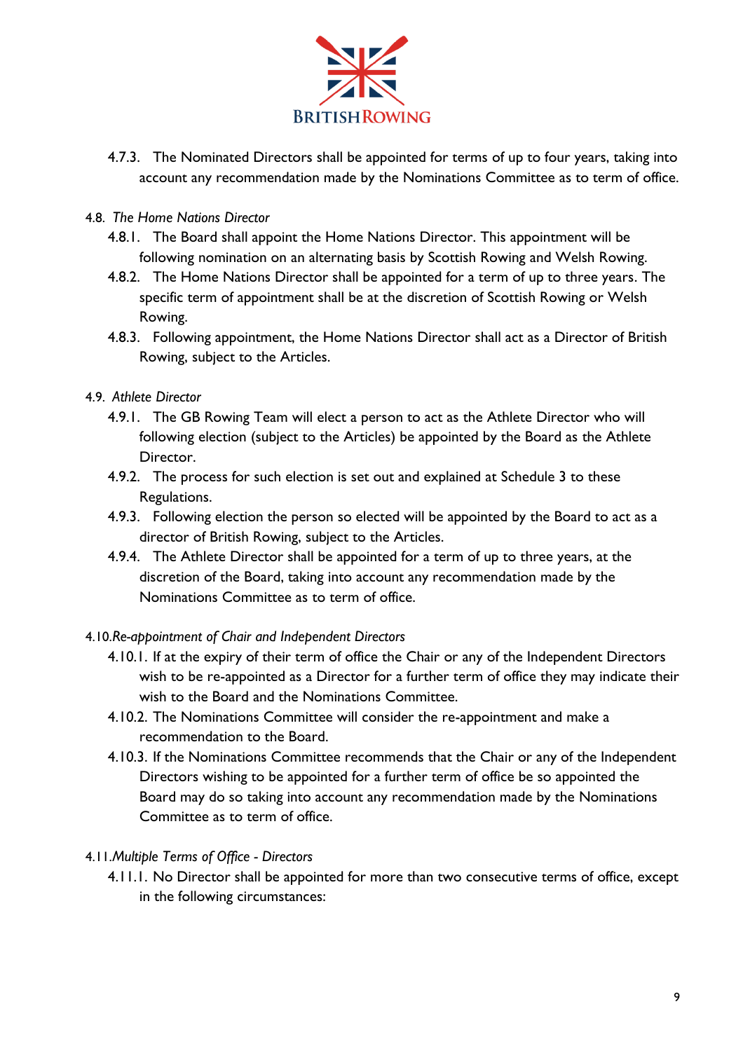4.7.3. The Nominated Directors shall be appointed for terms of up to four years, taking into account any recommendation made by the Nominations Committee as to term of office.

4.8. *The Home Nations Director*

4.8.1. The Board shall appoint the Home Nations Director. This appointment will be following nomination on an alternating basis by Scottish Rowing and Welsh Rowing.

4.8.2. The Home Nations Director shall be appointed for a term of up to three years. The specific term of appointment shall be at the discretion of Scottish Rowing or Welsh Rowing.

4.8.3. Following appointment, the Home Nations Director shall act as a Director of British Rowing, subject to the Articles.

4.9. *Athlete Director*

4.9.1. The GB Rowing Team will elect a person to act as the Athlete Director who will following election (subject to the Articles) be appointed by the Board as the Athlete Director.

4.9.2. The process for such election is set out and explained at Schedule 3 to these Regulations.

4.9.3. Following election the person so elected will be appointed by the Board to act as a director of British Rowing, subject to the Articles.

4.9.4. The Athlete Director shall be appointed for a term of up to three years, at the discretion of the Board, taking into account any recommendation made by the Nominations Committee as to term of office.

4.10. *Re-appointment of Chair and Independent Directors*

4.10.1. If at the expiry of their term of office the Chair or any of the Independent Directors wish to be re-appointed as a Director for a further term of office they may indicate their wish to the Board and the Nominations Committee.

4.10.2. The Nominations Committee will consider the re-appointment and make a recommendation to the Board.

4.10.3. If the Nominations Committee recommends that the Chair or any of the Independent Directors wishing to be appointed for a further term of office be so appointed the Board may do so taking into account any recommendation made by the Nominations Committee as to term of office.

4.11. *Multiple Terms of Office - Directors*

4.11.1. No Director shall be appointed for more than two consecutive terms of office, except in the following circumstances: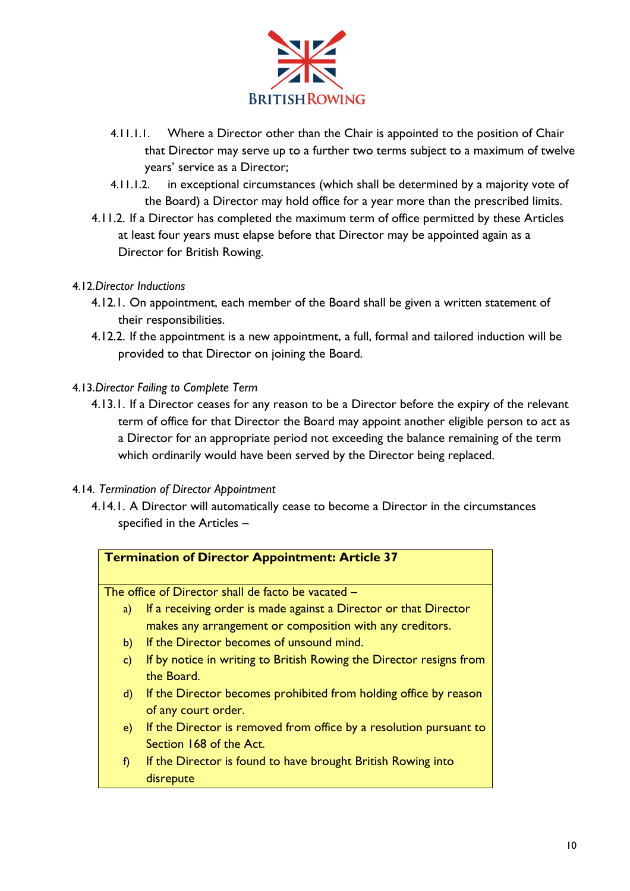4.11.1.1. Where a Director other than the Chair is appointed to the position of Chair that Director may serve up to a further two terms subject to a maximum of twelve years' service as a Director;

4.11.1.2. in exceptional circumstances (which shall be determined by a majority vote of the Board) a Director may hold office for a year more than the prescribed limits.

4.11.2. If a Director has completed the maximum term of office permitted by these Articles at least four years must elapse before that Director may be appointed again as a Director for British Rowing.

4.12. *Director Inductions*

4.12.1. On appointment, each member of the Board shall be given a written statement of their responsibilities.

4.12.2. If the appointment is a new appointment, a full, formal and tailored induction will be provided to that Director on joining the Board.

4.13. *Director Failing to Complete Term*

4.13.1. If a Director ceases for any reason to be a Director before the expiry of the relevant term of office for that Director the Board may appoint another eligible person to act as a Director for an appropriate period not exceeding the balance remaining of the term which ordinarily would have been served by the Director being replaced.

4.14. *Termination of Director Appointment*

4.14.1. A Director will automatically cease to become a Director in the circumstances specified in the Articles –

| **Termination of Director Appointment: Article 37** |
|---|
| The office of Director shall de facto be vacated –<br>a) If a receiving order is made against a Director or that Director makes any arrangement or composition with any creditors.<br>b) If the Director becomes of unsound mind.<br>c) If by notice in writing to British Rowing the Director resigns from the Board.<br>d) If the Director becomes prohibited from holding office by reason of any court order.<br>e) If the Director is removed from office by a resolution pursuant to Section 168 of the Act.<br>f) If the Director is found to have brought British Rowing into disrepute |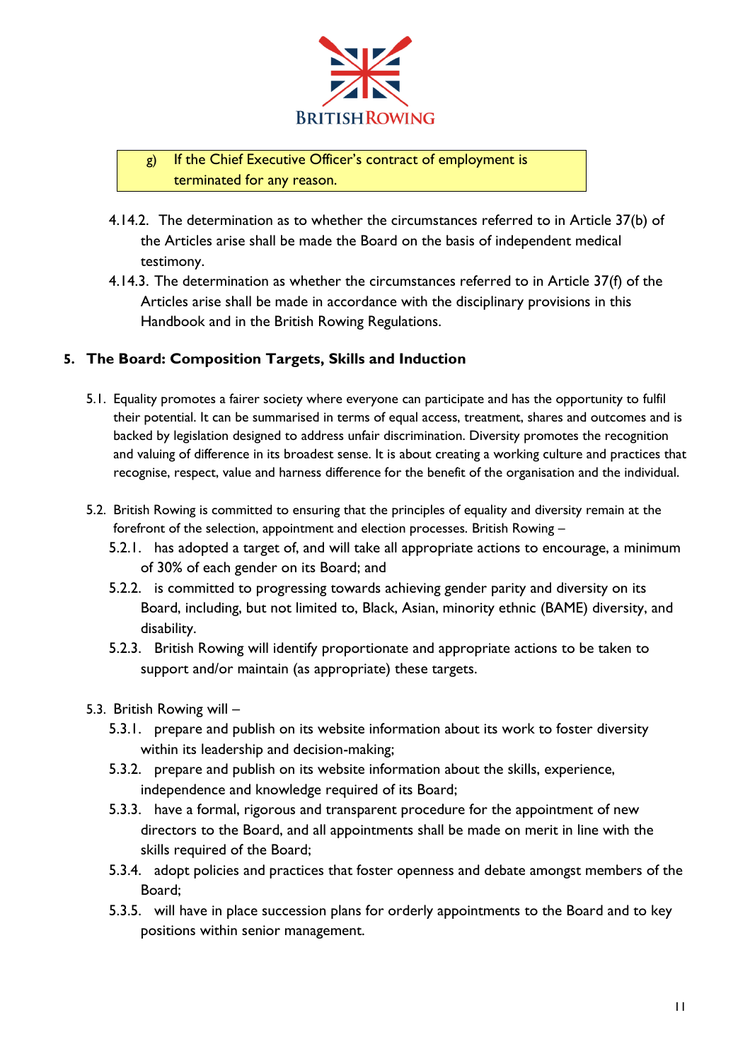g) If the Chief Executive Officer's contract of employment is terminated for any reason.

4.14.2. The determination as to whether the circumstances referred to in Article 37(b) of the Articles arise shall be made the Board on the basis of independent medical testimony.

4.14.3. The determination as whether the circumstances referred to in Article 37(f) of the Articles arise shall be made in accordance with the disciplinary provisions in this Handbook and in the British Rowing Regulations.

## 5. The Board: Composition Targets, Skills and Induction

5.1. Equality promotes a fairer society where everyone can participate and has the opportunity to fulfil their potential. It can be summarised in terms of equal access, treatment, shares and outcomes and is backed by legislation designed to address unfair discrimination. Diversity promotes the recognition and valuing of difference in its broadest sense. It is about creating a working culture and practices that recognise, respect, value and harness difference for the benefit of the organisation and the individual.

5.2. British Rowing is committed to ensuring that the principles of equality and diversity remain at the forefront of the selection, appointment and election processes. British Rowing –

5.2.1. has adopted a target of, and will take all appropriate actions to encourage, a minimum of 30% of each gender on its Board; and

5.2.2. is committed to progressing towards achieving gender parity and diversity on its Board, including, but not limited to, Black, Asian, minority ethnic (BAME) diversity, and disability.

5.2.3. British Rowing will identify proportionate and appropriate actions to be taken to support and/or maintain (as appropriate) these targets.

5.3. British Rowing will –

5.3.1. prepare and publish on its website information about its work to foster diversity within its leadership and decision-making;

5.3.2. prepare and publish on its website information about the skills, experience, independence and knowledge required of its Board;

5.3.3. have a formal, rigorous and transparent procedure for the appointment of new directors to the Board, and all appointments shall be made on merit in line with the skills required of the Board;

5.3.4. adopt policies and practices that foster openness and debate amongst members of the Board;

5.3.5. will have in place succession plans for orderly appointments to the Board and to key positions within senior management.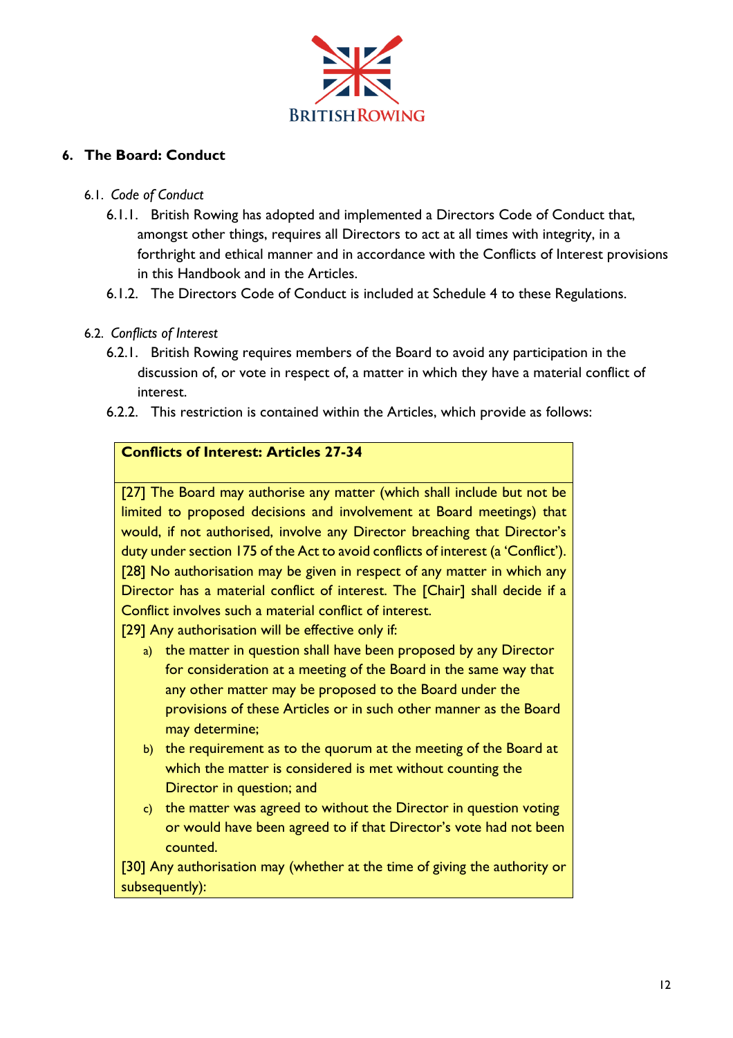## 6. The Board: Conduct

### 6.1. *Code of Conduct*

6.1.1. British Rowing has adopted and implemented a Directors Code of Conduct that, amongst other things, requires all Directors to act at all times with integrity, in a forthright and ethical manner and in accordance with the Conflicts of Interest provisions in this Handbook and in the Articles.

6.1.2. The Directors Code of Conduct is included at Schedule 4 to these Regulations.

### 6.2. *Conflicts of Interest*

6.2.1. British Rowing requires members of the Board to avoid any participation in the discussion of, or vote in respect of, a matter in which they have a material conflict of interest.

6.2.2. This restriction is contained within the Articles, which provide as follows:

**Conflicts of Interest: Articles 27-34**

[27] The Board may authorise any matter (which shall include but not be limited to proposed decisions and involvement at Board meetings) that would, if not authorised, involve any Director breaching that Director's duty under section 175 of the Act to avoid conflicts of interest (a 'Conflict').

[28] No authorisation may be given in respect of any matter in which any Director has a material conflict of interest. The [Chair] shall decide if a Conflict involves such a material conflict of interest.

[29] Any authorisation will be effective only if:

a) the matter in question shall have been proposed by any Director for consideration at a meeting of the Board in the same way that any other matter may be proposed to the Board under the provisions of these Articles or in such other manner as the Board may determine;
b) the requirement as to the quorum at the meeting of the Board at which the matter is considered is met without counting the Director in question; and
c) the matter was agreed to without the Director in question voting or would have been agreed to if that Director's vote had not been counted.

[30] Any authorisation may (whether at the time of giving the authority or subsequently):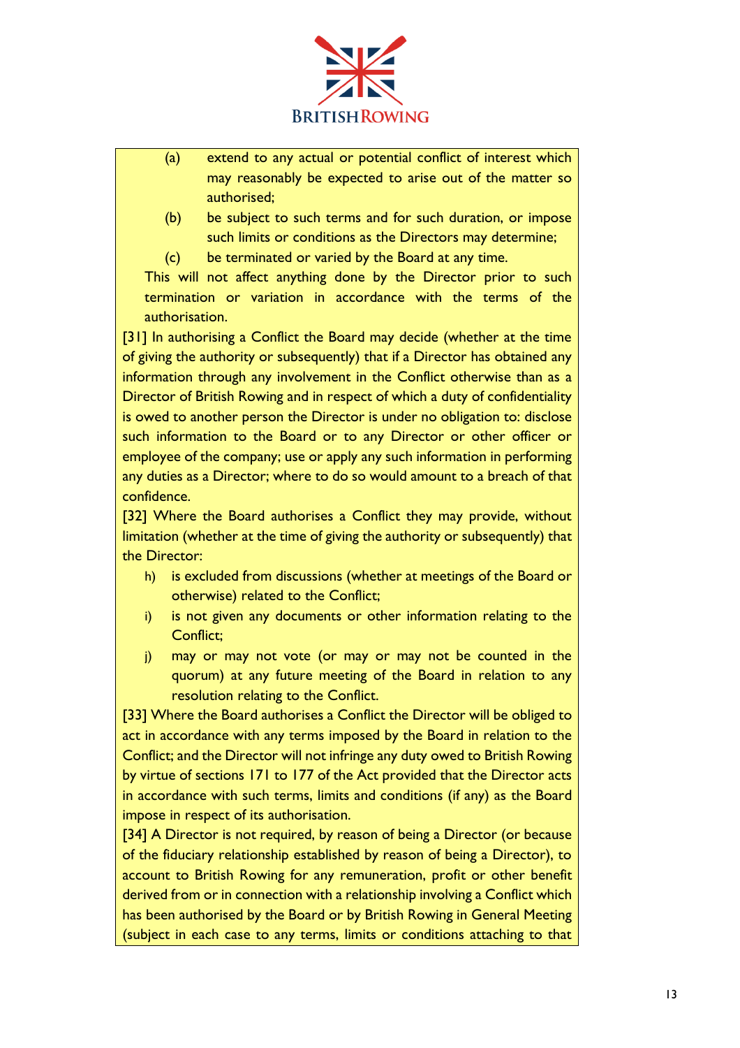(a) extend to any actual or potential conflict of interest which may reasonably be expected to arise out of the matter so authorised;

(b) be subject to such terms and for such duration, or impose such limits or conditions as the Directors may determine;

(c) be terminated or varied by the Board at any time.

This will not affect anything done by the Director prior to such termination or variation in accordance with the terms of the authorisation.

[31] In authorising a Conflict the Board may decide (whether at the time of giving the authority or subsequently) that if a Director has obtained any information through any involvement in the Conflict otherwise than as a Director of British Rowing and in respect of which a duty of confidentiality is owed to another person the Director is under no obligation to: disclose such information to the Board or to any Director or other officer or employee of the company; use or apply any such information in performing any duties as a Director; where to do so would amount to a breach of that confidence.

[32] Where the Board authorises a Conflict they may provide, without limitation (whether at the time of giving the authority or subsequently) that the Director:

h) is excluded from discussions (whether at meetings of the Board or otherwise) related to the Conflict;

i) is not given any documents or other information relating to the Conflict;

j) may or may not vote (or may or may not be counted in the quorum) at any future meeting of the Board in relation to any resolution relating to the Conflict.

[33] Where the Board authorises a Conflict the Director will be obliged to act in accordance with any terms imposed by the Board in relation to the Conflict; and the Director will not infringe any duty owed to British Rowing by virtue of sections 171 to 177 of the Act provided that the Director acts in accordance with such terms, limits and conditions (if any) as the Board impose in respect of its authorisation.

[34] A Director is not required, by reason of being a Director (or because of the fiduciary relationship established by reason of being a Director), to account to British Rowing for any remuneration, profit or other benefit derived from or in connection with a relationship involving a Conflict which has been authorised by the Board or by British Rowing in General Meeting (subject in each case to any terms, limits or conditions attaching to that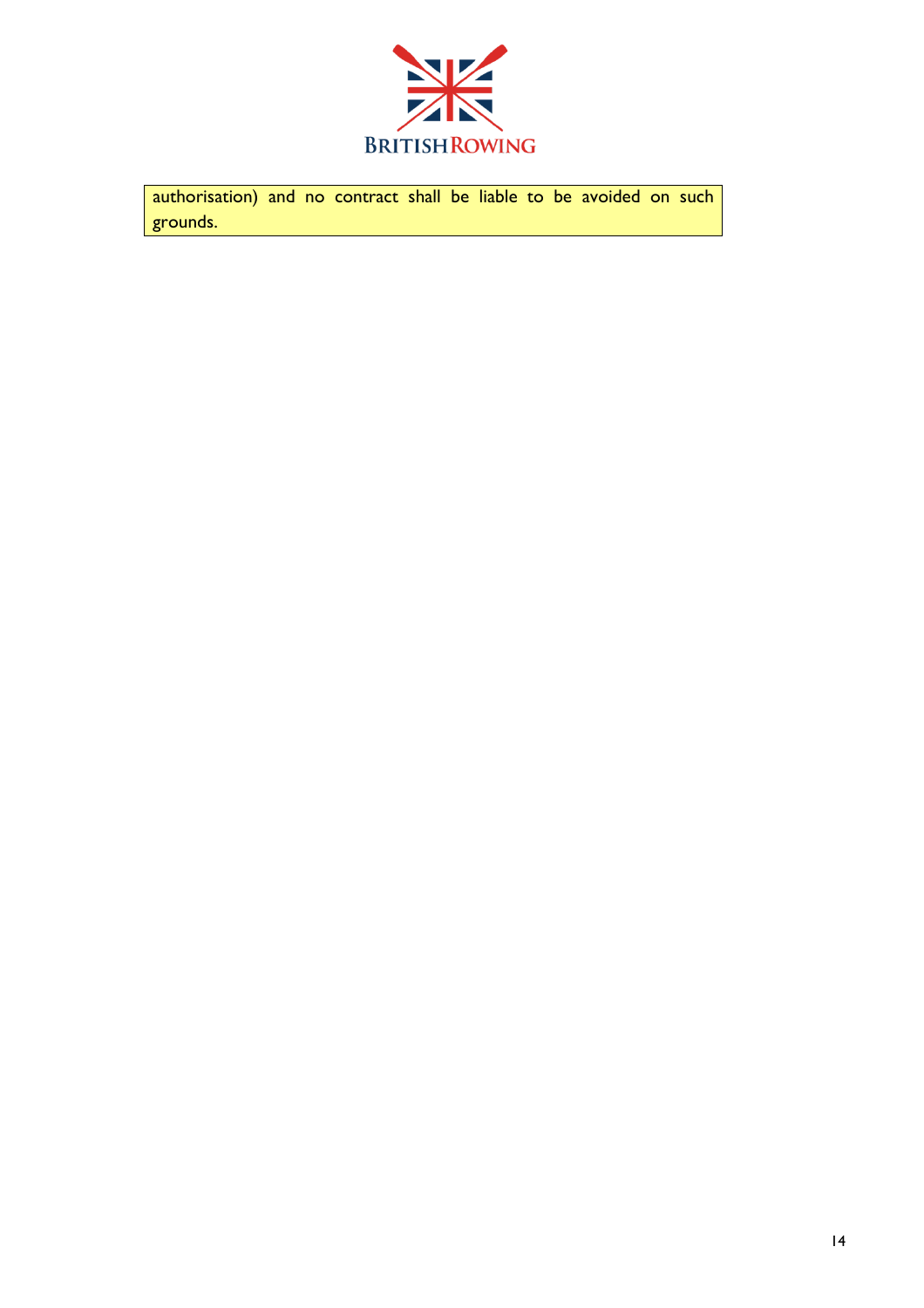authorisation) and no contract shall be liable to be avoided on such grounds.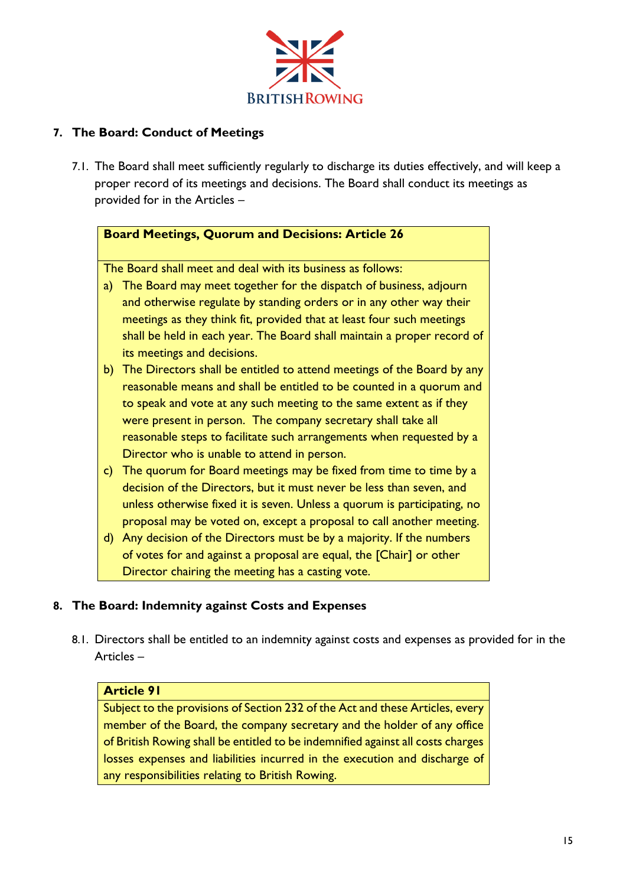## 7. The Board: Conduct of Meetings

7.1. The Board shall meet sufficiently regularly to discharge its duties effectively, and will keep a proper record of its meetings and decisions. The Board shall conduct its meetings as provided for in the Articles –

> **Board Meetings, Quorum and Decisions: Article 26**
>
> The Board shall meet and deal with its business as follows:
>
> a) The Board may meet together for the dispatch of business, adjourn and otherwise regulate by standing orders or in any other way their meetings as they think fit, provided that at least four such meetings shall be held in each year. The Board shall maintain a proper record of its meetings and decisions.
>
> b) The Directors shall be entitled to attend meetings of the Board by any reasonable means and shall be entitled to be counted in a quorum and to speak and vote at any such meeting to the same extent as if they were present in person. The company secretary shall take all reasonable steps to facilitate such arrangements when requested by a Director who is unable to attend in person.
>
> c) The quorum for Board meetings may be fixed from time to time by a decision of the Directors, but it must never be less than seven, and unless otherwise fixed it is seven. Unless a quorum is participating, no proposal may be voted on, except a proposal to call another meeting.
>
> d) Any decision of the Directors must be by a majority. If the numbers of votes for and against a proposal are equal, the [Chair] or other Director chairing the meeting has a casting vote.

## 8. The Board: Indemnity against Costs and Expenses

8.1. Directors shall be entitled to an indemnity against costs and expenses as provided for in the Articles –

> **Article 91**
>
> Subject to the provisions of Section 232 of the Act and these Articles, every member of the Board, the company secretary and the holder of any office of British Rowing shall be entitled to be indemnified against all costs charges losses expenses and liabilities incurred in the execution and discharge of any responsibilities relating to British Rowing.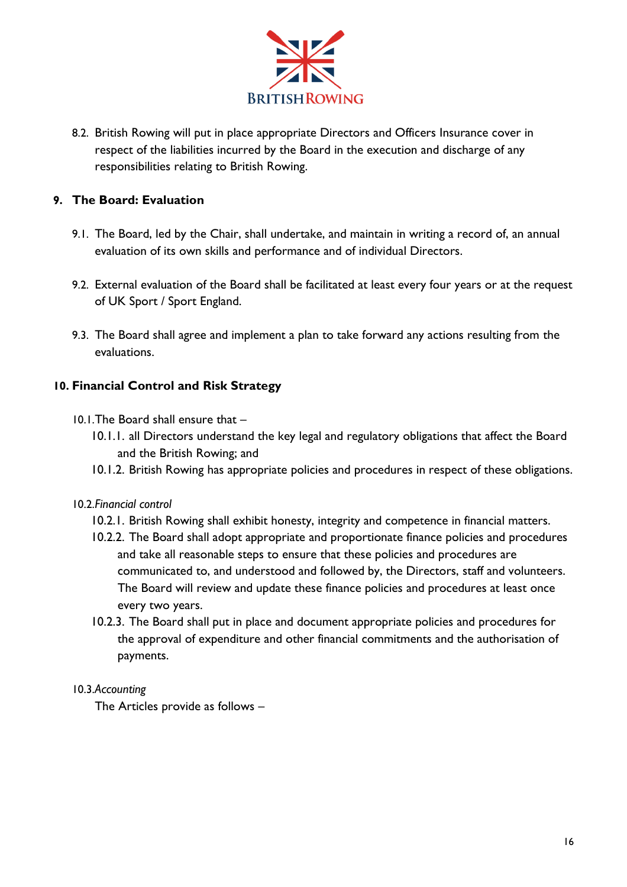8.2. British Rowing will put in place appropriate Directors and Officers Insurance cover in respect of the liabilities incurred by the Board in the execution and discharge of any responsibilities relating to British Rowing.

## 9. The Board: Evaluation

9.1. The Board, led by the Chair, shall undertake, and maintain in writing a record of, an annual evaluation of its own skills and performance and of individual Directors.

9.2. External evaluation of the Board shall be facilitated at least every four years or at the request of UK Sport / Sport England.

9.3. The Board shall agree and implement a plan to take forward any actions resulting from the evaluations.

## 10. Financial Control and Risk Strategy

10.1. The Board shall ensure that –

10.1.1. all Directors understand the key legal and regulatory obligations that affect the Board and the British Rowing; and

10.1.2. British Rowing has appropriate policies and procedures in respect of these obligations.

10.2. *Financial control*

10.2.1. British Rowing shall exhibit honesty, integrity and competence in financial matters.

10.2.2. The Board shall adopt appropriate and proportionate finance policies and procedures and take all reasonable steps to ensure that these policies and procedures are communicated to, and understood and followed by, the Directors, staff and volunteers. The Board will review and update these finance policies and procedures at least once every two years.

10.2.3. The Board shall put in place and document appropriate policies and procedures for the approval of expenditure and other financial commitments and the authorisation of payments.

10.3. *Accounting*

The Articles provide as follows –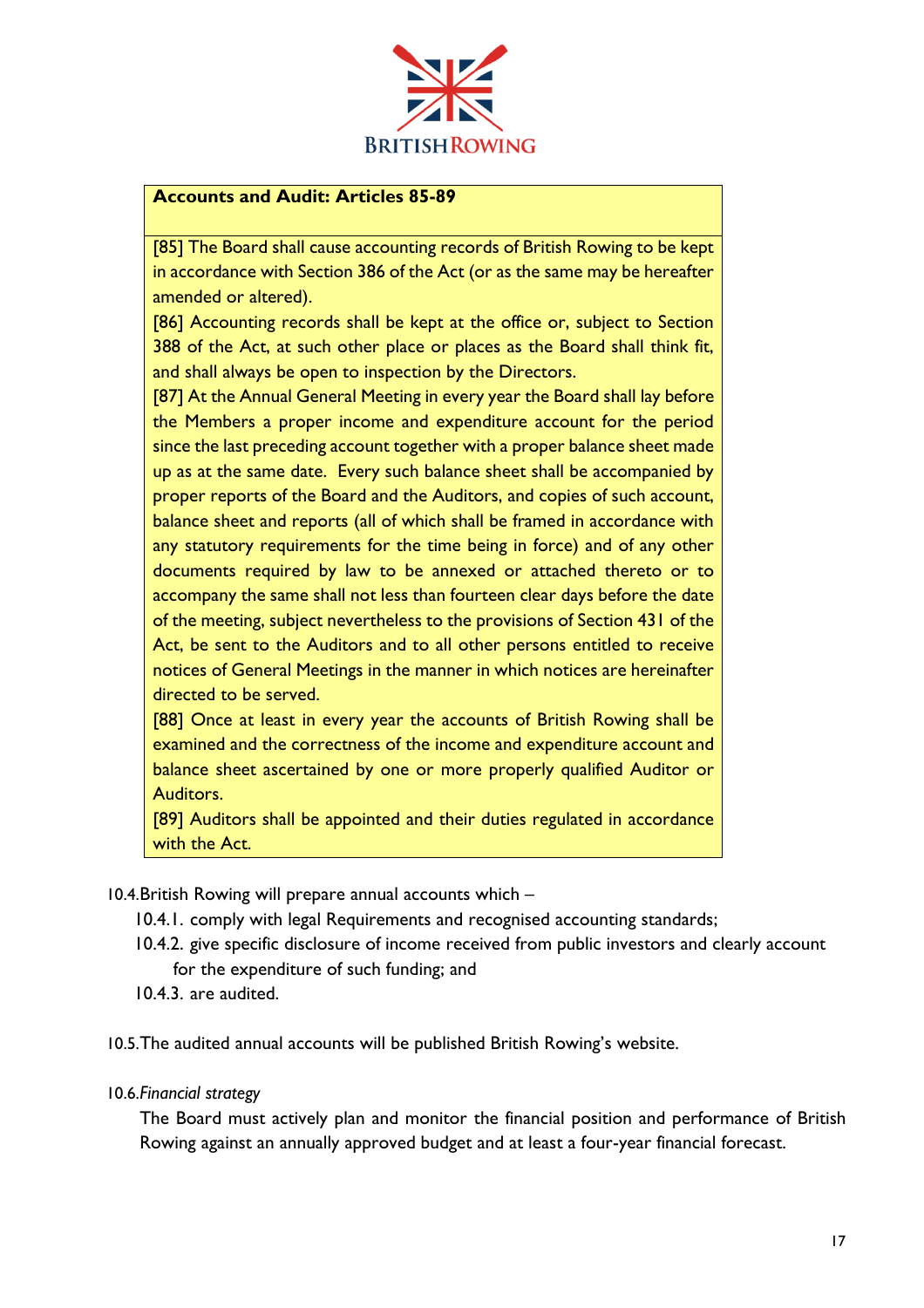**Accounts and Audit: Articles 85-89**

[85] The Board shall cause accounting records of British Rowing to be kept in accordance with Section 386 of the Act (or as the same may be hereafter amended or altered).

[86] Accounting records shall be kept at the office or, subject to Section 388 of the Act, at such other place or places as the Board shall think fit, and shall always be open to inspection by the Directors.

[87] At the Annual General Meeting in every year the Board shall lay before the Members a proper income and expenditure account for the period since the last preceding account together with a proper balance sheet made up as at the same date. Every such balance sheet shall be accompanied by proper reports of the Board and the Auditors, and copies of such account, balance sheet and reports (all of which shall be framed in accordance with any statutory requirements for the time being in force) and of any other documents required by law to be annexed or attached thereto or to accompany the same shall not less than fourteen clear days before the date of the meeting, subject nevertheless to the provisions of Section 431 of the Act, be sent to the Auditors and to all other persons entitled to receive notices of General Meetings in the manner in which notices are hereinafter directed to be served.

[88] Once at least in every year the accounts of British Rowing shall be examined and the correctness of the income and expenditure account and balance sheet ascertained by one or more properly qualified Auditor or Auditors.

[89] Auditors shall be appointed and their duties regulated in accordance with the Act.

10.4. British Rowing will prepare annual accounts which –

- 10.4.1. comply with legal Requirements and recognised accounting standards;
- 10.4.2. give specific disclosure of income received from public investors and clearly account for the expenditure of such funding; and
- 10.4.3. are audited.

10.5. The audited annual accounts will be published British Rowing's website.

10.6. *Financial strategy*

The Board must actively plan and monitor the financial position and performance of British Rowing against an annually approved budget and at least a four-year financial forecast.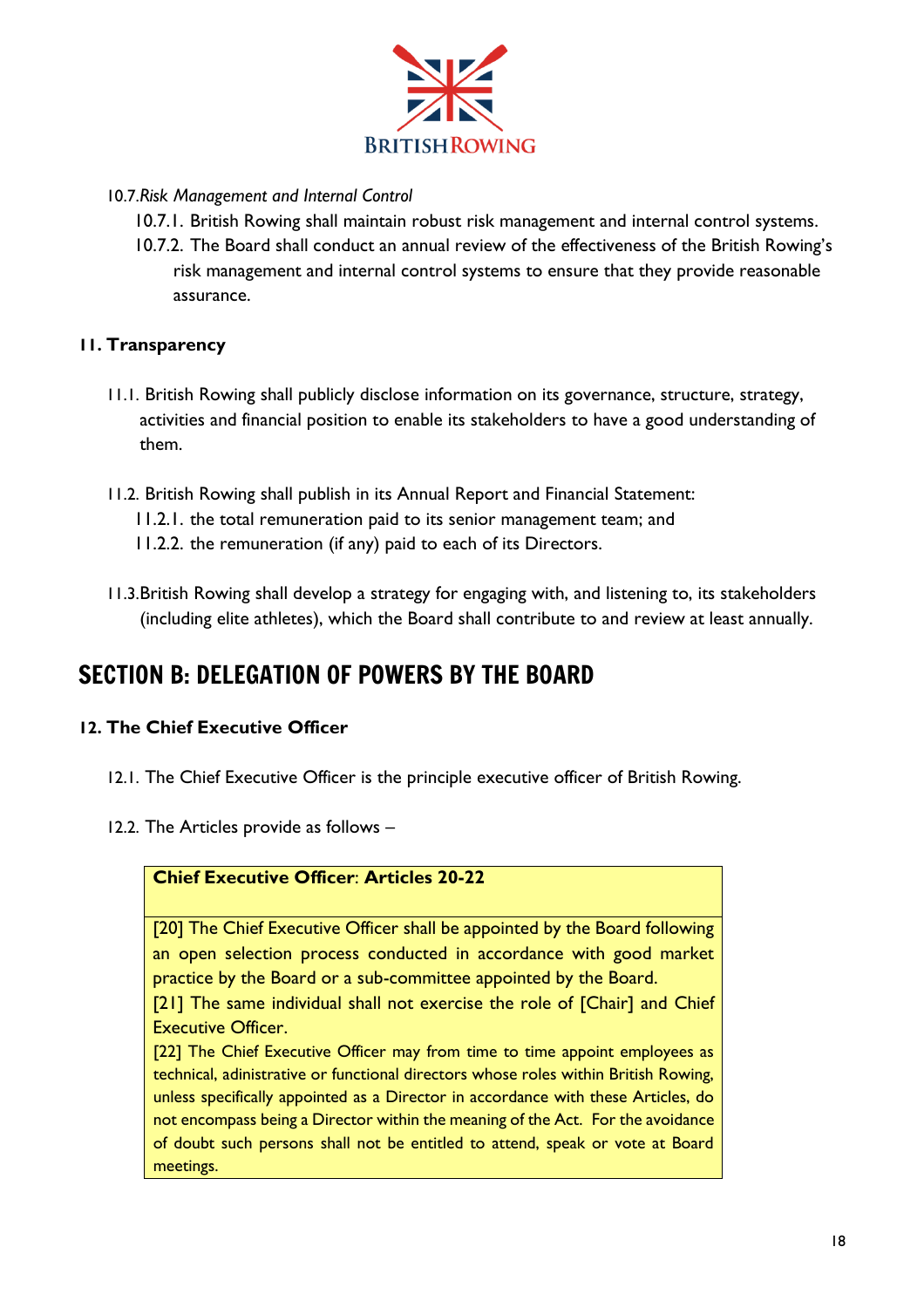10.7. *Risk Management and Internal Control*

10.7.1. British Rowing shall maintain robust risk management and internal control systems.

10.7.2. The Board shall conduct an annual review of the effectiveness of the British Rowing's risk management and internal control systems to ensure that they provide reasonable assurance.

**11. Transparency**

11.1. British Rowing shall publicly disclose information on its governance, structure, strategy, activities and financial position to enable its stakeholders to have a good understanding of them.

11.2. British Rowing shall publish in its Annual Report and Financial Statement:

11.2.1. the total remuneration paid to its senior management team; and

11.2.2. the remuneration (if any) paid to each of its Directors.

11.3. British Rowing shall develop a strategy for engaging with, and listening to, its stakeholders (including elite athletes), which the Board shall contribute to and review at least annually.

# SECTION B: DELEGATION OF POWERS BY THE BOARD

**12. The Chief Executive Officer**

12.1. The Chief Executive Officer is the principle executive officer of British Rowing.

12.2. The Articles provide as follows –

> **Chief Executive Officer**: **Articles 20-22**
>
> [20] The Chief Executive Officer shall be appointed by the Board following an open selection process conducted in accordance with good market practice by the Board or a sub-committee appointed by the Board.
> [21] The same individual shall not exercise the role of [Chair] and Chief Executive Officer.
> [22] The Chief Executive Officer may from time to time appoint employees as technical, adinistrative or functional directors whose roles within British Rowing, unless specifically appointed as a Director in accordance with these Articles, do not encompass being a Director within the meaning of the Act. For the avoidance of doubt such persons shall not be entitled to attend, speak or vote at Board meetings.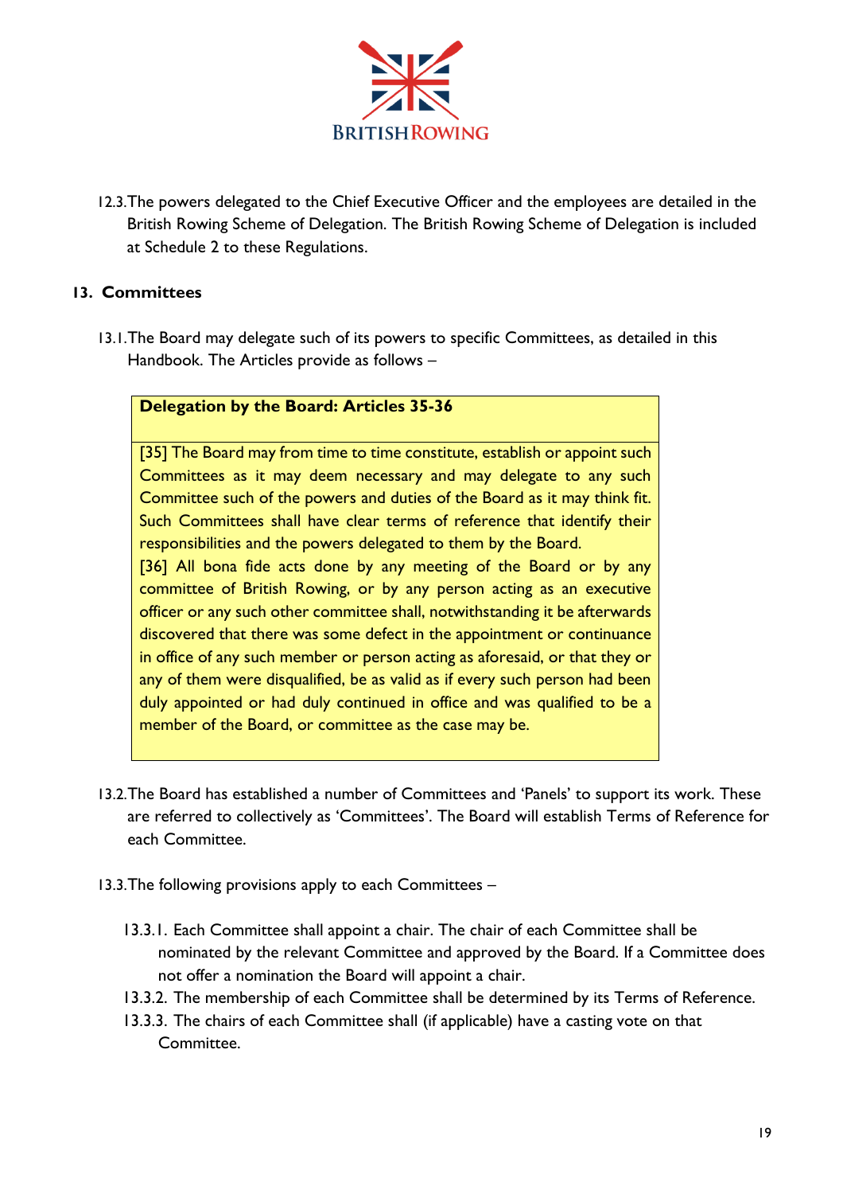12.3. The powers delegated to the Chief Executive Officer and the employees are detailed in the British Rowing Scheme of Delegation. The British Rowing Scheme of Delegation is included at Schedule 2 to these Regulations.

## 13. Committees

13.1. The Board may delegate such of its powers to specific Committees, as detailed in this Handbook. The Articles provide as follows –

> **Delegation by the Board: Articles 35-36**
>
> [35] The Board may from time to time constitute, establish or appoint such Committees as it may deem necessary and may delegate to any such Committee such of the powers and duties of the Board as it may think fit. Such Committees shall have clear terms of reference that identify their responsibilities and the powers delegated to them by the Board.
> [36] All bona fide acts done by any meeting of the Board or by any committee of British Rowing, or by any person acting as an executive officer or any such other committee shall, notwithstanding it be afterwards discovered that there was some defect in the appointment or continuance in office of any such member or person acting as aforesaid, or that they or any of them were disqualified, be as valid as if every such person had been duly appointed or had duly continued in office and was qualified to be a member of the Board, or committee as the case may be.

13.2. The Board has established a number of Committees and 'Panels' to support its work. These are referred to collectively as 'Committees'. The Board will establish Terms of Reference for each Committee.

13.3. The following provisions apply to each Committees –

13.3.1. Each Committee shall appoint a chair. The chair of each Committee shall be nominated by the relevant Committee and approved by the Board. If a Committee does not offer a nomination the Board will appoint a chair.

13.3.2. The membership of each Committee shall be determined by its Terms of Reference.

13.3.3. The chairs of each Committee shall (if applicable) have a casting vote on that Committee.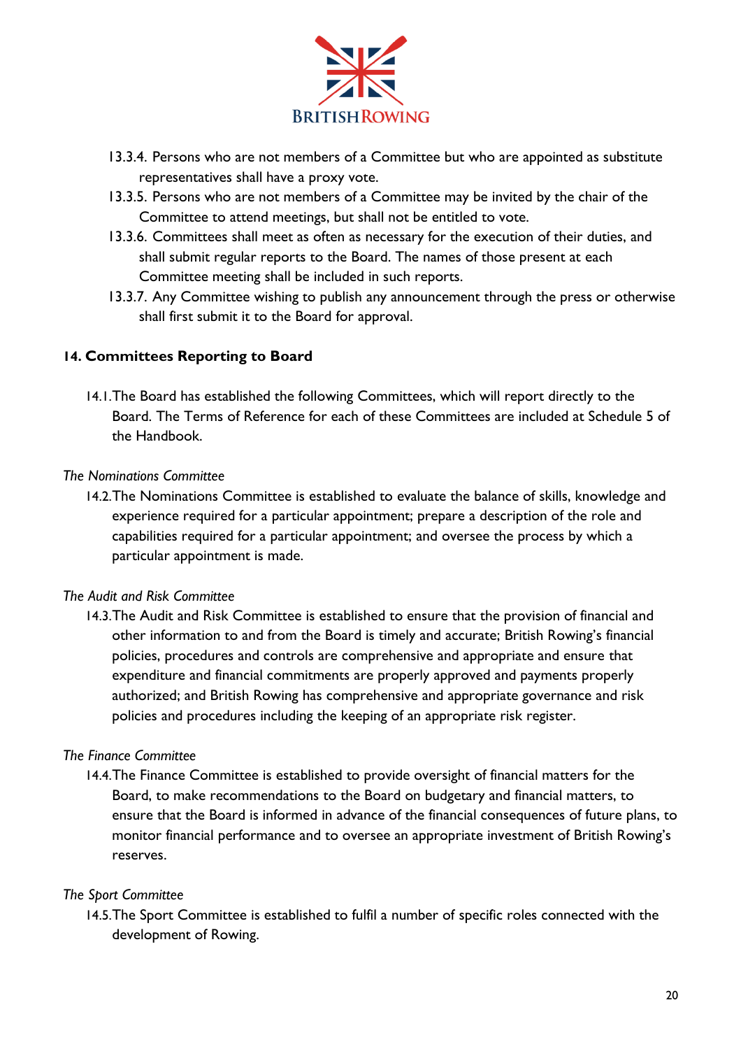13.3.4. Persons who are not members of a Committee but who are appointed as substitute representatives shall have a proxy vote.

13.3.5. Persons who are not members of a Committee may be invited by the chair of the Committee to attend meetings, but shall not be entitled to vote.

13.3.6. Committees shall meet as often as necessary for the execution of their duties, and shall submit regular reports to the Board. The names of those present at each Committee meeting shall be included in such reports.

13.3.7. Any Committee wishing to publish any announcement through the press or otherwise shall first submit it to the Board for approval.

## 14. Committees Reporting to Board

14.1. The Board has established the following Committees, which will report directly to the Board. The Terms of Reference for each of these Committees are included at Schedule 5 of the Handbook.

*The Nominations Committee*

14.2. The Nominations Committee is established to evaluate the balance of skills, knowledge and experience required for a particular appointment; prepare a description of the role and capabilities required for a particular appointment; and oversee the process by which a particular appointment is made.

*The Audit and Risk Committee*

14.3. The Audit and Risk Committee is established to ensure that the provision of financial and other information to and from the Board is timely and accurate; British Rowing's financial policies, procedures and controls are comprehensive and appropriate and ensure that expenditure and financial commitments are properly approved and payments properly authorized; and British Rowing has comprehensive and appropriate governance and risk policies and procedures including the keeping of an appropriate risk register.

*The Finance Committee*

14.4. The Finance Committee is established to provide oversight of financial matters for the Board, to make recommendations to the Board on budgetary and financial matters, to ensure that the Board is informed in advance of the financial consequences of future plans, to monitor financial performance and to oversee an appropriate investment of British Rowing's reserves.

*The Sport Committee*

14.5. The Sport Committee is established to fulfil a number of specific roles connected with the development of Rowing.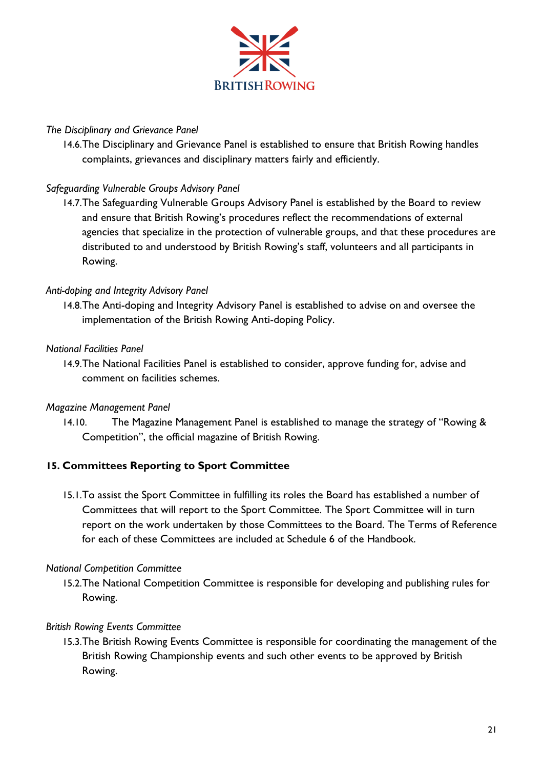*The Disciplinary and Grievance Panel*

14.6. The Disciplinary and Grievance Panel is established to ensure that British Rowing handles complaints, grievances and disciplinary matters fairly and efficiently.

*Safeguarding Vulnerable Groups Advisory Panel*

14.7. The Safeguarding Vulnerable Groups Advisory Panel is established by the Board to review and ensure that British Rowing's procedures reflect the recommendations of external agencies that specialize in the protection of vulnerable groups, and that these procedures are distributed to and understood by British Rowing's staff, volunteers and all participants in Rowing.

*Anti-doping and Integrity Advisory Panel*

14.8. The Anti-doping and Integrity Advisory Panel is established to advise on and oversee the implementation of the British Rowing Anti-doping Policy.

*National Facilities Panel*

14.9. The National Facilities Panel is established to consider, approve funding for, advise and comment on facilities schemes.

*Magazine Management Panel*

14.10. The Magazine Management Panel is established to manage the strategy of "Rowing & Competition", the official magazine of British Rowing.

## 15. Committees Reporting to Sport Committee

15.1. To assist the Sport Committee in fulfilling its roles the Board has established a number of Committees that will report to the Sport Committee. The Sport Committee will in turn report on the work undertaken by those Committees to the Board. The Terms of Reference for each of these Committees are included at Schedule 6 of the Handbook.

*National Competition Committee*

15.2. The National Competition Committee is responsible for developing and publishing rules for Rowing.

*British Rowing Events Committee*

15.3. The British Rowing Events Committee is responsible for coordinating the management of the British Rowing Championship events and such other events to be approved by British Rowing.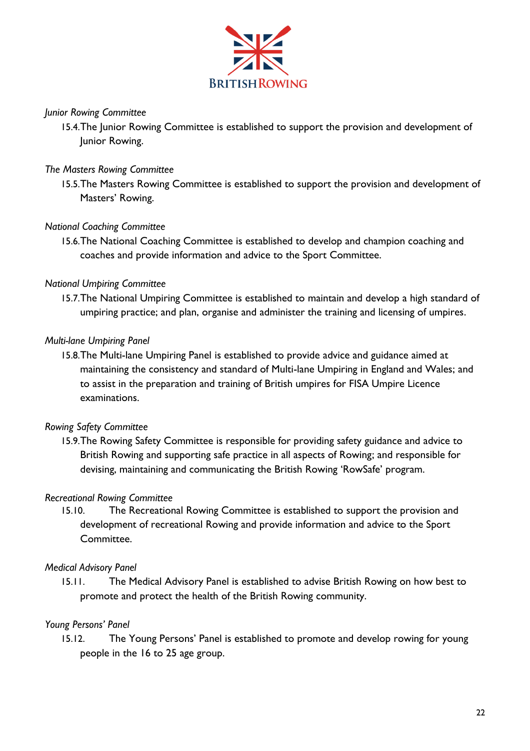*Junior Rowing Committee*

15.4. The Junior Rowing Committee is established to support the provision and development of Junior Rowing.

*The Masters Rowing Committee*

15.5. The Masters Rowing Committee is established to support the provision and development of Masters' Rowing.

*National Coaching Committee*

15.6. The National Coaching Committee is established to develop and champion coaching and coaches and provide information and advice to the Sport Committee.

*National Umpiring Committee*

15.7. The National Umpiring Committee is established to maintain and develop a high standard of umpiring practice; and plan, organise and administer the training and licensing of umpires.

*Multi-lane Umpiring Panel*

15.8. The Multi-lane Umpiring Panel is established to provide advice and guidance aimed at maintaining the consistency and standard of Multi-lane Umpiring in England and Wales; and to assist in the preparation and training of British umpires for FISA Umpire Licence examinations.

*Rowing Safety Committee*

15.9. The Rowing Safety Committee is responsible for providing safety guidance and advice to British Rowing and supporting safe practice in all aspects of Rowing; and responsible for devising, maintaining and communicating the British Rowing 'RowSafe' program.

*Recreational Rowing Committee*

15.10. The Recreational Rowing Committee is established to support the provision and development of recreational Rowing and provide information and advice to the Sport Committee.

*Medical Advisory Panel*

15.11. The Medical Advisory Panel is established to advise British Rowing on how best to promote and protect the health of the British Rowing community.

*Young Persons' Panel*

15.12. The Young Persons' Panel is established to promote and develop rowing for young people in the 16 to 25 age group.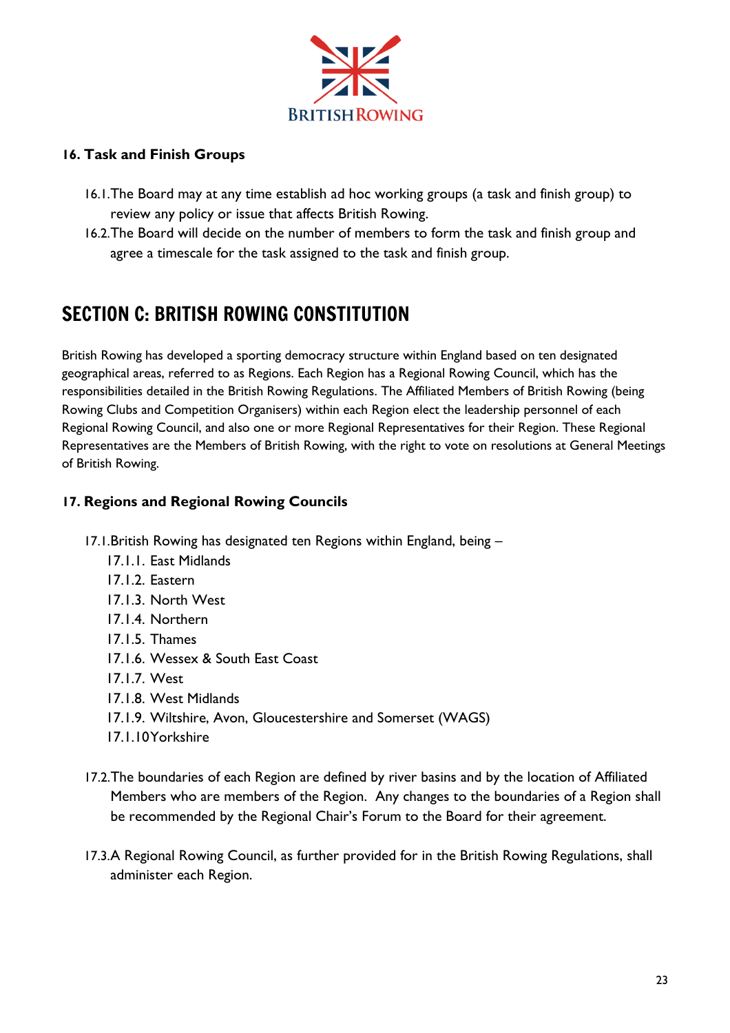### 16. Task and Finish Groups

16.1. The Board may at any time establish ad hoc working groups (a task and finish group) to review any policy or issue that affects British Rowing.

16.2. The Board will decide on the number of members to form the task and finish group and agree a timescale for the task assigned to the task and finish group.

## SECTION C: BRITISH ROWING CONSTITUTION

British Rowing has developed a sporting democracy structure within England based on ten designated geographical areas, referred to as Regions. Each Region has a Regional Rowing Council, which has the responsibilities detailed in the British Rowing Regulations. The Affiliated Members of British Rowing (being Rowing Clubs and Competition Organisers) within each Region elect the leadership personnel of each Regional Rowing Council, and also one or more Regional Representatives for their Region. These Regional Representatives are the Members of British Rowing, with the right to vote on resolutions at General Meetings of British Rowing.

### 17. Regions and Regional Rowing Councils

17.1. British Rowing has designated ten Regions within England, being –

- 17.1.1. East Midlands
- 17.1.2. Eastern
- 17.1.3. North West
- 17.1.4. Northern
- 17.1.5. Thames
- 17.1.6. Wessex & South East Coast
- 17.1.7. West
- 17.1.8. West Midlands
- 17.1.9. Wiltshire, Avon, Gloucestershire and Somerset (WAGS)
- 17.1.10 Yorkshire

17.2. The boundaries of each Region are defined by river basins and by the location of Affiliated Members who are members of the Region. Any changes to the boundaries of a Region shall be recommended by the Regional Chair's Forum to the Board for their agreement.

17.3. A Regional Rowing Council, as further provided for in the British Rowing Regulations, shall administer each Region.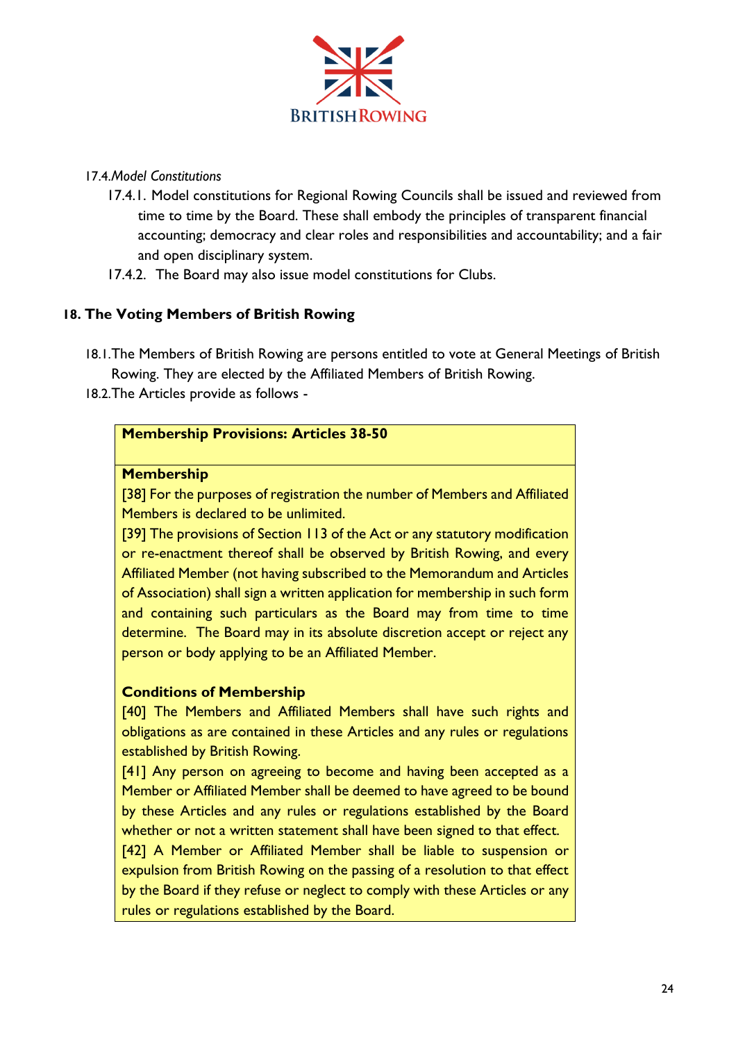17.4. *Model Constitutions*

17.4.1. Model constitutions for Regional Rowing Councils shall be issued and reviewed from time to time by the Board. These shall embody the principles of transparent financial accounting; democracy and clear roles and responsibilities and accountability; and a fair and open disciplinary system.

17.4.2. The Board may also issue model constitutions for Clubs.

## 18. The Voting Members of British Rowing

18.1. The Members of British Rowing are persons entitled to vote at General Meetings of British Rowing. They are elected by the Affiliated Members of British Rowing.

18.2. The Articles provide as follows -

> **Membership Provisions: Articles 38-50**
>
> **Membership**
>
> [38] For the purposes of registration the number of Members and Affiliated Members is declared to be unlimited.
>
> [39] The provisions of Section 113 of the Act or any statutory modification or re-enactment thereof shall be observed by British Rowing, and every Affiliated Member (not having subscribed to the Memorandum and Articles of Association) shall sign a written application for membership in such form and containing such particulars as the Board may from time to time determine. The Board may in its absolute discretion accept or reject any person or body applying to be an Affiliated Member.
>
> **Conditions of Membership**
>
> [40] The Members and Affiliated Members shall have such rights and obligations as are contained in these Articles and any rules or regulations established by British Rowing.
>
> [41] Any person on agreeing to become and having been accepted as a Member or Affiliated Member shall be deemed to have agreed to be bound by these Articles and any rules or regulations established by the Board whether or not a written statement shall have been signed to that effect.
>
> [42] A Member or Affiliated Member shall be liable to suspension or expulsion from British Rowing on the passing of a resolution to that effect by the Board if they refuse or neglect to comply with these Articles or any rules or regulations established by the Board.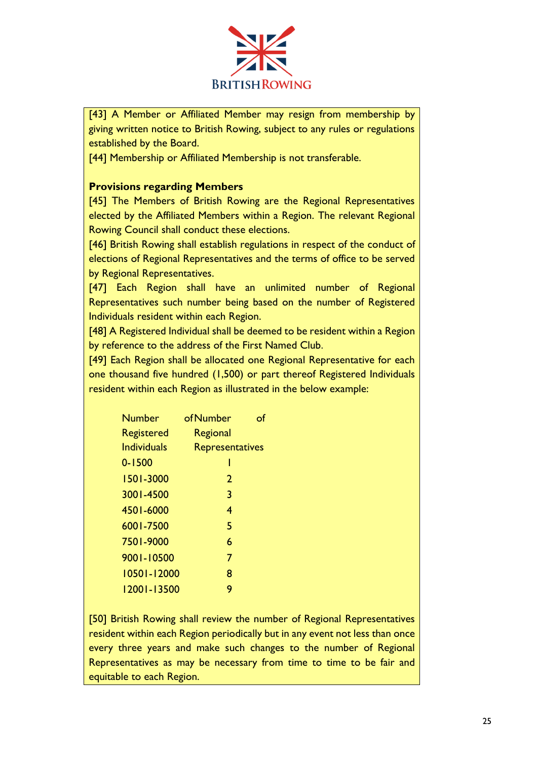[43] A Member or Affiliated Member may resign from membership by giving written notice to British Rowing, subject to any rules or regulations established by the Board.

[44] Membership or Affiliated Membership is not transferable.

**Provisions regarding Members**

[45] The Members of British Rowing are the Regional Representatives elected by the Affiliated Members within a Region. The relevant Regional Rowing Council shall conduct these elections.

[46] British Rowing shall establish regulations in respect of the conduct of elections of Regional Representatives and the terms of office to be served by Regional Representatives.

[47] Each Region shall have an unlimited number of Regional Representatives such number being based on the number of Registered Individuals resident within each Region.

[48] A Registered Individual shall be deemed to be resident within a Region by reference to the address of the First Named Club.

[49] Each Region shall be allocated one Regional Representative for each one thousand five hundred (1,500) or part thereof Registered Individuals resident within each Region as illustrated in the below example:

| Number of Registered Individuals | Number of Regional Representatives |
|---|---|
| 0-1500 | 1 |
| 1501-3000 | 2 |
| 3001-4500 | 3 |
| 4501-6000 | 4 |
| 6001-7500 | 5 |
| 7501-9000 | 6 |
| 9001-10500 | 7 |
| 10501-12000 | 8 |
| 12001-13500 | 9 |

[50] British Rowing shall review the number of Regional Representatives resident within each Region periodically but in any event not less than once every three years and make such changes to the number of Regional Representatives as may be necessary from time to time to be fair and equitable to each Region.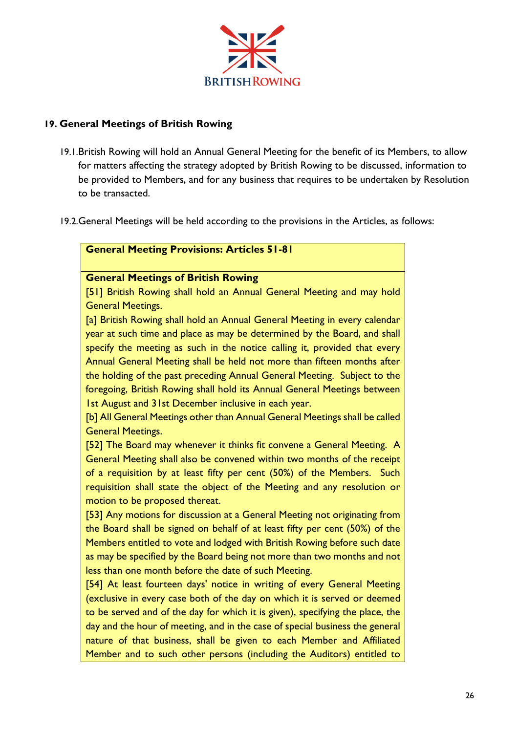## 19. General Meetings of British Rowing

19.1. British Rowing will hold an Annual General Meeting for the benefit of its Members, to allow for matters affecting the strategy adopted by British Rowing to be discussed, information to be provided to Members, and for any business that requires to be undertaken by Resolution to be transacted.

19.2. General Meetings will be held according to the provisions in the Articles, as follows:

**General Meeting Provisions: Articles 51-81**

**General Meetings of British Rowing**

[51] British Rowing shall hold an Annual General Meeting and may hold General Meetings.

[a] British Rowing shall hold an Annual General Meeting in every calendar year at such time and place as may be determined by the Board, and shall specify the meeting as such in the notice calling it, provided that every Annual General Meeting shall be held not more than fifteen months after the holding of the past preceding Annual General Meeting. Subject to the foregoing, British Rowing shall hold its Annual General Meetings between 1st August and 31st December inclusive in each year.

[b] All General Meetings other than Annual General Meetings shall be called General Meetings.

[52] The Board may whenever it thinks fit convene a General Meeting. A General Meeting shall also be convened within two months of the receipt of a requisition by at least fifty per cent (50%) of the Members. Such requisition shall state the object of the Meeting and any resolution or motion to be proposed thereat.

[53] Any motions for discussion at a General Meeting not originating from the Board shall be signed on behalf of at least fifty per cent (50%) of the Members entitled to vote and lodged with British Rowing before such date as may be specified by the Board being not more than two months and not less than one month before the date of such Meeting.

[54] At least fourteen days' notice in writing of every General Meeting (exclusive in every case both of the day on which it is served or deemed to be served and of the day for which it is given), specifying the place, the day and the hour of meeting, and in the case of special business the general nature of that business, shall be given to each Member and Affiliated Member and to such other persons (including the Auditors) entitled to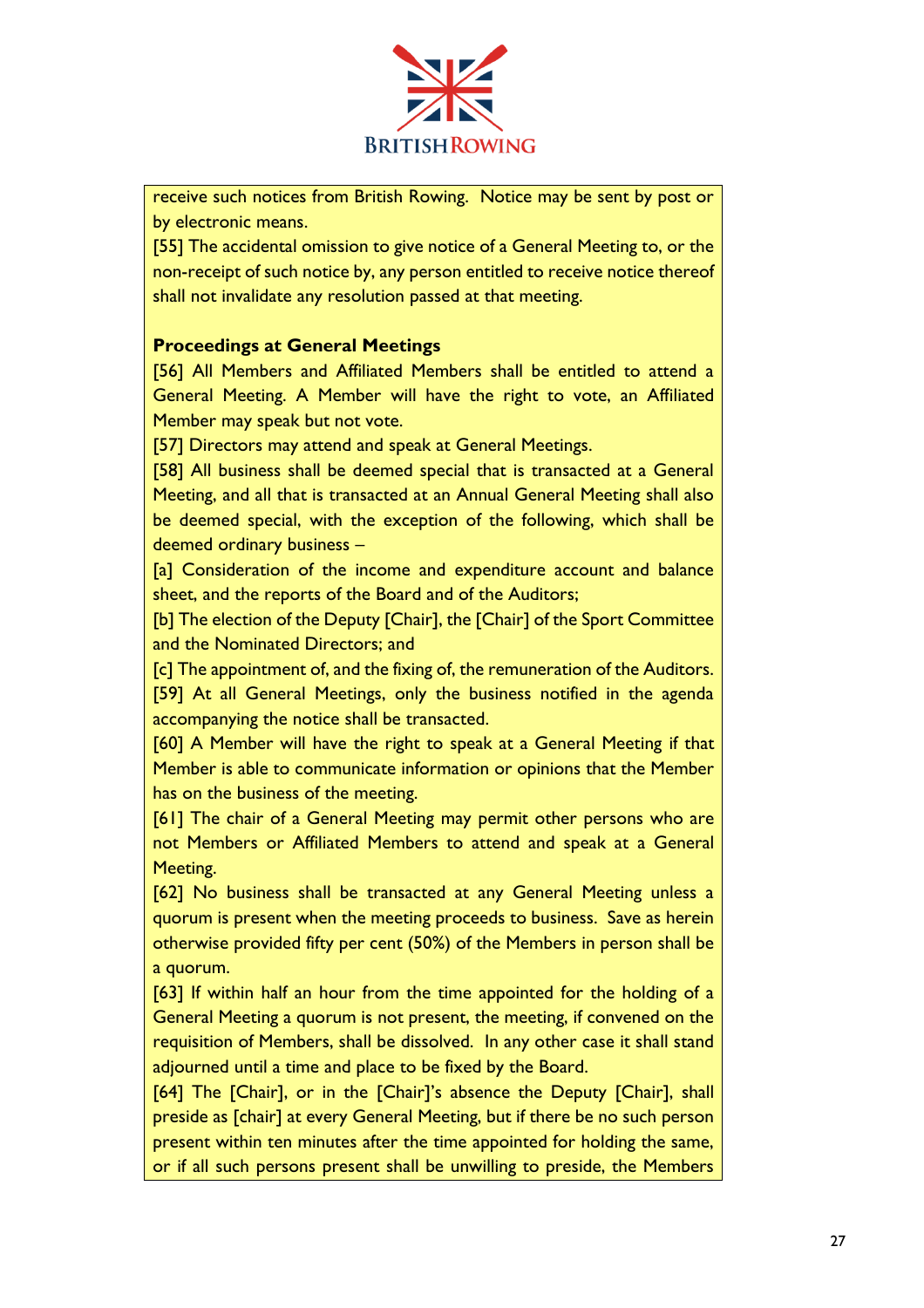receive such notices from British Rowing. Notice may be sent by post or by electronic means.

[55] The accidental omission to give notice of a General Meeting to, or the non-receipt of such notice by, any person entitled to receive notice thereof shall not invalidate any resolution passed at that meeting.

**Proceedings at General Meetings**

[56] All Members and Affiliated Members shall be entitled to attend a General Meeting. A Member will have the right to vote, an Affiliated Member may speak but not vote.

[57] Directors may attend and speak at General Meetings.

[58] All business shall be deemed special that is transacted at a General Meeting, and all that is transacted at an Annual General Meeting shall also be deemed special, with the exception of the following, which shall be deemed ordinary business –

[a] Consideration of the income and expenditure account and balance sheet, and the reports of the Board and of the Auditors;

[b] The election of the Deputy [Chair], the [Chair] of the Sport Committee and the Nominated Directors; and

[c] The appointment of, and the fixing of, the remuneration of the Auditors.

[59] At all General Meetings, only the business notified in the agenda accompanying the notice shall be transacted.

[60] A Member will have the right to speak at a General Meeting if that Member is able to communicate information or opinions that the Member has on the business of the meeting.

[61] The chair of a General Meeting may permit other persons who are not Members or Affiliated Members to attend and speak at a General Meeting.

[62] No business shall be transacted at any General Meeting unless a quorum is present when the meeting proceeds to business. Save as herein otherwise provided fifty per cent (50%) of the Members in person shall be a quorum.

[63] If within half an hour from the time appointed for the holding of a General Meeting a quorum is not present, the meeting, if convened on the requisition of Members, shall be dissolved. In any other case it shall stand adjourned until a time and place to be fixed by the Board.

[64] The [Chair], or in the [Chair]'s absence the Deputy [Chair], shall preside as [chair] at every General Meeting, but if there be no such person present within ten minutes after the time appointed for holding the same, or if all such persons present shall be unwilling to preside, the Members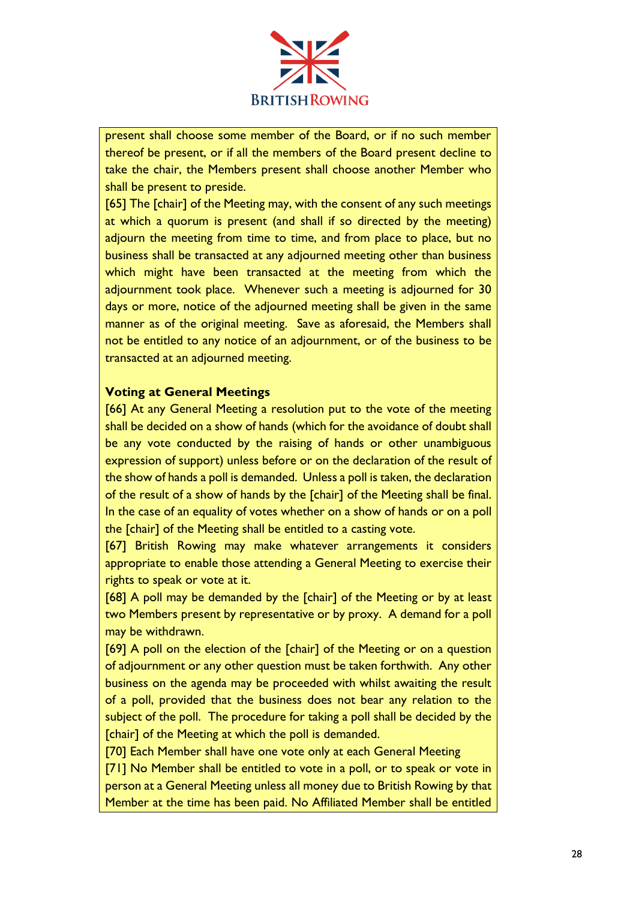present shall choose some member of the Board, or if no such member thereof be present, or if all the members of the Board present decline to take the chair, the Members present shall choose another Member who shall be present to preside.

[65] The [chair] of the Meeting may, with the consent of any such meetings at which a quorum is present (and shall if so directed by the meeting) adjourn the meeting from time to time, and from place to place, but no business shall be transacted at any adjourned meeting other than business which might have been transacted at the meeting from which the adjournment took place. Whenever such a meeting is adjourned for 30 days or more, notice of the adjourned meeting shall be given in the same manner as of the original meeting. Save as aforesaid, the Members shall not be entitled to any notice of an adjournment, or of the business to be transacted at an adjourned meeting.

**Voting at General Meetings**

[66] At any General Meeting a resolution put to the vote of the meeting shall be decided on a show of hands (which for the avoidance of doubt shall be any vote conducted by the raising of hands or other unambiguous expression of support) unless before or on the declaration of the result of the show of hands a poll is demanded. Unless a poll is taken, the declaration of the result of a show of hands by the [chair] of the Meeting shall be final. In the case of an equality of votes whether on a show of hands or on a poll the [chair] of the Meeting shall be entitled to a casting vote.

[67] British Rowing may make whatever arrangements it considers appropriate to enable those attending a General Meeting to exercise their rights to speak or vote at it.

[68] A poll may be demanded by the [chair] of the Meeting or by at least two Members present by representative or by proxy. A demand for a poll may be withdrawn.

[69] A poll on the election of the [chair] of the Meeting or on a question of adjournment or any other question must be taken forthwith. Any other business on the agenda may be proceeded with whilst awaiting the result of a poll, provided that the business does not bear any relation to the subject of the poll. The procedure for taking a poll shall be decided by the [chair] of the Meeting at which the poll is demanded.

[70] Each Member shall have one vote only at each General Meeting

[71] No Member shall be entitled to vote in a poll, or to speak or vote in person at a General Meeting unless all money due to British Rowing by that Member at the time has been paid. No Affiliated Member shall be entitled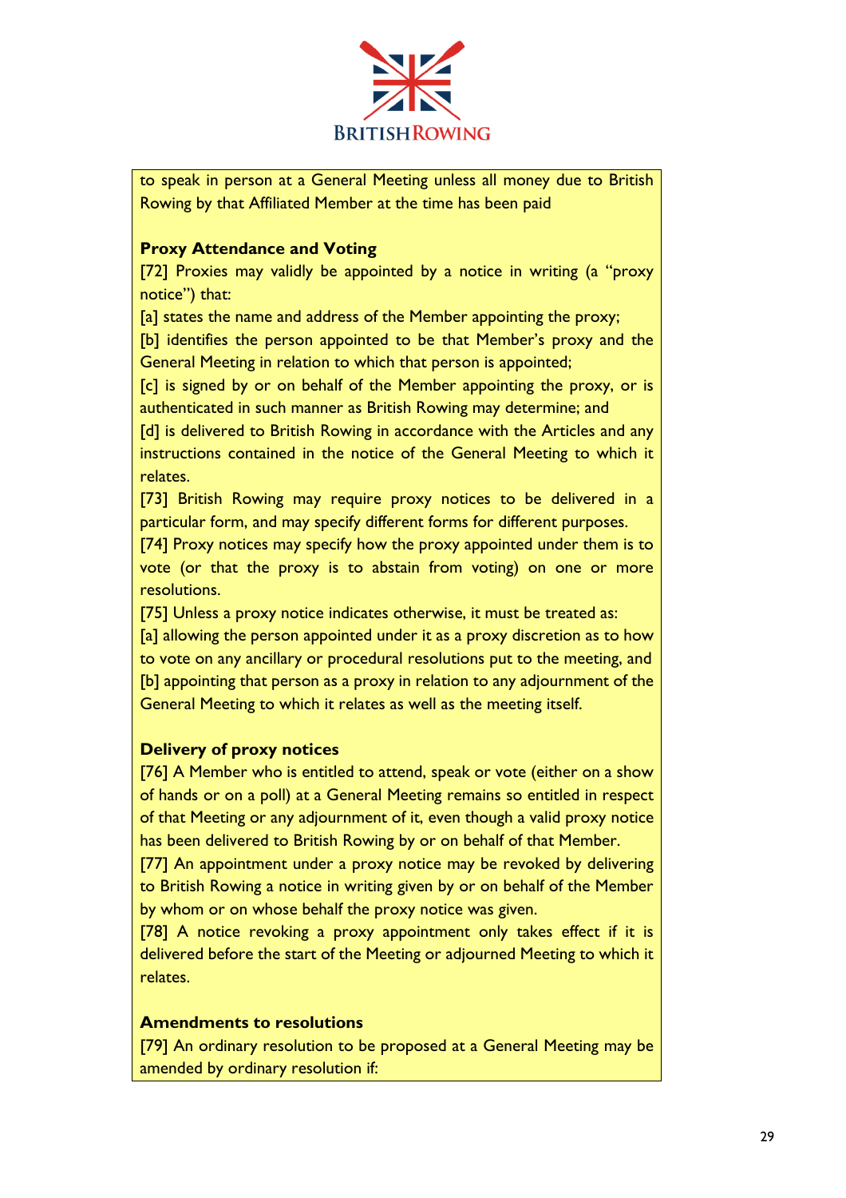to speak in person at a General Meeting unless all money due to British Rowing by that Affiliated Member at the time has been paid

**Proxy Attendance and Voting**

[72] Proxies may validly be appointed by a notice in writing (a "proxy notice") that:

[a] states the name and address of the Member appointing the proxy;

[b] identifies the person appointed to be that Member's proxy and the General Meeting in relation to which that person is appointed;

[c] is signed by or on behalf of the Member appointing the proxy, or is authenticated in such manner as British Rowing may determine; and

[d] is delivered to British Rowing in accordance with the Articles and any instructions contained in the notice of the General Meeting to which it relates.

[73] British Rowing may require proxy notices to be delivered in a particular form, and may specify different forms for different purposes.

[74] Proxy notices may specify how the proxy appointed under them is to vote (or that the proxy is to abstain from voting) on one or more resolutions.

[75] Unless a proxy notice indicates otherwise, it must be treated as:

[a] allowing the person appointed under it as a proxy discretion as to how to vote on any ancillary or procedural resolutions put to the meeting, and

[b] appointing that person as a proxy in relation to any adjournment of the General Meeting to which it relates as well as the meeting itself.

**Delivery of proxy notices**

[76] A Member who is entitled to attend, speak or vote (either on a show of hands or on a poll) at a General Meeting remains so entitled in respect of that Meeting or any adjournment of it, even though a valid proxy notice has been delivered to British Rowing by or on behalf of that Member.

[77] An appointment under a proxy notice may be revoked by delivering to British Rowing a notice in writing given by or on behalf of the Member by whom or on whose behalf the proxy notice was given.

[78] A notice revoking a proxy appointment only takes effect if it is delivered before the start of the Meeting or adjourned Meeting to which it relates.

**Amendments to resolutions**

[79] An ordinary resolution to be proposed at a General Meeting may be amended by ordinary resolution if: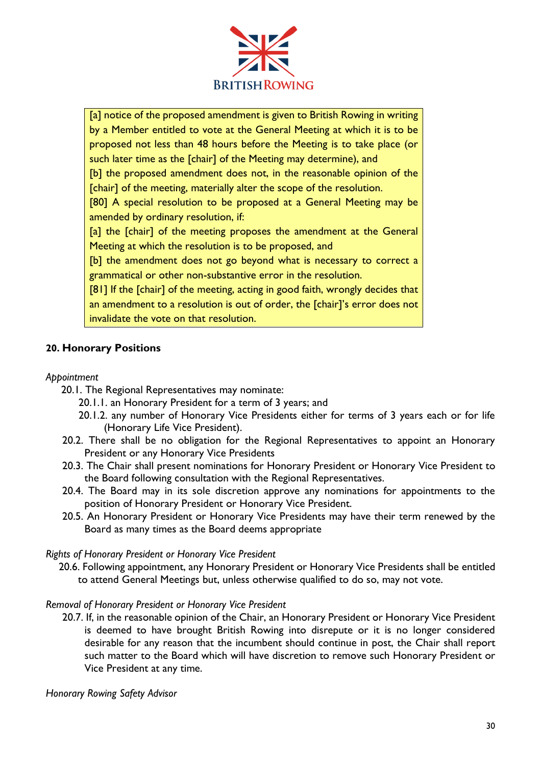[a] notice of the proposed amendment is given to British Rowing in writing by a Member entitled to vote at the General Meeting at which it is to be proposed not less than 48 hours before the Meeting is to take place (or such later time as the [chair] of the Meeting may determine), and
[b] the proposed amendment does not, in the reasonable opinion of the [chair] of the meeting, materially alter the scope of the resolution.
[80] A special resolution to be proposed at a General Meeting may be amended by ordinary resolution, if:
[a] the [chair] of the meeting proposes the amendment at the General Meeting at which the resolution is to be proposed, and
[b] the amendment does not go beyond what is necessary to correct a grammatical or other non-substantive error in the resolution.
[81] If the [chair] of the meeting, acting in good faith, wrongly decides that an amendment to a resolution is out of order, the [chair]'s error does not invalidate the vote on that resolution.

## 20. Honorary Positions

*Appointment*

20.1. The Regional Representatives may nominate:

20.1.1. an Honorary President for a term of 3 years; and

20.1.2. any number of Honorary Vice Presidents either for terms of 3 years each or for life (Honorary Life Vice President).

20.2. There shall be no obligation for the Regional Representatives to appoint an Honorary President or any Honorary Vice Presidents

20.3. The Chair shall present nominations for Honorary President or Honorary Vice President to the Board following consultation with the Regional Representatives.

20.4. The Board may in its sole discretion approve any nominations for appointments to the position of Honorary President or Honorary Vice President.

20.5. An Honorary President or Honorary Vice Presidents may have their term renewed by the Board as many times as the Board deems appropriate

*Rights of Honorary President or Honorary Vice President*

20.6. Following appointment, any Honorary President or Honorary Vice Presidents shall be entitled to attend General Meetings but, unless otherwise qualified to do so, may not vote.

*Removal of Honorary President or Honorary Vice President*

20.7. If, in the reasonable opinion of the Chair, an Honorary President or Honorary Vice President is deemed to have brought British Rowing into disrepute or it is no longer considered desirable for any reason that the incumbent should continue in post, the Chair shall report such matter to the Board which will have discretion to remove such Honorary President or Vice President at any time.

*Honorary Rowing Safety Advisor*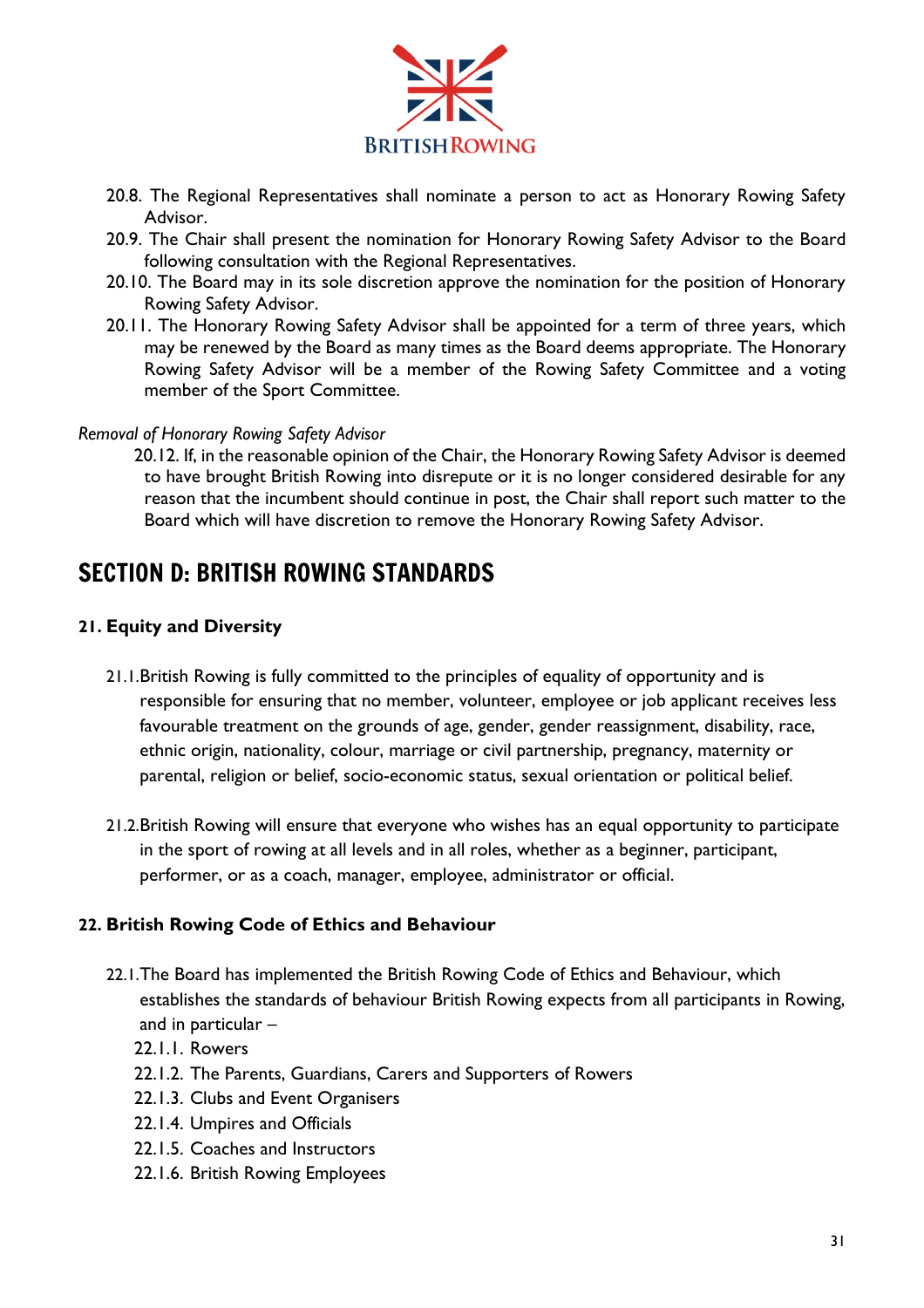20.8. The Regional Representatives shall nominate a person to act as Honorary Rowing Safety Advisor.

20.9. The Chair shall present the nomination for Honorary Rowing Safety Advisor to the Board following consultation with the Regional Representatives.

20.10. The Board may in its sole discretion approve the nomination for the position of Honorary Rowing Safety Advisor.

20.11. The Honorary Rowing Safety Advisor shall be appointed for a term of three years, which may be renewed by the Board as many times as the Board deems appropriate. The Honorary Rowing Safety Advisor will be a member of the Rowing Safety Committee and a voting member of the Sport Committee.

*Removal of Honorary Rowing Safety Advisor*

20.12. If, in the reasonable opinion of the Chair, the Honorary Rowing Safety Advisor is deemed to have brought British Rowing into disrepute or it is no longer considered desirable for any reason that the incumbent should continue in post, the Chair shall report such matter to the Board which will have discretion to remove the Honorary Rowing Safety Advisor.

# SECTION D: BRITISH ROWING STANDARDS

## 21. Equity and Diversity

21.1. British Rowing is fully committed to the principles of equality of opportunity and is responsible for ensuring that no member, volunteer, employee or job applicant receives less favourable treatment on the grounds of age, gender, gender reassignment, disability, race, ethnic origin, nationality, colour, marriage or civil partnership, pregnancy, maternity or parental, religion or belief, socio-economic status, sexual orientation or political belief.

21.2. British Rowing will ensure that everyone who wishes has an equal opportunity to participate in the sport of rowing at all levels and in all roles, whether as a beginner, participant, performer, or as a coach, manager, employee, administrator or official.

## 22. British Rowing Code of Ethics and Behaviour

22.1. The Board has implemented the British Rowing Code of Ethics and Behaviour, which establishes the standards of behaviour British Rowing expects from all participants in Rowing, and in particular –

22.1.1. Rowers

22.1.2. The Parents, Guardians, Carers and Supporters of Rowers

22.1.3. Clubs and Event Organisers

22.1.4. Umpires and Officials

22.1.5. Coaches and Instructors

22.1.6. British Rowing Employees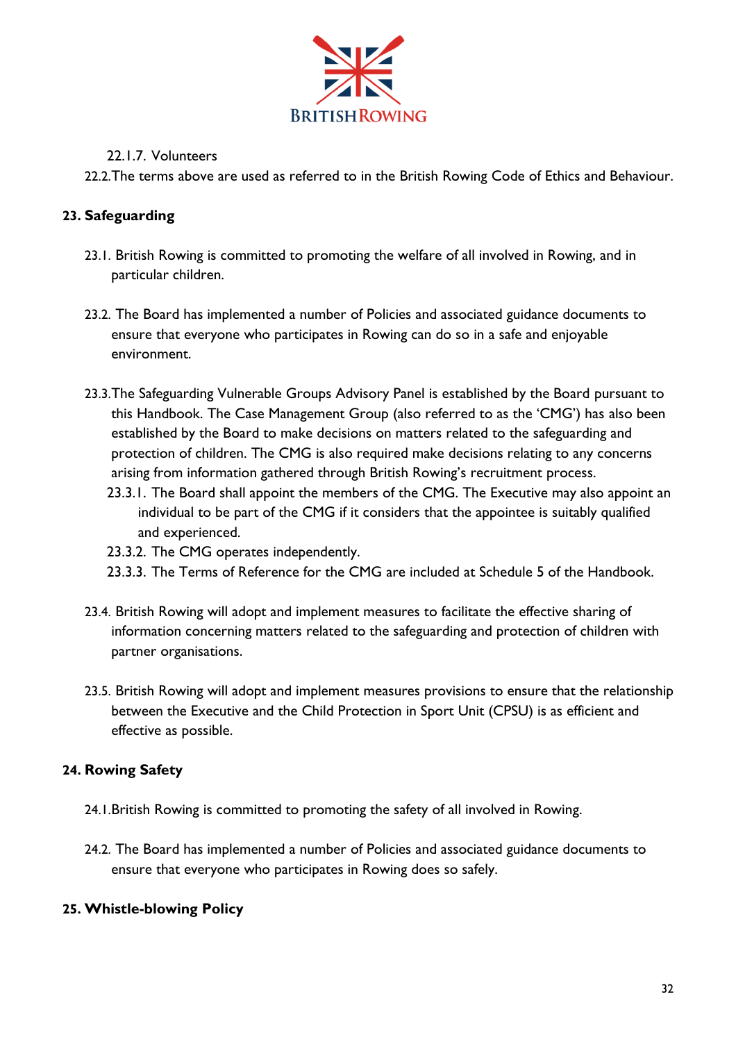22.1.7. Volunteers

22.2. The terms above are used as referred to in the British Rowing Code of Ethics and Behaviour.

## 23. Safeguarding

23.1. British Rowing is committed to promoting the welfare of all involved in Rowing, and in particular children.

23.2. The Board has implemented a number of Policies and associated guidance documents to ensure that everyone who participates in Rowing can do so in a safe and enjoyable environment.

23.3. The Safeguarding Vulnerable Groups Advisory Panel is established by the Board pursuant to this Handbook. The Case Management Group (also referred to as the 'CMG') has also been established by the Board to make decisions on matters related to the safeguarding and protection of children. The CMG is also required make decisions relating to any concerns arising from information gathered through British Rowing's recruitment process.

23.3.1. The Board shall appoint the members of the CMG. The Executive may also appoint an individual to be part of the CMG if it considers that the appointee is suitably qualified and experienced.

23.3.2. The CMG operates independently.

23.3.3. The Terms of Reference for the CMG are included at Schedule 5 of the Handbook.

23.4. British Rowing will adopt and implement measures to facilitate the effective sharing of information concerning matters related to the safeguarding and protection of children with partner organisations.

23.5. British Rowing will adopt and implement measures provisions to ensure that the relationship between the Executive and the Child Protection in Sport Unit (CPSU) is as efficient and effective as possible.

## 24. Rowing Safety

24.1. British Rowing is committed to promoting the safety of all involved in Rowing.

24.2. The Board has implemented a number of Policies and associated guidance documents to ensure that everyone who participates in Rowing does so safely.

## 25. Whistle-blowing Policy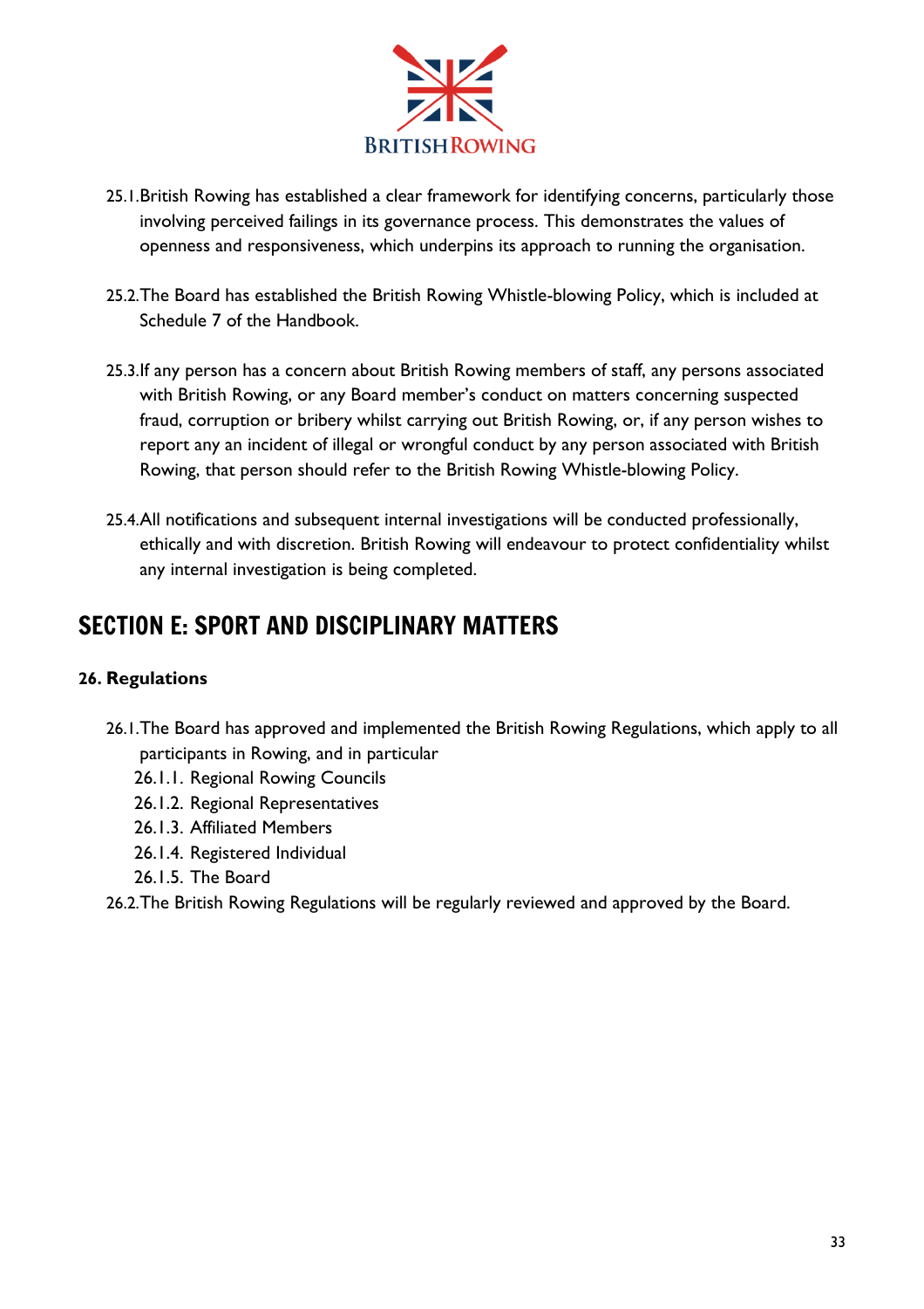25.1. British Rowing has established a clear framework for identifying concerns, particularly those involving perceived failings in its governance process. This demonstrates the values of openness and responsiveness, which underpins its approach to running the organisation.

25.2. The Board has established the British Rowing Whistle-blowing Policy, which is included at Schedule 7 of the Handbook.

25.3. If any person has a concern about British Rowing members of staff, any persons associated with British Rowing, or any Board member's conduct on matters concerning suspected fraud, corruption or bribery whilst carrying out British Rowing, or, if any person wishes to report any an incident of illegal or wrongful conduct by any person associated with British Rowing, that person should refer to the British Rowing Whistle-blowing Policy.

25.4. All notifications and subsequent internal investigations will be conducted professionally, ethically and with discretion. British Rowing will endeavour to protect confidentiality whilst any internal investigation is being completed.

## SECTION E: SPORT AND DISCIPLINARY MATTERS

### 26. Regulations

26.1. The Board has approved and implemented the British Rowing Regulations, which apply to all participants in Rowing, and in particular

- 26.1.1. Regional Rowing Councils
- 26.1.2. Regional Representatives
- 26.1.3. Affiliated Members
- 26.1.4. Registered Individual
- 26.1.5. The Board

26.2. The British Rowing Regulations will be regularly reviewed and approved by the Board.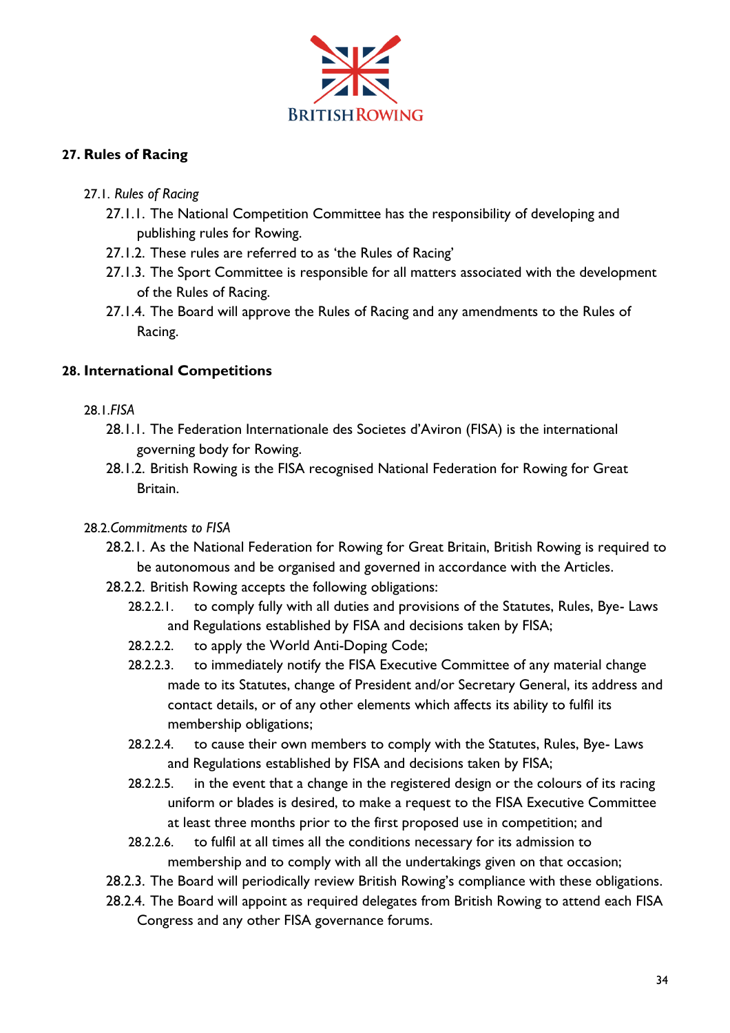## 27. Rules of Racing

27.1. *Rules of Racing*

27.1.1. The National Competition Committee has the responsibility of developing and publishing rules for Rowing.

27.1.2. These rules are referred to as 'the Rules of Racing'

27.1.3. The Sport Committee is responsible for all matters associated with the development of the Rules of Racing.

27.1.4. The Board will approve the Rules of Racing and any amendments to the Rules of Racing.

## 28. International Competitions

28.1. *FISA*

28.1.1. The Federation Internationale des Societes d'Aviron (FISA) is the international governing body for Rowing.

28.1.2. British Rowing is the FISA recognised National Federation for Rowing for Great Britain.

28.2. *Commitments to FISA*

28.2.1. As the National Federation for Rowing for Great Britain, British Rowing is required to be autonomous and be organised and governed in accordance with the Articles.

28.2.2. British Rowing accepts the following obligations:

28.2.2.1. to comply fully with all duties and provisions of the Statutes, Rules, Bye- Laws and Regulations established by FISA and decisions taken by FISA;

28.2.2.2. to apply the World Anti-Doping Code;

28.2.2.3. to immediately notify the FISA Executive Committee of any material change made to its Statutes, change of President and/or Secretary General, its address and contact details, or of any other elements which affects its ability to fulfil its membership obligations;

28.2.2.4. to cause their own members to comply with the Statutes, Rules, Bye- Laws and Regulations established by FISA and decisions taken by FISA;

28.2.2.5. in the event that a change in the registered design or the colours of its racing uniform or blades is desired, to make a request to the FISA Executive Committee at least three months prior to the first proposed use in competition; and

28.2.2.6. to fulfil at all times all the conditions necessary for its admission to membership and to comply with all the undertakings given on that occasion;

28.2.3. The Board will periodically review British Rowing's compliance with these obligations.

28.2.4. The Board will appoint as required delegates from British Rowing to attend each FISA Congress and any other FISA governance forums.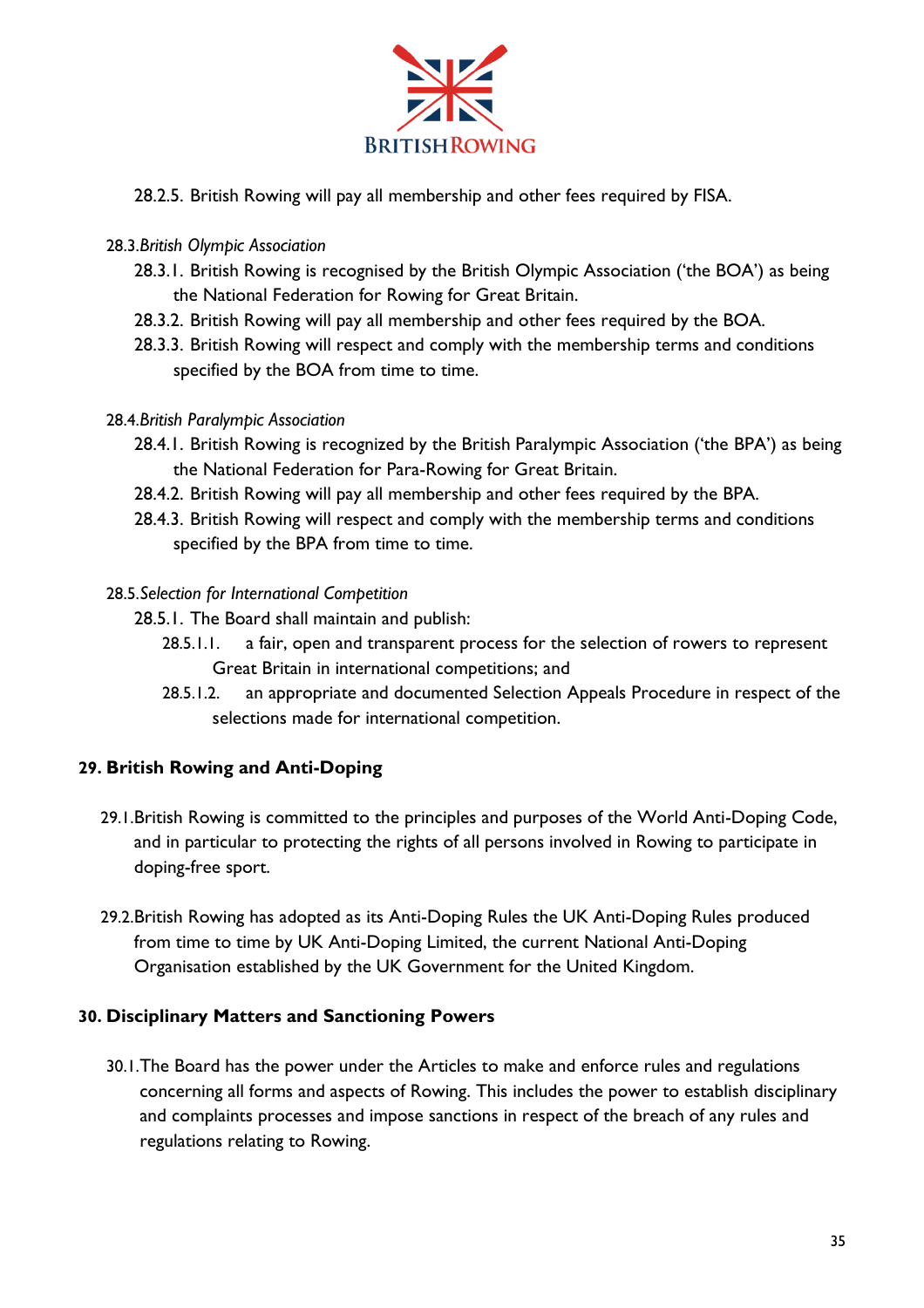28.2.5. British Rowing will pay all membership and other fees required by FISA.

28.3. *British Olympic Association*

28.3.1. British Rowing is recognised by the British Olympic Association ('the BOA') as being the National Federation for Rowing for Great Britain.

28.3.2. British Rowing will pay all membership and other fees required by the BOA.

28.3.3. British Rowing will respect and comply with the membership terms and conditions specified by the BOA from time to time.

28.4. *British Paralympic Association*

28.4.1. British Rowing is recognized by the British Paralympic Association ('the BPA') as being the National Federation for Para-Rowing for Great Britain.

28.4.2. British Rowing will pay all membership and other fees required by the BPA.

28.4.3. British Rowing will respect and comply with the membership terms and conditions specified by the BPA from time to time.

28.5. *Selection for International Competition*

28.5.1. The Board shall maintain and publish:

28.5.1.1. a fair, open and transparent process for the selection of rowers to represent Great Britain in international competitions; and

28.5.1.2. an appropriate and documented Selection Appeals Procedure in respect of the selections made for international competition.

## 29. British Rowing and Anti-Doping

29.1. British Rowing is committed to the principles and purposes of the World Anti-Doping Code, and in particular to protecting the rights of all persons involved in Rowing to participate in doping-free sport.

29.2. British Rowing has adopted as its Anti-Doping Rules the UK Anti-Doping Rules produced from time to time by UK Anti-Doping Limited, the current National Anti-Doping Organisation established by the UK Government for the United Kingdom.

## 30. Disciplinary Matters and Sanctioning Powers

30.1. The Board has the power under the Articles to make and enforce rules and regulations concerning all forms and aspects of Rowing. This includes the power to establish disciplinary and complaints processes and impose sanctions in respect of the breach of any rules and regulations relating to Rowing.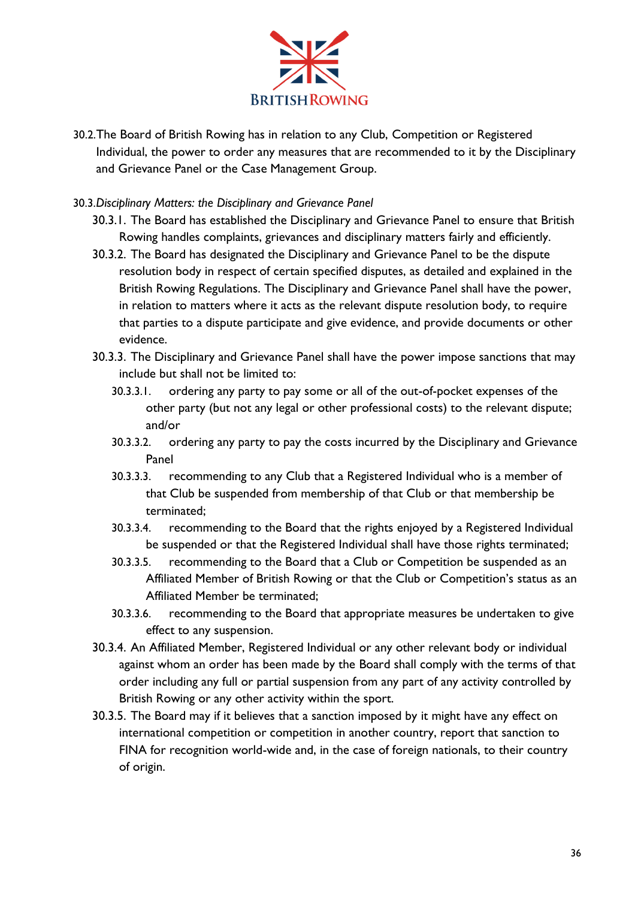30.2. The Board of British Rowing has in relation to any Club, Competition or Registered Individual, the power to order any measures that are recommended to it by the Disciplinary and Grievance Panel or the Case Management Group.

30.3. *Disciplinary Matters: the Disciplinary and Grievance Panel*

- 30.3.1. The Board has established the Disciplinary and Grievance Panel to ensure that British Rowing handles complaints, grievances and disciplinary matters fairly and efficiently.
- 30.3.2. The Board has designated the Disciplinary and Grievance Panel to be the dispute resolution body in respect of certain specified disputes, as detailed and explained in the British Rowing Regulations. The Disciplinary and Grievance Panel shall have the power, in relation to matters where it acts as the relevant dispute resolution body, to require that parties to a dispute participate and give evidence, and provide documents or other evidence.
- 30.3.3. The Disciplinary and Grievance Panel shall have the power impose sanctions that may include but shall not be limited to:
  - 30.3.3.1. ordering any party to pay some or all of the out-of-pocket expenses of the other party (but not any legal or other professional costs) to the relevant dispute; and/or
  - 30.3.3.2. ordering any party to pay the costs incurred by the Disciplinary and Grievance Panel
  - 30.3.3.3. recommending to any Club that a Registered Individual who is a member of that Club be suspended from membership of that Club or that membership be terminated;
  - 30.3.3.4. recommending to the Board that the rights enjoyed by a Registered Individual be suspended or that the Registered Individual shall have those rights terminated;
  - 30.3.3.5. recommending to the Board that a Club or Competition be suspended as an Affiliated Member of British Rowing or that the Club or Competition's status as an Affiliated Member be terminated;
  - 30.3.3.6. recommending to the Board that appropriate measures be undertaken to give effect to any suspension.
- 30.3.4. An Affiliated Member, Registered Individual or any other relevant body or individual against whom an order has been made by the Board shall comply with the terms of that order including any full or partial suspension from any part of any activity controlled by British Rowing or any other activity within the sport.
- 30.3.5. The Board may if it believes that a sanction imposed by it might have any effect on international competition or competition in another country, report that sanction to FINA for recognition world-wide and, in the case of foreign nationals, to their country of origin.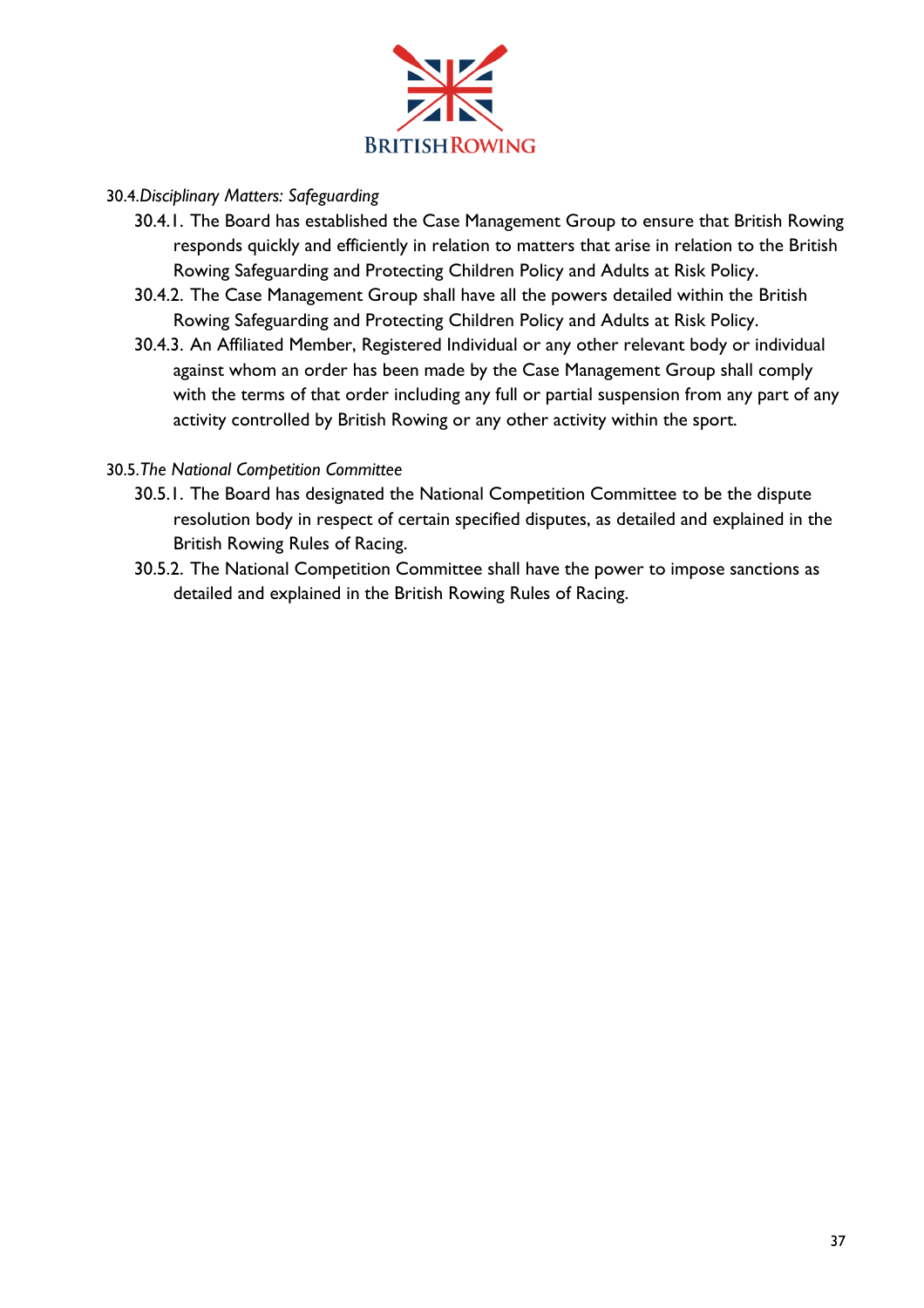30.4. *Disciplinary Matters: Safeguarding*

30.4.1. The Board has established the Case Management Group to ensure that British Rowing responds quickly and efficiently in relation to matters that arise in relation to the British Rowing Safeguarding and Protecting Children Policy and Adults at Risk Policy.

30.4.2. The Case Management Group shall have all the powers detailed within the British Rowing Safeguarding and Protecting Children Policy and Adults at Risk Policy.

30.4.3. An Affiliated Member, Registered Individual or any other relevant body or individual against whom an order has been made by the Case Management Group shall comply with the terms of that order including any full or partial suspension from any part of any activity controlled by British Rowing or any other activity within the sport.

30.5. *The National Competition Committee*

30.5.1. The Board has designated the National Competition Committee to be the dispute resolution body in respect of certain specified disputes, as detailed and explained in the British Rowing Rules of Racing.

30.5.2. The National Competition Committee shall have the power to impose sanctions as detailed and explained in the British Rowing Rules of Racing.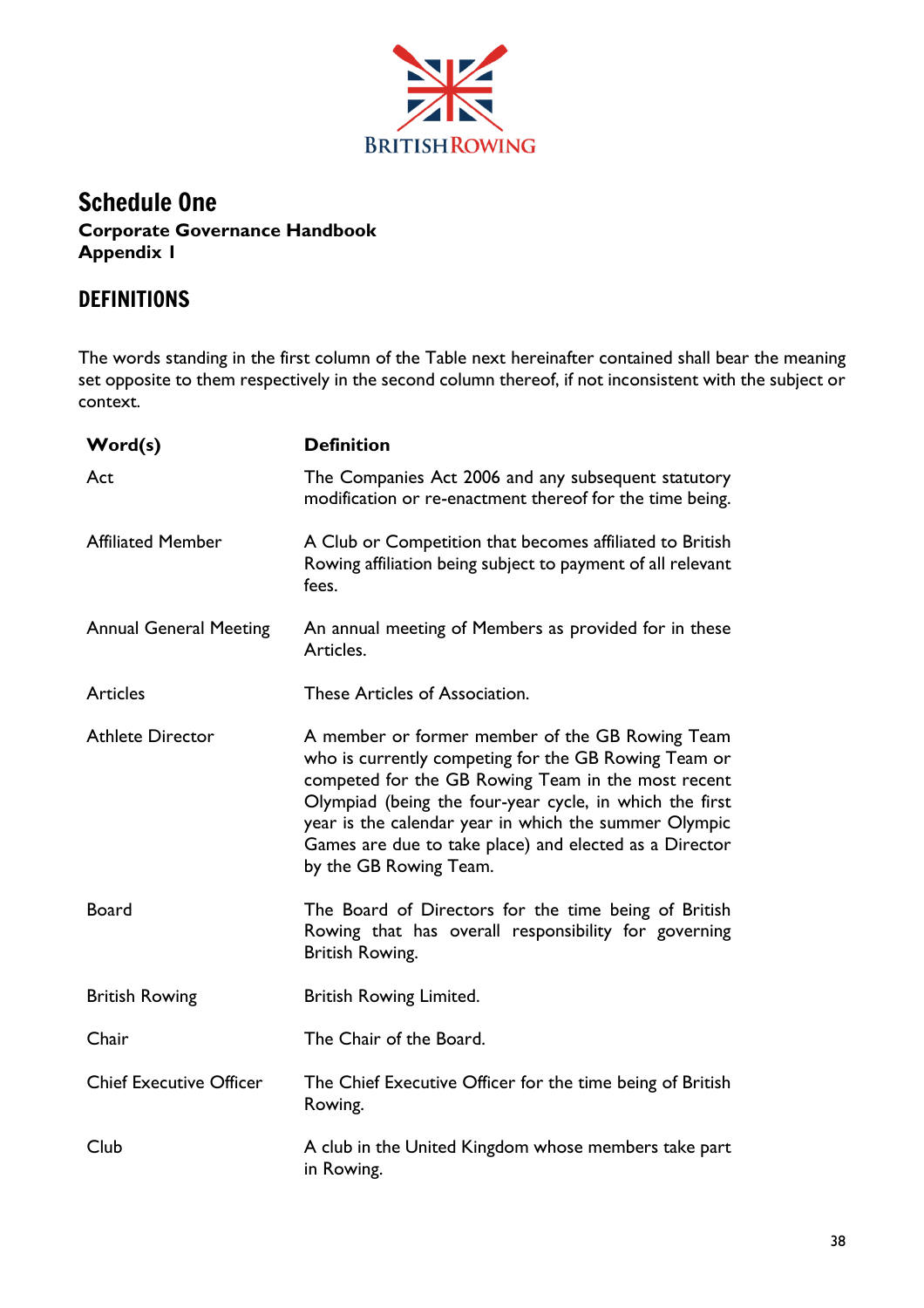# Schedule One

**Corporate Governance Handbook**
**Appendix I**

## DEFINITIONS

The words standing in the first column of the Table next hereinafter contained shall bear the meaning set opposite to them respectively in the second column thereof, if not inconsistent with the subject or context.

| Word(s) | Definition |
|---|---|
| Act | The Companies Act 2006 and any subsequent statutory modification or re-enactment thereof for the time being. |
| Affiliated Member | A Club or Competition that becomes affiliated to British Rowing affiliation being subject to payment of all relevant fees. |
| Annual General Meeting | An annual meeting of Members as provided for in these Articles. |
| Articles | These Articles of Association. |
| Athlete Director | A member or former member of the GB Rowing Team who is currently competing for the GB Rowing Team or competed for the GB Rowing Team in the most recent Olympiad (being the four-year cycle, in which the first year is the calendar year in which the summer Olympic Games are due to take place) and elected as a Director by the GB Rowing Team. |
| Board | The Board of Directors for the time being of British Rowing that has overall responsibility for governing British Rowing. |
| British Rowing | British Rowing Limited. |
| Chair | The Chair of the Board. |
| Chief Executive Officer | The Chief Executive Officer for the time being of British Rowing. |
| Club | A club in the United Kingdom whose members take part in Rowing. |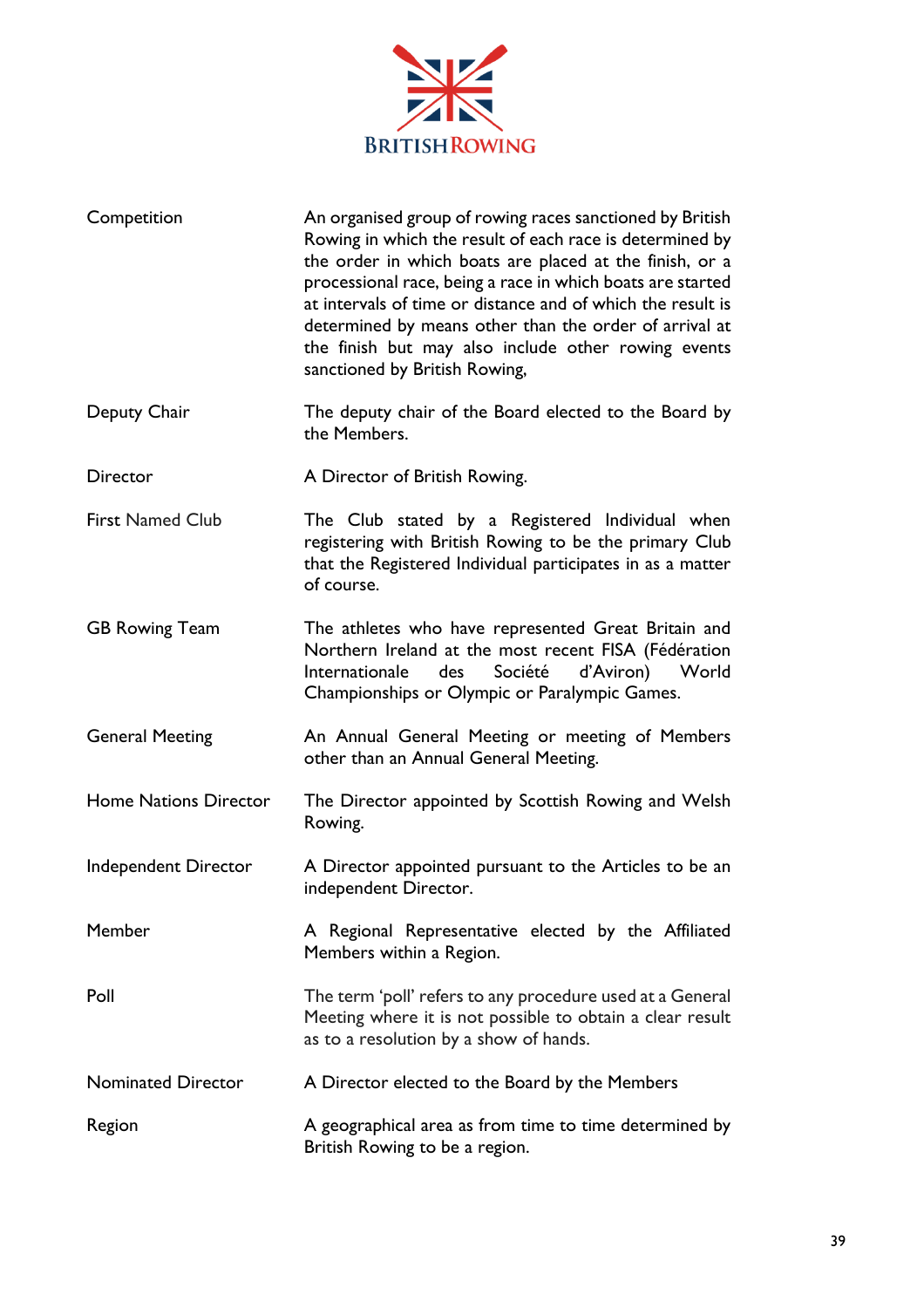| | |
|---|---|
| Competition | An organised group of rowing races sanctioned by British Rowing in which the result of each race is determined by the order in which boats are placed at the finish, or a processional race, being a race in which boats are started at intervals of time or distance and of which the result is determined by means other than the order of arrival at the finish but may also include other rowing events sanctioned by British Rowing, |
| Deputy Chair | The deputy chair of the Board elected to the Board by the Members. |
| Director | A Director of British Rowing. |
| First Named Club | The Club stated by a Registered Individual when registering with British Rowing to be the primary Club that the Registered Individual participates in as a matter of course. |
| GB Rowing Team | The athletes who have represented Great Britain and Northern Ireland at the most recent FISA (Fédération Internationale des Société d'Aviron) World Championships or Olympic or Paralympic Games. |
| General Meeting | An Annual General Meeting or meeting of Members other than an Annual General Meeting. |
| Home Nations Director | The Director appointed by Scottish Rowing and Welsh Rowing. |
| Independent Director | A Director appointed pursuant to the Articles to be an independent Director. |
| Member | A Regional Representative elected by the Affiliated Members within a Region. |
| Poll | The term 'poll' refers to any procedure used at a General Meeting where it is not possible to obtain a clear result as to a resolution by a show of hands. |
| Nominated Director | A Director elected to the Board by the Members |
| Region | A geographical area as from time to time determined by British Rowing to be a region. |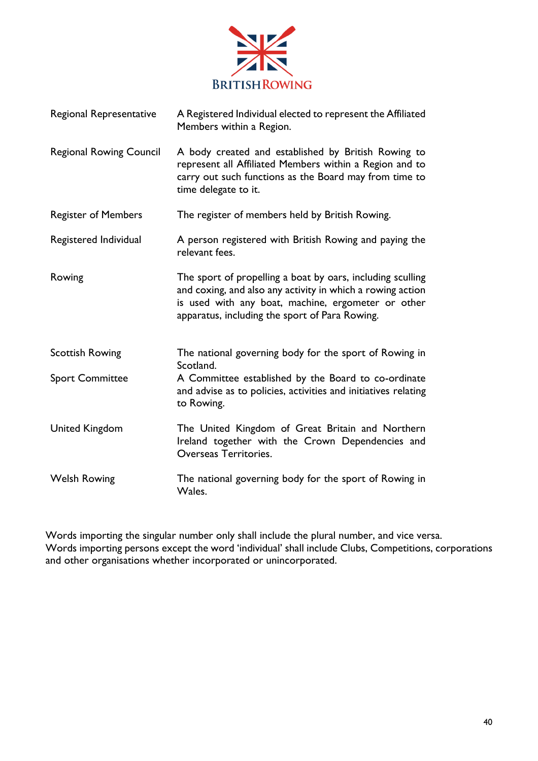| | |
|---|---|
| Regional Representative | A Registered Individual elected to represent the Affiliated Members within a Region. |
| Regional Rowing Council | A body created and established by British Rowing to represent all Affiliated Members within a Region and to carry out such functions as the Board may from time to time delegate to it. |
| Register of Members | The register of members held by British Rowing. |
| Registered Individual | A person registered with British Rowing and paying the relevant fees. |
| Rowing | The sport of propelling a boat by oars, including sculling and coxing, and also any activity in which a rowing action is used with any boat, machine, ergometer or other apparatus, including the sport of Para Rowing. |
| Scottish Rowing | The national governing body for the sport of Rowing in Scotland. |
| Sport Committee | A Committee established by the Board to co-ordinate and advise as to policies, activities and initiatives relating to Rowing. |
| United Kingdom | The United Kingdom of Great Britain and Northern Ireland together with the Crown Dependencies and Overseas Territories. |
| Welsh Rowing | The national governing body for the sport of Rowing in Wales. |

Words importing the singular number only shall include the plural number, and vice versa.
Words importing persons except the word 'individual' shall include Clubs, Competitions, corporations and other organisations whether incorporated or unincorporated.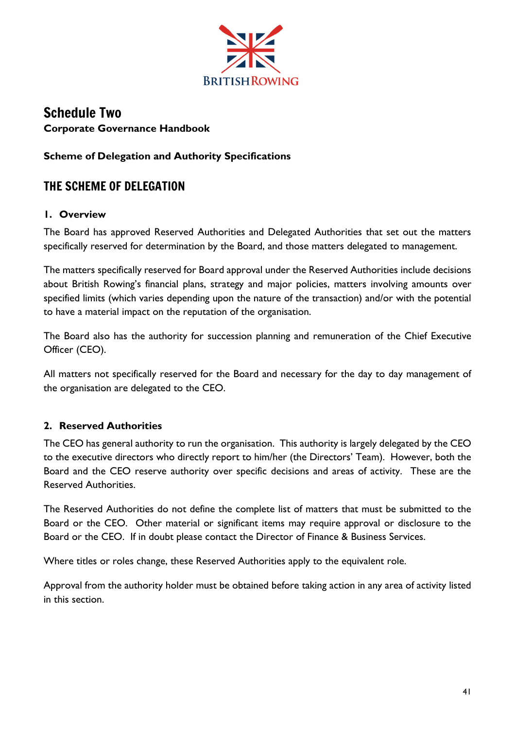# Schedule Two

**Corporate Governance Handbook**

**Scheme of Delegation and Authority Specifications**

## THE SCHEME OF DELEGATION

### 1. Overview

The Board has approved Reserved Authorities and Delegated Authorities that set out the matters specifically reserved for determination by the Board, and those matters delegated to management.

The matters specifically reserved for Board approval under the Reserved Authorities include decisions about British Rowing's financial plans, strategy and major policies, matters involving amounts over specified limits (which varies depending upon the nature of the transaction) and/or with the potential to have a material impact on the reputation of the organisation.

The Board also has the authority for succession planning and remuneration of the Chief Executive Officer (CEO).

All matters not specifically reserved for the Board and necessary for the day to day management of the organisation are delegated to the CEO.

### 2. Reserved Authorities

The CEO has general authority to run the organisation. This authority is largely delegated by the CEO to the executive directors who directly report to him/her (the Directors' Team). However, both the Board and the CEO reserve authority over specific decisions and areas of activity. These are the Reserved Authorities.

The Reserved Authorities do not define the complete list of matters that must be submitted to the Board or the CEO. Other material or significant items may require approval or disclosure to the Board or the CEO. If in doubt please contact the Director of Finance & Business Services.

Where titles or roles change, these Reserved Authorities apply to the equivalent role.

Approval from the authority holder must be obtained before taking action in any area of activity listed in this section.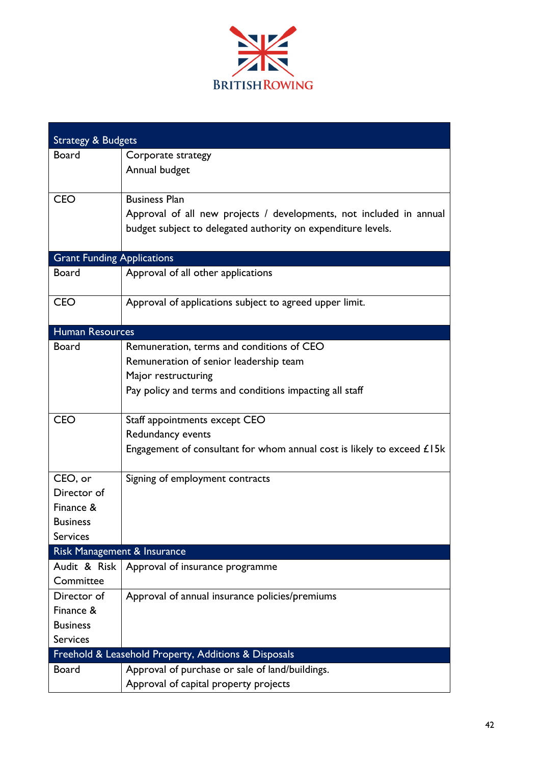| Strategy & Budgets | |
|---|---|
| Board | Corporate strategy<br>Annual budget |
| CEO | Business Plan<br>Approval of all new projects / developments, not included in annual budget subject to delegated authority on expenditure levels. |
| **Grant Funding Applications** | |
| Board | Approval of all other applications |
| CEO | Approval of applications subject to agreed upper limit. |
| **Human Resources** | |
| Board | Remuneration, terms and conditions of CEO<br>Remuneration of senior leadership team<br>Major restructuring<br>Pay policy and terms and conditions impacting all staff |
| CEO | Staff appointments except CEO<br>Redundancy events<br>Engagement of consultant for whom annual cost is likely to exceed £15k |
| CEO, or Director of Finance & Business Services | Signing of employment contracts |
| **Risk Management & Insurance** | |
| Audit & Risk Committee | Approval of insurance programme |
| Director of Finance & Business Services | Approval of annual insurance policies/premiums |
| **Freehold & Leasehold Property, Additions & Disposals** | |
| Board | Approval of purchase or sale of land/buildings.<br>Approval of capital property projects |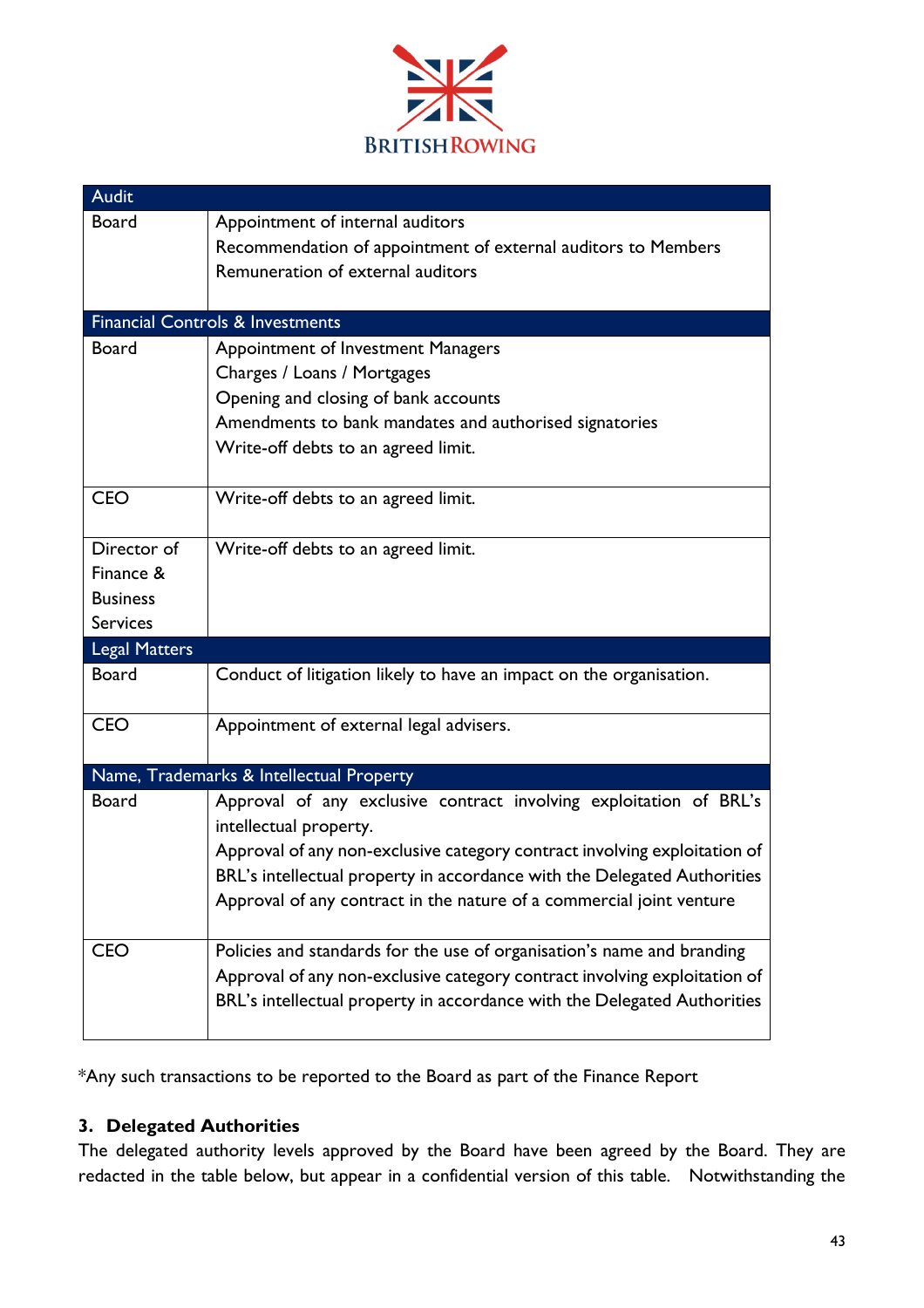| Audit | |
|---|---|
| Board | Appointment of internal auditors<br>Recommendation of appointment of external auditors to Members<br>Remuneration of external auditors |
| **Financial Controls & Investments** | |
| Board | Appointment of Investment Managers<br>Charges / Loans / Mortgages<br>Opening and closing of bank accounts<br>Amendments to bank mandates and authorised signatories<br>Write-off debts to an agreed limit. |
| CEO | Write-off debts to an agreed limit. |
| Director of Finance & Business Services | Write-off debts to an agreed limit. |
| **Legal Matters** | |
| Board | Conduct of litigation likely to have an impact on the organisation. |
| CEO | Appointment of external legal advisers. |
| **Name, Trademarks & Intellectual Property** | |
| Board | Approval of any exclusive contract involving exploitation of BRL's intellectual property.<br>Approval of any non-exclusive category contract involving exploitation of BRL's intellectual property in accordance with the Delegated Authorities<br>Approval of any contract in the nature of a commercial joint venture |
| CEO | Policies and standards for the use of organisation's name and branding<br>Approval of any non-exclusive category contract involving exploitation of BRL's intellectual property in accordance with the Delegated Authorities |

*Any such transactions to be reported to the Board as part of the Finance Report

### 3. Delegated Authorities

The delegated authority levels approved by the Board have been agreed by the Board. They are redacted in the table below, but appear in a confidential version of this table. Notwithstanding the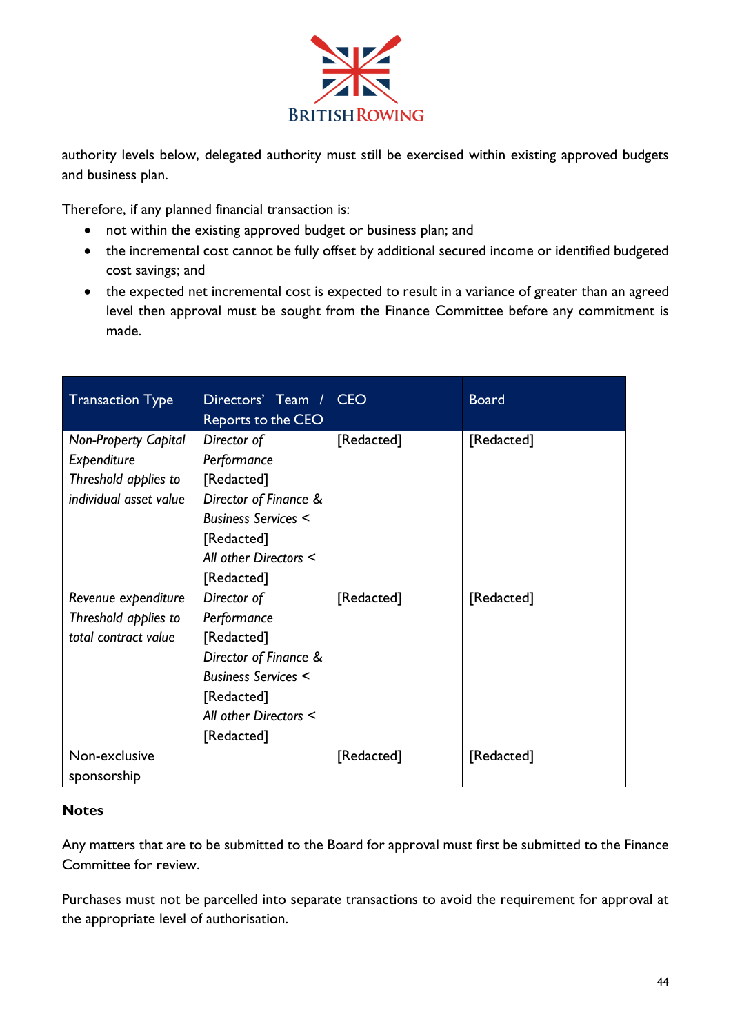authority levels below, delegated authority must still be exercised within existing approved budgets and business plan.

Therefore, if any planned financial transaction is:

- not within the existing approved budget or business plan; and
- the incremental cost cannot be fully offset by additional secured income or identified budgeted cost savings; and
- the expected net incremental cost is expected to result in a variance of greater than an agreed level then approval must be sought from the Finance Committee before any commitment is made.

| Transaction Type | Directors' Team / Reports to the CEO | CEO | Board |
|---|---|---|---|
| *Non-Property Capital Expenditure Threshold applies to individual asset value* | *Director of Performance* [Redacted] *Director of Finance & Business Services <* [Redacted] *All other Directors <* [Redacted] | [Redacted] | [Redacted] |
| *Revenue expenditure Threshold applies to total contract value* | *Director of Performance* [Redacted] *Director of Finance & Business Services <* [Redacted] *All other Directors <* [Redacted] | [Redacted] | [Redacted] |
| Non-exclusive sponsorship | | [Redacted] | [Redacted] |

**Notes**

Any matters that are to be submitted to the Board for approval must first be submitted to the Finance Committee for review.

Purchases must not be parcelled into separate transactions to avoid the requirement for approval at the appropriate level of authorisation.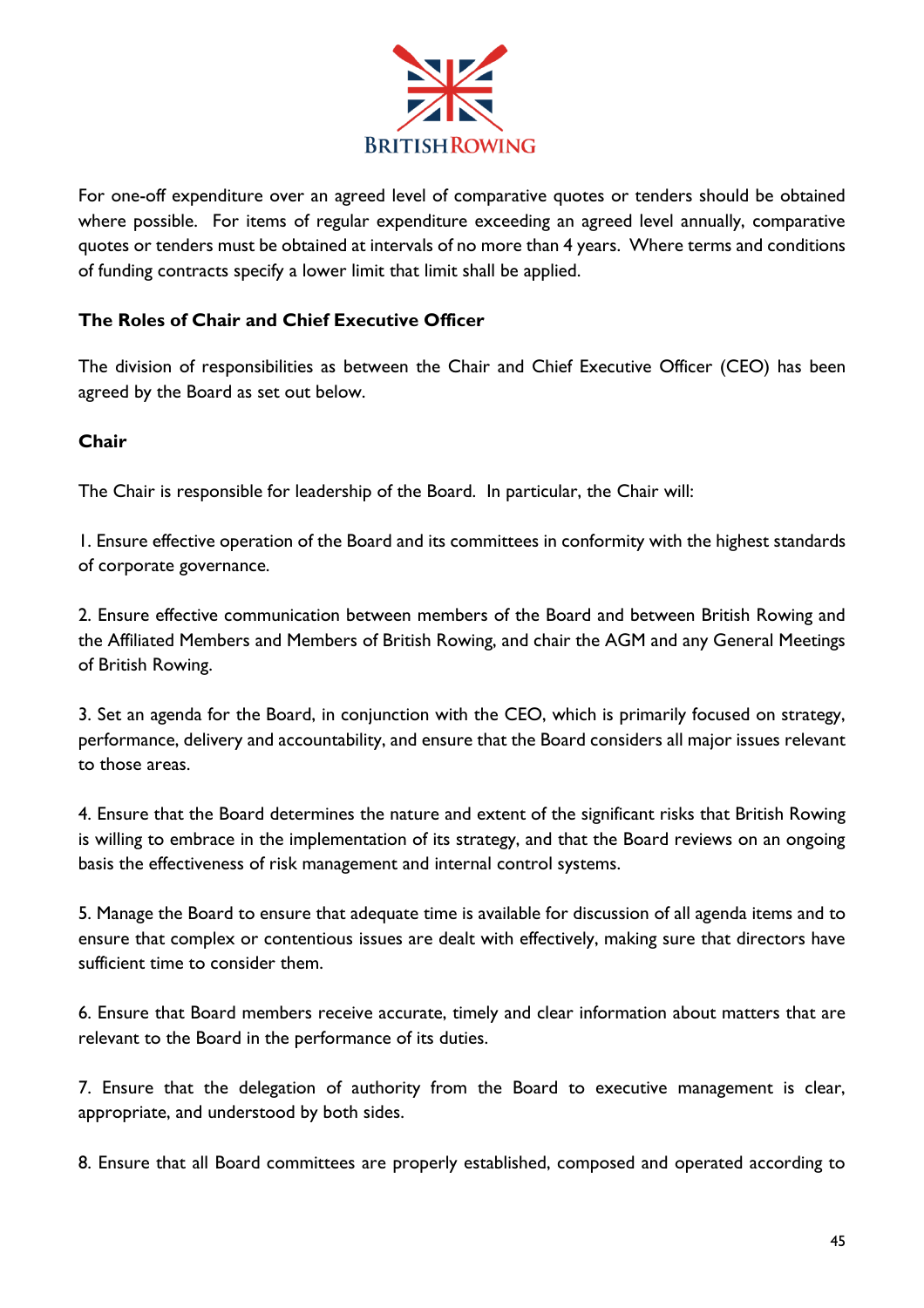For one-off expenditure over an agreed level of comparative quotes or tenders should be obtained where possible. For items of regular expenditure exceeding an agreed level annually, comparative quotes or tenders must be obtained at intervals of no more than 4 years. Where terms and conditions of funding contracts specify a lower limit that limit shall be applied.

**The Roles of Chair and Chief Executive Officer**

The division of responsibilities as between the Chair and Chief Executive Officer (CEO) has been agreed by the Board as set out below.

**Chair**

The Chair is responsible for leadership of the Board. In particular, the Chair will:

1. Ensure effective operation of the Board and its committees in conformity with the highest standards of corporate governance.

2. Ensure effective communication between members of the Board and between British Rowing and the Affiliated Members and Members of British Rowing, and chair the AGM and any General Meetings of British Rowing.

3. Set an agenda for the Board, in conjunction with the CEO, which is primarily focused on strategy, performance, delivery and accountability, and ensure that the Board considers all major issues relevant to those areas.

4. Ensure that the Board determines the nature and extent of the significant risks that British Rowing is willing to embrace in the implementation of its strategy, and that the Board reviews on an ongoing basis the effectiveness of risk management and internal control systems.

5. Manage the Board to ensure that adequate time is available for discussion of all agenda items and to ensure that complex or contentious issues are dealt with effectively, making sure that directors have sufficient time to consider them.

6. Ensure that Board members receive accurate, timely and clear information about matters that are relevant to the Board in the performance of its duties.

7. Ensure that the delegation of authority from the Board to executive management is clear, appropriate, and understood by both sides.

8. Ensure that all Board committees are properly established, composed and operated according to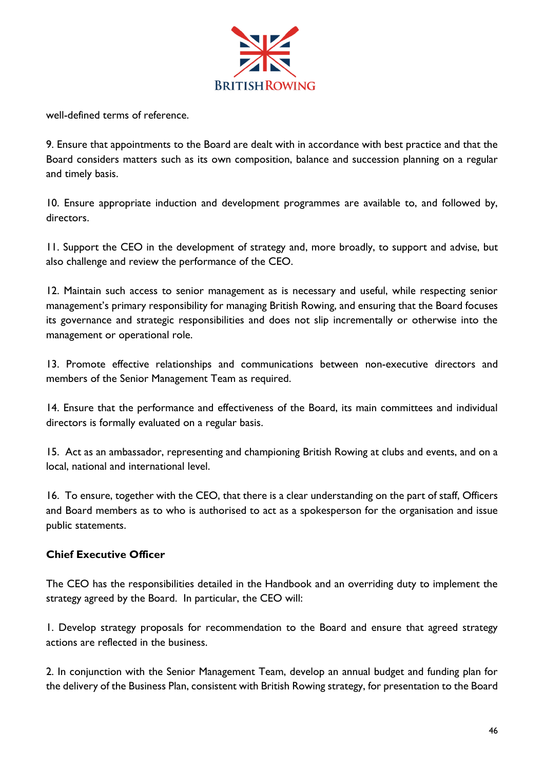well-defined terms of reference.

9. Ensure that appointments to the Board are dealt with in accordance with best practice and that the Board considers matters such as its own composition, balance and succession planning on a regular and timely basis.

10. Ensure appropriate induction and development programmes are available to, and followed by, directors.

11. Support the CEO in the development of strategy and, more broadly, to support and advise, but also challenge and review the performance of the CEO.

12. Maintain such access to senior management as is necessary and useful, while respecting senior management's primary responsibility for managing British Rowing, and ensuring that the Board focuses its governance and strategic responsibilities and does not slip incrementally or otherwise into the management or operational role.

13. Promote effective relationships and communications between non-executive directors and members of the Senior Management Team as required.

14. Ensure that the performance and effectiveness of the Board, its main committees and individual directors is formally evaluated on a regular basis.

15. Act as an ambassador, representing and championing British Rowing at clubs and events, and on a local, national and international level.

16. To ensure, together with the CEO, that there is a clear understanding on the part of staff, Officers and Board members as to who is authorised to act as a spokesperson for the organisation and issue public statements.

**Chief Executive Officer**

The CEO has the responsibilities detailed in the Handbook and an overriding duty to implement the strategy agreed by the Board. In particular, the CEO will:

1. Develop strategy proposals for recommendation to the Board and ensure that agreed strategy actions are reflected in the business.

2. In conjunction with the Senior Management Team, develop an annual budget and funding plan for the delivery of the Business Plan, consistent with British Rowing strategy, for presentation to the Board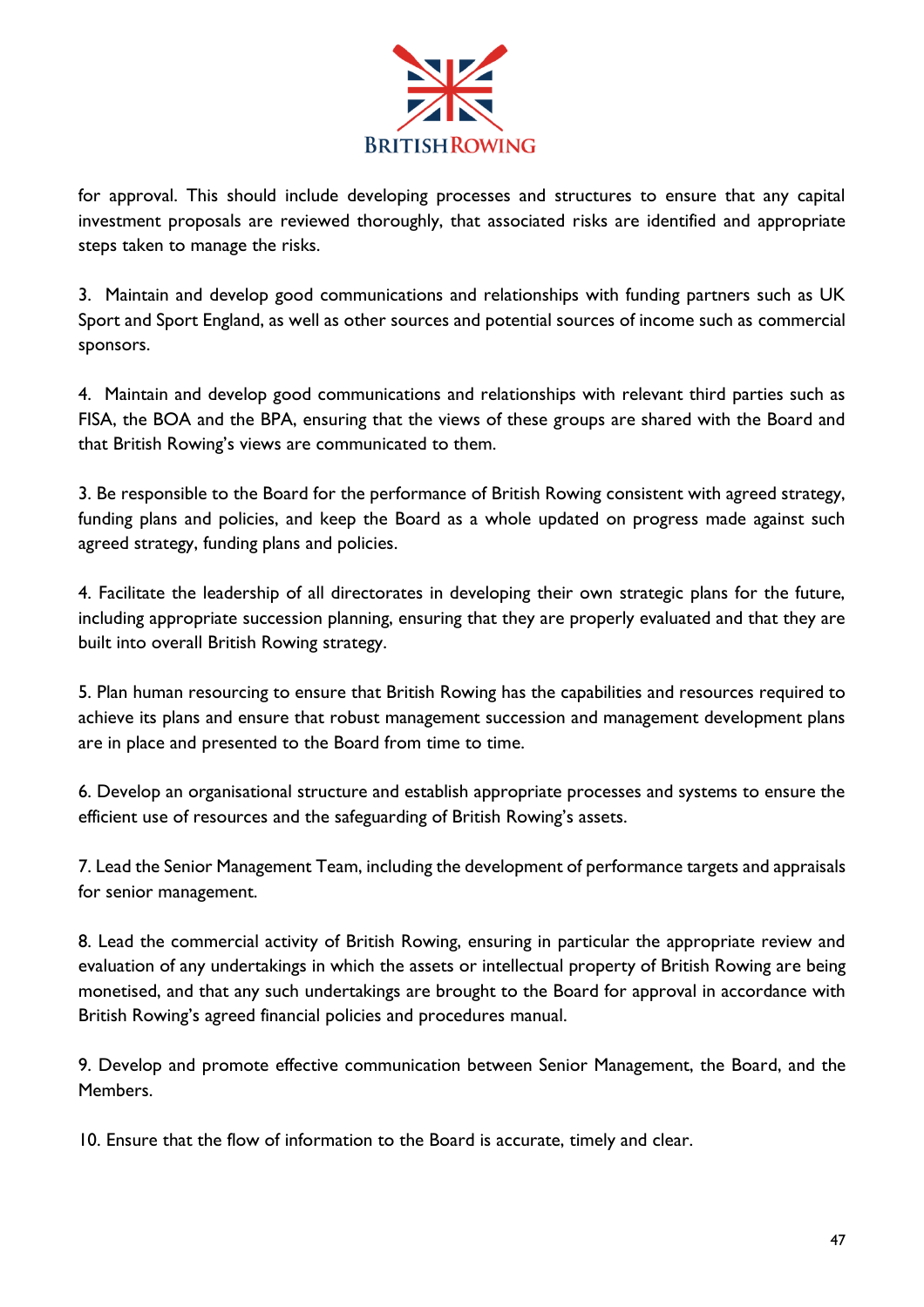for approval. This should include developing processes and structures to ensure that any capital investment proposals are reviewed thoroughly, that associated risks are identified and appropriate steps taken to manage the risks.

3. Maintain and develop good communications and relationships with funding partners such as UK Sport and Sport England, as well as other sources and potential sources of income such as commercial sponsors.

4. Maintain and develop good communications and relationships with relevant third parties such as FISA, the BOA and the BPA, ensuring that the views of these groups are shared with the Board and that British Rowing's views are communicated to them.

3. Be responsible to the Board for the performance of British Rowing consistent with agreed strategy, funding plans and policies, and keep the Board as a whole updated on progress made against such agreed strategy, funding plans and policies.

4. Facilitate the leadership of all directorates in developing their own strategic plans for the future, including appropriate succession planning, ensuring that they are properly evaluated and that they are built into overall British Rowing strategy.

5. Plan human resourcing to ensure that British Rowing has the capabilities and resources required to achieve its plans and ensure that robust management succession and management development plans are in place and presented to the Board from time to time.

6. Develop an organisational structure and establish appropriate processes and systems to ensure the efficient use of resources and the safeguarding of British Rowing's assets.

7. Lead the Senior Management Team, including the development of performance targets and appraisals for senior management.

8. Lead the commercial activity of British Rowing, ensuring in particular the appropriate review and evaluation of any undertakings in which the assets or intellectual property of British Rowing are being monetised, and that any such undertakings are brought to the Board for approval in accordance with British Rowing's agreed financial policies and procedures manual.

9. Develop and promote effective communication between Senior Management, the Board, and the Members.

10. Ensure that the flow of information to the Board is accurate, timely and clear.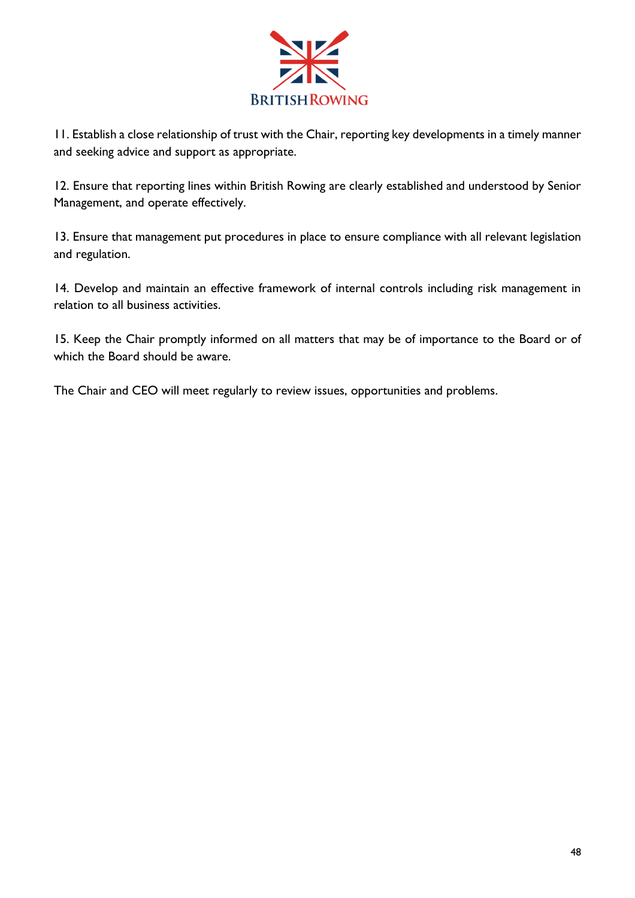11. Establish a close relationship of trust with the Chair, reporting key developments in a timely manner and seeking advice and support as appropriate.

12. Ensure that reporting lines within British Rowing are clearly established and understood by Senior Management, and operate effectively.

13. Ensure that management put procedures in place to ensure compliance with all relevant legislation and regulation.

14. Develop and maintain an effective framework of internal controls including risk management in relation to all business activities.

15. Keep the Chair promptly informed on all matters that may be of importance to the Board or of which the Board should be aware.

The Chair and CEO will meet regularly to review issues, opportunities and problems.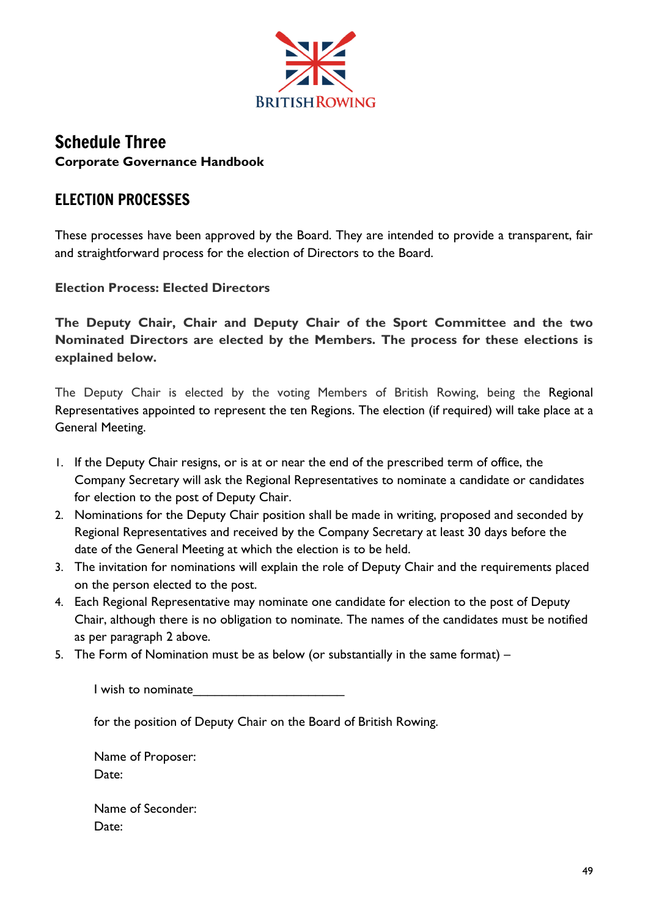# Schedule Three

**Corporate Governance Handbook**

## ELECTION PROCESSES

These processes have been approved by the Board. They are intended to provide a transparent, fair and straightforward process for the election of Directors to the Board.

**Election Process: Elected Directors**

**The Deputy Chair, Chair and Deputy Chair of the Sport Committee and the two Nominated Directors are elected by the Members. The process for these elections is explained below.**

The Deputy Chair is elected by the voting Members of British Rowing, being the Regional Representatives appointed to represent the ten Regions. The election (if required) will take place at a General Meeting.

1. If the Deputy Chair resigns, or is at or near the end of the prescribed term of office, the Company Secretary will ask the Regional Representatives to nominate a candidate or candidates for election to the post of Deputy Chair.
2. Nominations for the Deputy Chair position shall be made in writing, proposed and seconded by Regional Representatives and received by the Company Secretary at least 30 days before the date of the General Meeting at which the election is to be held.
3. The invitation for nominations will explain the role of Deputy Chair and the requirements placed on the person elected to the post.
4. Each Regional Representative may nominate one candidate for election to the post of Deputy Chair, although there is no obligation to nominate. The names of the candidates must be notified as per paragraph 2 above.
5. The Form of Nomination must be as below (or substantially in the same format) –

I wish to nominate______________________

for the position of Deputy Chair on the Board of British Rowing.

Name of Proposer:
Date:

Name of Seconder:
Date: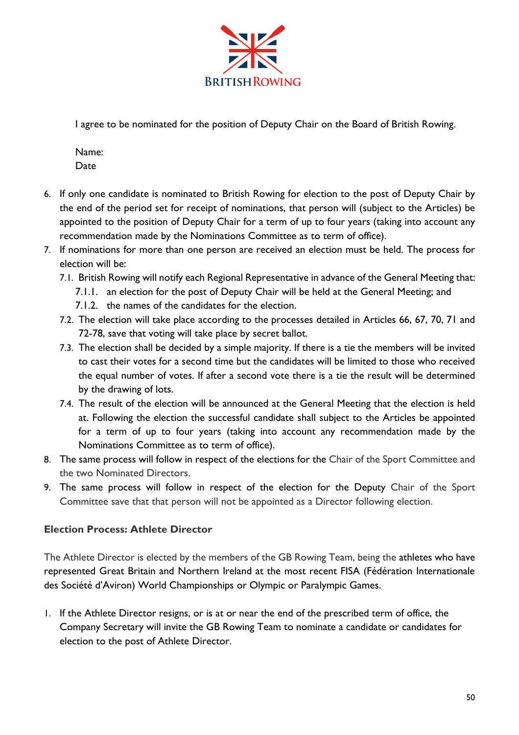I agree to be nominated for the position of Deputy Chair on the Board of British Rowing.

Name:
Date

6. If only one candidate is nominated to British Rowing for election to the post of Deputy Chair by the end of the period set for receipt of nominations, that person will (subject to the Articles) be appointed to the position of Deputy Chair for a term of up to four years (taking into account any recommendation made by the Nominations Committee as to term of office).
7. If nominations for more than one person are received an election must be held. The process for election will be:
   7.1. British Rowing will notify each Regional Representative in advance of the General Meeting that:
      7.1.1. an election for the post of Deputy Chair will be held at the General Meeting; and
      7.1.2. the names of the candidates for the election.
   7.2. The election will take place according to the processes detailed in Articles 66, 67, 70, 71 and 72-78, save that voting will take place by secret ballot.
   7.3. The election shall be decided by a simple majority. If there is a tie the members will be invited to cast their votes for a second time but the candidates will be limited to those who received the equal number of votes. If after a second vote there is a tie the result will be determined by the drawing of lots.
   7.4. The result of the election will be announced at the General Meeting that the election is held at. Following the election the successful candidate shall subject to the Articles be appointed for a term of up to four years (taking into account any recommendation made by the Nominations Committee as to term of office).
8. The same process will follow in respect of the elections for the Chair of the Sport Committee and the two Nominated Directors.
9. The same process will follow in respect of the election for the Deputy Chair of the Sport Committee save that that person will not be appointed as a Director following election.

**Election Process: Athlete Director**

The Athlete Director is elected by the members of the GB Rowing Team, being the athletes who have represented Great Britain and Northern Ireland at the most recent FISA (Fédération Internationale des Société d'Aviron) World Championships or Olympic or Paralympic Games.

1. If the Athlete Director resigns, or is at or near the end of the prescribed term of office, the Company Secretary will invite the GB Rowing Team to nominate a candidate or candidates for election to the post of Athlete Director.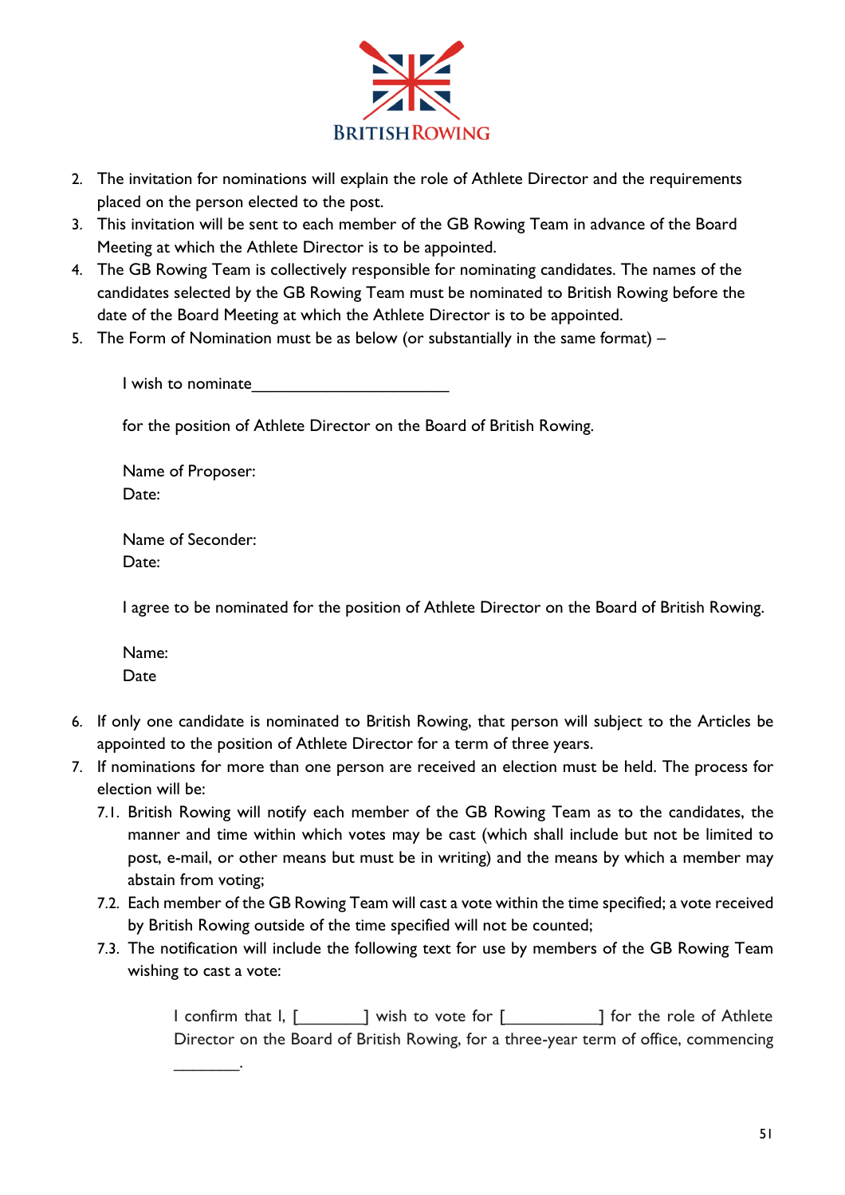2. The invitation for nominations will explain the role of Athlete Director and the requirements placed on the person elected to the post.
3. This invitation will be sent to each member of the GB Rowing Team in advance of the Board Meeting at which the Athlete Director is to be appointed.
4. The GB Rowing Team is collectively responsible for nominating candidates. The names of the candidates selected by the GB Rowing Team must be nominated to British Rowing before the date of the Board Meeting at which the Athlete Director is to be appointed.
5. The Form of Nomination must be as below (or substantially in the same format) –

   I wish to nominate______________________

   for the position of Athlete Director on the Board of British Rowing.

   Name of Proposer:
   Date:

   Name of Seconder:
   Date:

   I agree to be nominated for the position of Athlete Director on the Board of British Rowing.

   Name:
   Date

6. If only one candidate is nominated to British Rowing, that person will subject to the Articles be appointed to the position of Athlete Director for a term of three years.
7. If nominations for more than one person are received an election must be held. The process for election will be:
   7.1. British Rowing will notify each member of the GB Rowing Team as to the candidates, the manner and time within which votes may be cast (which shall include but not be limited to post, e-mail, or other means but must be in writing) and the means by which a member may abstain from voting;
   7.2. Each member of the GB Rowing Team will cast a vote within the time specified; a vote received by British Rowing outside of the time specified will not be counted;
   7.3. The notification will include the following text for use by members of the GB Rowing Team wishing to cast a vote:

   > I confirm that I, [_______] wish to vote for [__________] for the role of Athlete Director on the Board of British Rowing, for a three-year term of office, commencing _______.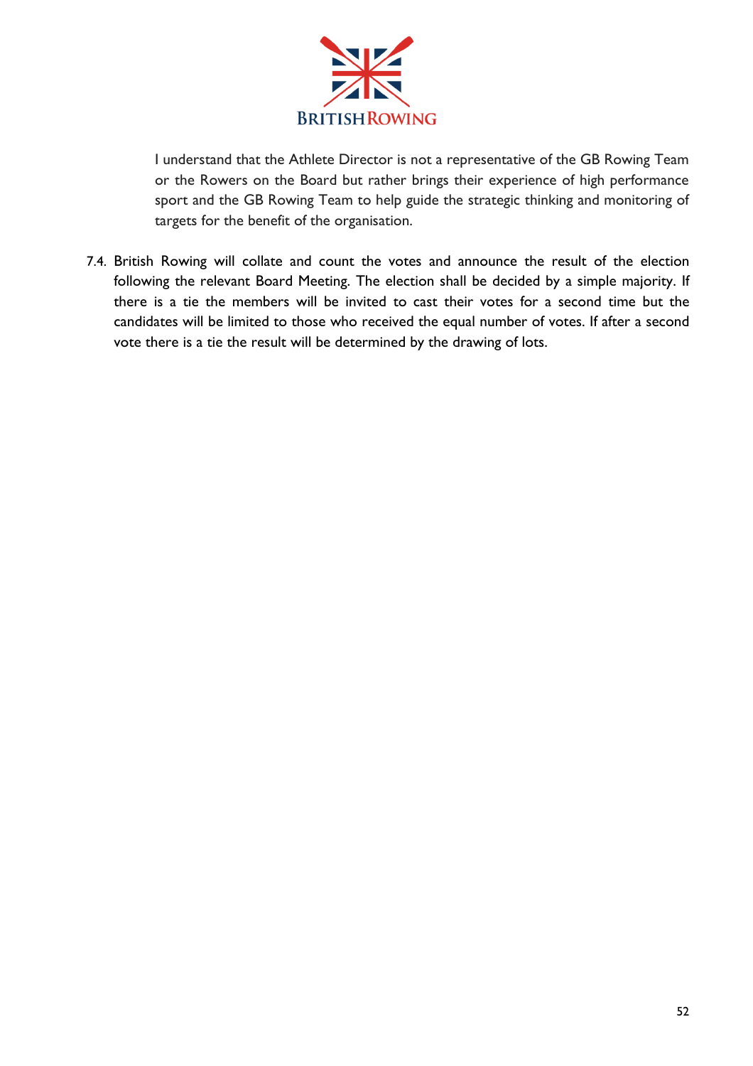I understand that the Athlete Director is not a representative of the GB Rowing Team or the Rowers on the Board but rather brings their experience of high performance sport and the GB Rowing Team to help guide the strategic thinking and monitoring of targets for the benefit of the organisation.

7.4. British Rowing will collate and count the votes and announce the result of the election following the relevant Board Meeting. The election shall be decided by a simple majority. If there is a tie the members will be invited to cast their votes for a second time but the candidates will be limited to those who received the equal number of votes. If after a second vote there is a tie the result will be determined by the drawing of lots.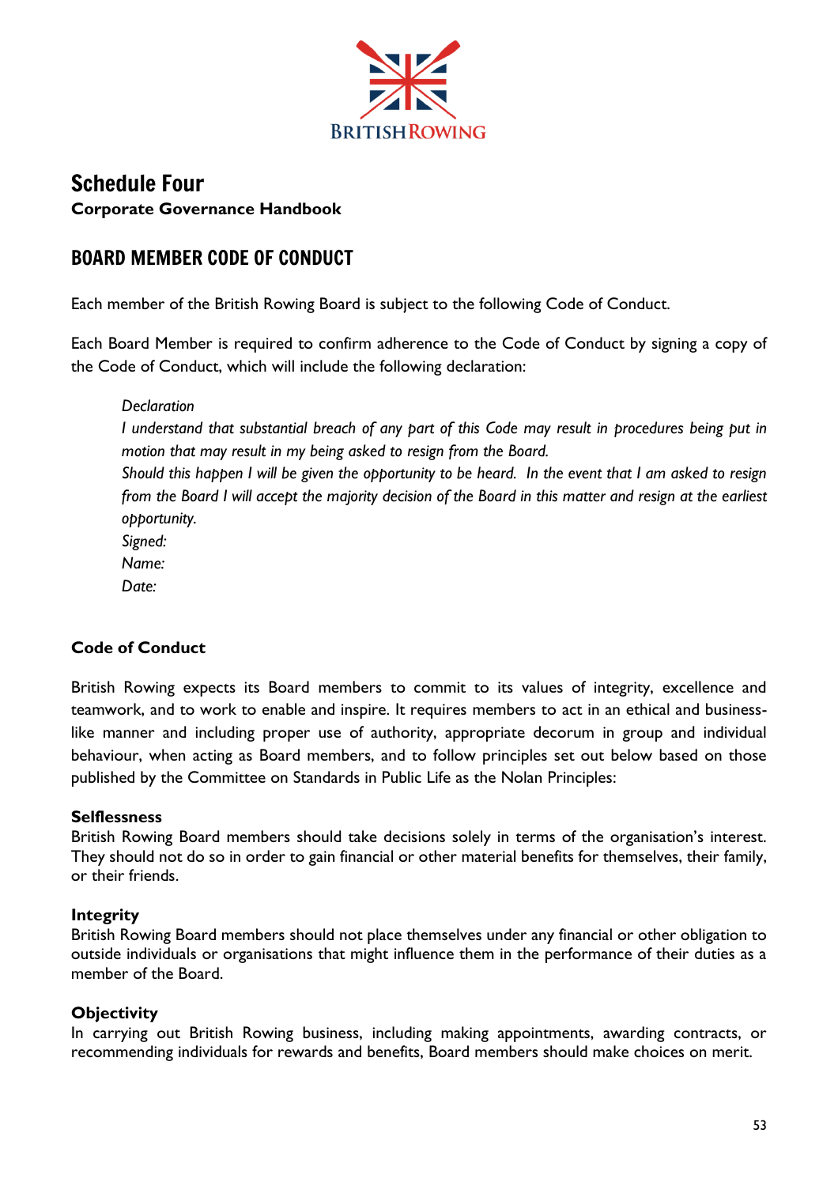# Schedule Four

**Corporate Governance Handbook**

## BOARD MEMBER CODE OF CONDUCT

Each member of the British Rowing Board is subject to the following Code of Conduct.

Each Board Member is required to confirm adherence to the Code of Conduct by signing a copy of the Code of Conduct, which will include the following declaration:

> *Declaration*
> *I understand that substantial breach of any part of this Code may result in procedures being put in motion that may result in my being asked to resign from the Board.*
> *Should this happen I will be given the opportunity to be heard. In the event that I am asked to resign from the Board I will accept the majority decision of the Board in this matter and resign at the earliest opportunity.*
> *Signed:*
> *Name:*
> *Date:*

### Code of Conduct

British Rowing expects its Board members to commit to its values of integrity, excellence and teamwork, and to work to enable and inspire. It requires members to act in an ethical and business-like manner and including proper use of authority, appropriate decorum in group and individual behaviour, when acting as Board members, and to follow principles set out below based on those published by the Committee on Standards in Public Life as the Nolan Principles:

#### Selflessness

British Rowing Board members should take decisions solely in terms of the organisation's interest. They should not do so in order to gain financial or other material benefits for themselves, their family, or their friends.

#### Integrity

British Rowing Board members should not place themselves under any financial or other obligation to outside individuals or organisations that might influence them in the performance of their duties as a member of the Board.

#### Objectivity

In carrying out British Rowing business, including making appointments, awarding contracts, or recommending individuals for rewards and benefits, Board members should make choices on merit.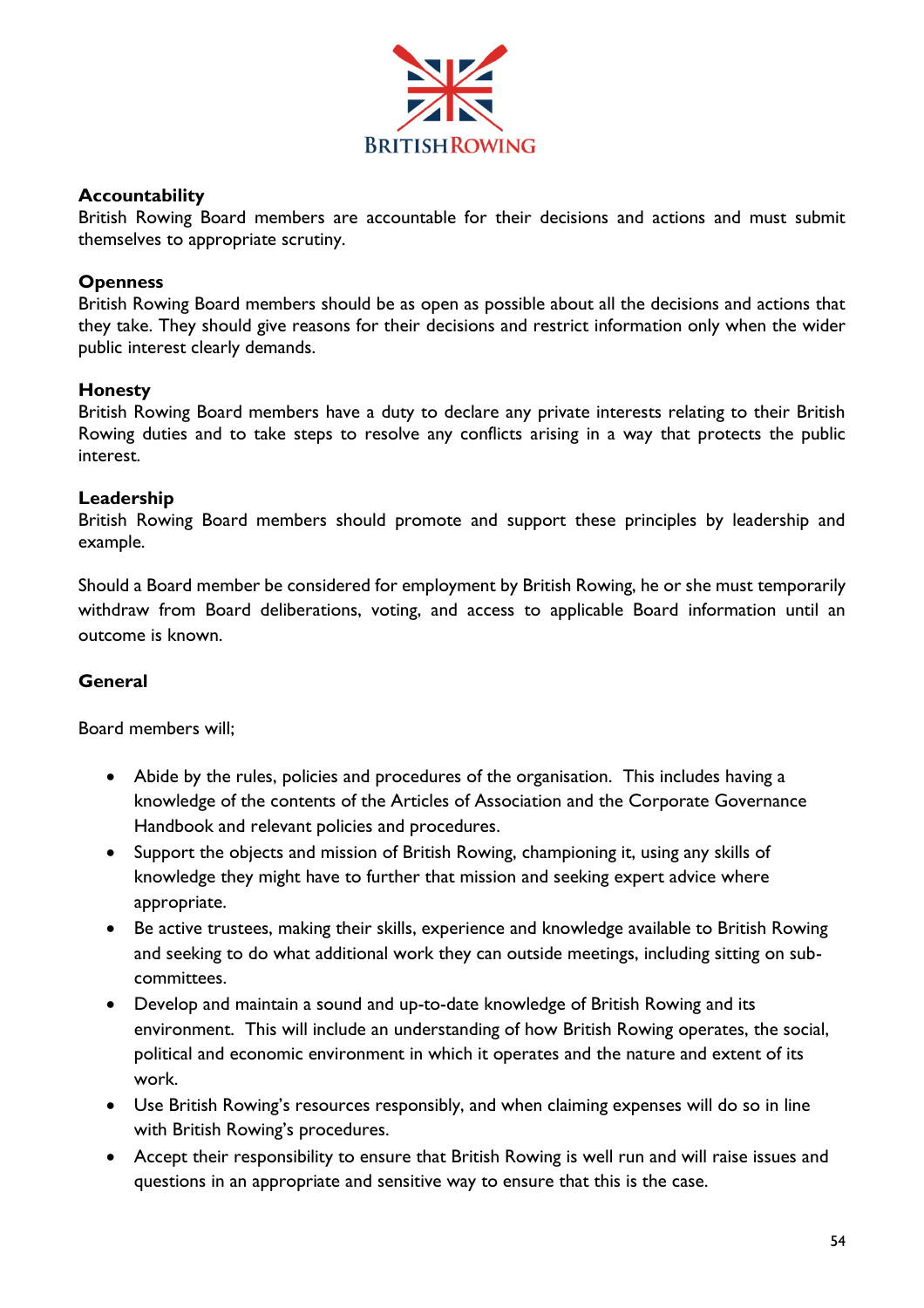**Accountability**
British Rowing Board members are accountable for their decisions and actions and must submit themselves to appropriate scrutiny.

**Openness**
British Rowing Board members should be as open as possible about all the decisions and actions that they take. They should give reasons for their decisions and restrict information only when the wider public interest clearly demands.

**Honesty**
British Rowing Board members have a duty to declare any private interests relating to their British Rowing duties and to take steps to resolve any conflicts arising in a way that protects the public interest.

**Leadership**
British Rowing Board members should promote and support these principles by leadership and example.

Should a Board member be considered for employment by British Rowing, he or she must temporarily withdraw from Board deliberations, voting, and access to applicable Board information until an outcome is known.

**General**

Board members will;

- Abide by the rules, policies and procedures of the organisation. This includes having a knowledge of the contents of the Articles of Association and the Corporate Governance Handbook and relevant policies and procedures.
- Support the objects and mission of British Rowing, championing it, using any skills of knowledge they might have to further that mission and seeking expert advice where appropriate.
- Be active trustees, making their skills, experience and knowledge available to British Rowing and seeking to do what additional work they can outside meetings, including sitting on sub-committees.
- Develop and maintain a sound and up-to-date knowledge of British Rowing and its environment. This will include an understanding of how British Rowing operates, the social, political and economic environment in which it operates and the nature and extent of its work.
- Use British Rowing's resources responsibly, and when claiming expenses will do so in line with British Rowing's procedures.
- Accept their responsibility to ensure that British Rowing is well run and will raise issues and questions in an appropriate and sensitive way to ensure that this is the case.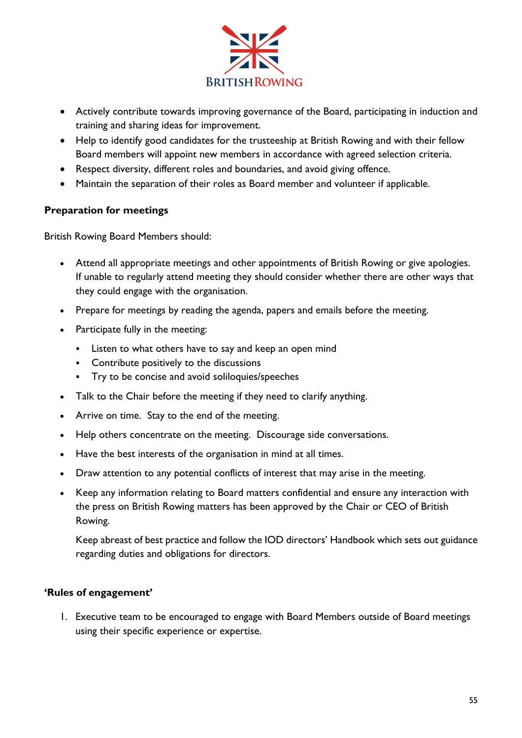- Actively contribute towards improving governance of the Board, participating in induction and training and sharing ideas for improvement.
- Help to identify good candidates for the trusteeship at British Rowing and with their fellow Board members will appoint new members in accordance with agreed selection criteria.
- Respect diversity, different roles and boundaries, and avoid giving offence.
- Maintain the separation of their roles as Board member and volunteer if applicable.

**Preparation for meetings**

British Rowing Board Members should:

- Attend all appropriate meetings and other appointments of British Rowing or give apologies. If unable to regularly attend meeting they should consider whether there are other ways that they could engage with the organisation.
- Prepare for meetings by reading the agenda, papers and emails before the meeting.
- Participate fully in the meeting:
  - Listen to what others have to say and keep an open mind
  - Contribute positively to the discussions
  - Try to be concise and avoid soliloquies/speeches
- Talk to the Chair before the meeting if they need to clarify anything.
- Arrive on time. Stay to the end of the meeting.
- Help others concentrate on the meeting. Discourage side conversations.
- Have the best interests of the organisation in mind at all times.
- Draw attention to any potential conflicts of interest that may arise in the meeting.
- Keep any information relating to Board matters confidential and ensure any interaction with the press on British Rowing matters has been approved by the Chair or CEO of British Rowing.

  Keep abreast of best practice and follow the IOD directors' Handbook which sets out guidance regarding duties and obligations for directors.

**'Rules of engagement'**

1. Executive team to be encouraged to engage with Board Members outside of Board meetings using their specific experience or expertise.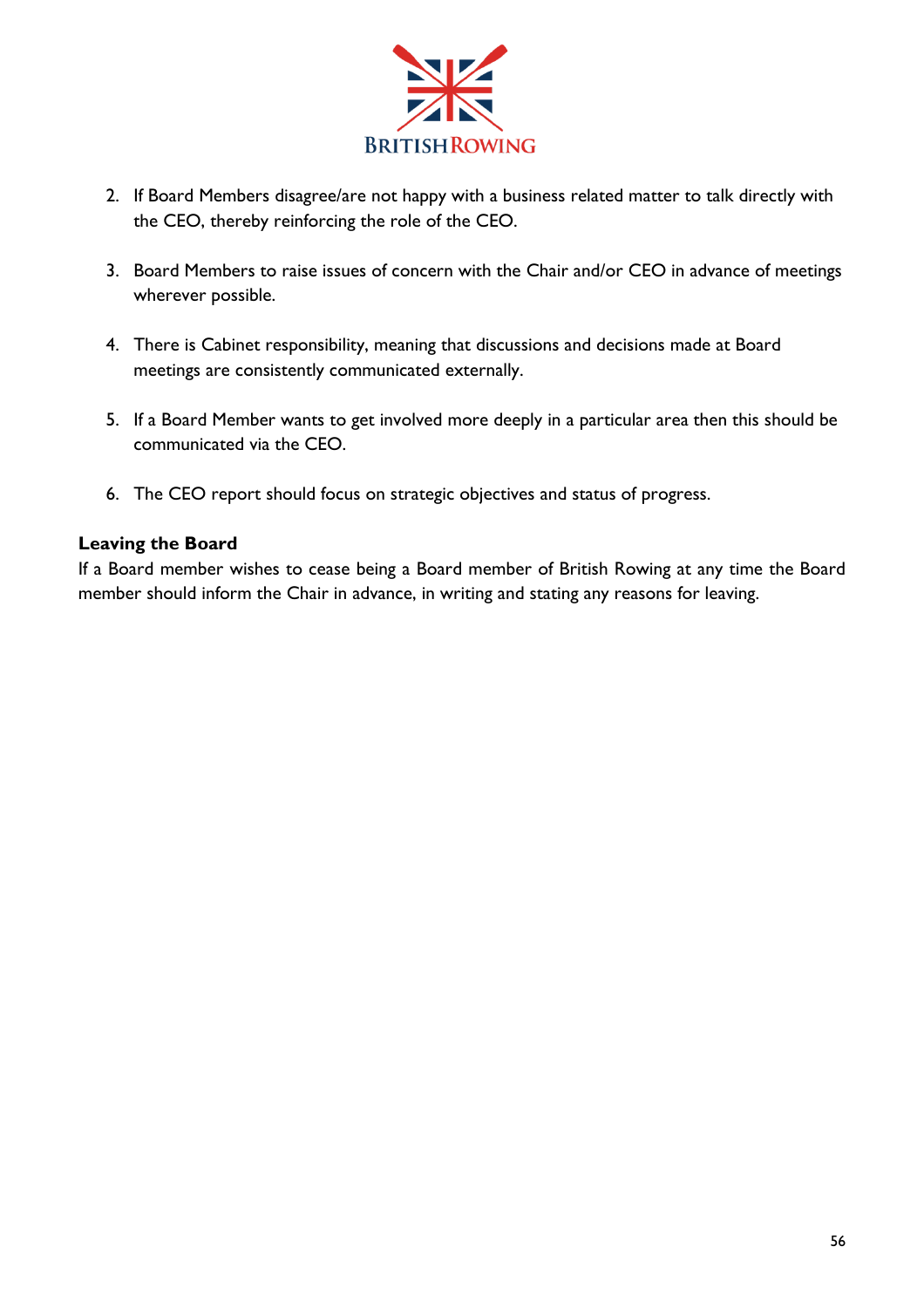2. If Board Members disagree/are not happy with a business related matter to talk directly with the CEO, thereby reinforcing the role of the CEO.

3. Board Members to raise issues of concern with the Chair and/or CEO in advance of meetings wherever possible.

4. There is Cabinet responsibility, meaning that discussions and decisions made at Board meetings are consistently communicated externally.

5. If a Board Member wants to get involved more deeply in a particular area then this should be communicated via the CEO.

6. The CEO report should focus on strategic objectives and status of progress.

**Leaving the Board**

If a Board member wishes to cease being a Board member of British Rowing at any time the Board member should inform the Chair in advance, in writing and stating any reasons for leaving.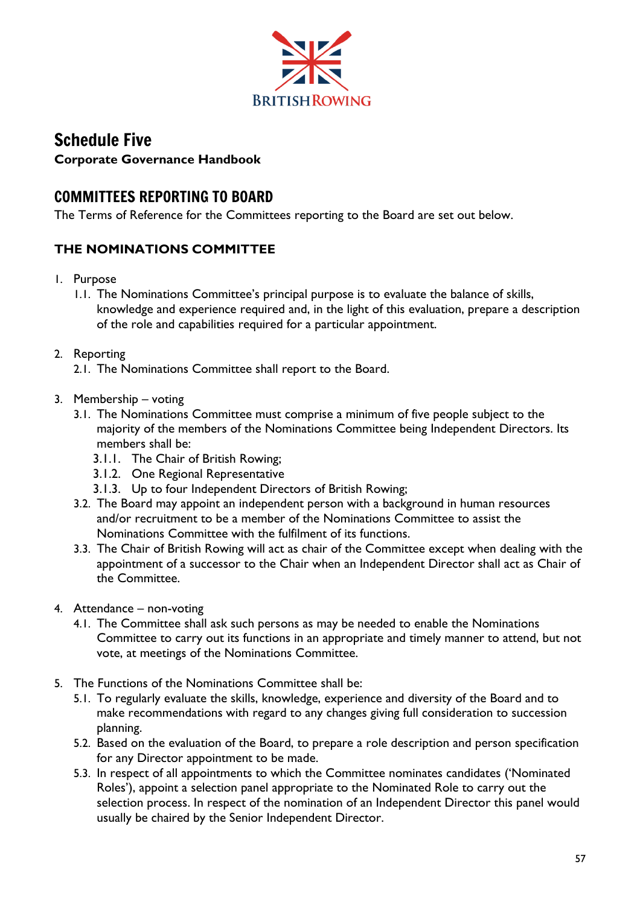# Schedule Five

**Corporate Governance Handbook**

## COMMITTEES REPORTING TO BOARD

The Terms of Reference for the Committees reporting to the Board are set out below.

### THE NOMINATIONS COMMITTEE

1. Purpose
   1.1. The Nominations Committee's principal purpose is to evaluate the balance of skills, knowledge and experience required and, in the light of this evaluation, prepare a description of the role and capabilities required for a particular appointment.

2. Reporting
   2.1. The Nominations Committee shall report to the Board.

3. Membership – voting
   3.1. The Nominations Committee must comprise a minimum of five people subject to the majority of the members of the Nominations Committee being Independent Directors. Its members shall be:
      3.1.1. The Chair of British Rowing;
      3.1.2. One Regional Representative
      3.1.3. Up to four Independent Directors of British Rowing;
   3.2. The Board may appoint an independent person with a background in human resources and/or recruitment to be a member of the Nominations Committee to assist the Nominations Committee with the fulfilment of its functions.
   3.3. The Chair of British Rowing will act as chair of the Committee except when dealing with the appointment of a successor to the Chair when an Independent Director shall act as Chair of the Committee.

4. Attendance – non-voting
   4.1. The Committee shall ask such persons as may be needed to enable the Nominations Committee to carry out its functions in an appropriate and timely manner to attend, but not vote, at meetings of the Nominations Committee.

5. The Functions of the Nominations Committee shall be:
   5.1. To regularly evaluate the skills, knowledge, experience and diversity of the Board and to make recommendations with regard to any changes giving full consideration to succession planning.
   5.2. Based on the evaluation of the Board, to prepare a role description and person specification for any Director appointment to be made.
   5.3. In respect of all appointments to which the Committee nominates candidates ('Nominated Roles'), appoint a selection panel appropriate to the Nominated Role to carry out the selection process. In respect of the nomination of an Independent Director this panel would usually be chaired by the Senior Independent Director.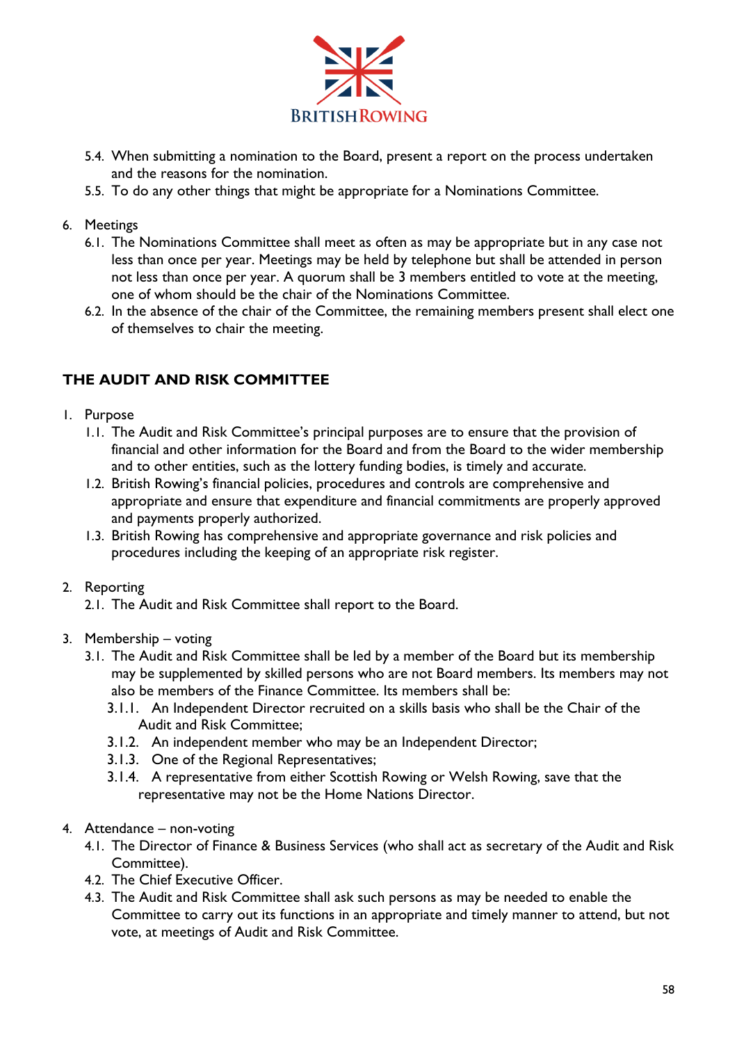5.4. When submitting a nomination to the Board, present a report on the process undertaken and the reasons for the nomination.

5.5. To do any other things that might be appropriate for a Nominations Committee.

6. Meetings

   6.1. The Nominations Committee shall meet as often as may be appropriate but in any case not less than once per year. Meetings may be held by telephone but shall be attended in person not less than once per year. A quorum shall be 3 members entitled to vote at the meeting, one of whom should be the chair of the Nominations Committee.

   6.2. In the absence of the chair of the Committee, the remaining members present shall elect one of themselves to chair the meeting.

## THE AUDIT AND RISK COMMITTEE

1. Purpose

   1.1. The Audit and Risk Committee's principal purposes are to ensure that the provision of financial and other information for the Board and from the Board to the wider membership and to other entities, such as the lottery funding bodies, is timely and accurate.

   1.2. British Rowing's financial policies, procedures and controls are comprehensive and appropriate and ensure that expenditure and financial commitments are properly approved and payments properly authorized.

   1.3. British Rowing has comprehensive and appropriate governance and risk policies and procedures including the keeping of an appropriate risk register.

2. Reporting

   2.1. The Audit and Risk Committee shall report to the Board.

3. Membership – voting

   3.1. The Audit and Risk Committee shall be led by a member of the Board but its membership may be supplemented by skilled persons who are not Board members. Its members may not also be members of the Finance Committee. Its members shall be:

      3.1.1. An Independent Director recruited on a skills basis who shall be the Chair of the Audit and Risk Committee;

      3.1.2. An independent member who may be an Independent Director;

      3.1.3. One of the Regional Representatives;

      3.1.4. A representative from either Scottish Rowing or Welsh Rowing, save that the representative may not be the Home Nations Director.

4. Attendance – non-voting

   4.1. The Director of Finance & Business Services (who shall act as secretary of the Audit and Risk Committee).

   4.2. The Chief Executive Officer.

   4.3. The Audit and Risk Committee shall ask such persons as may be needed to enable the Committee to carry out its functions in an appropriate and timely manner to attend, but not vote, at meetings of Audit and Risk Committee.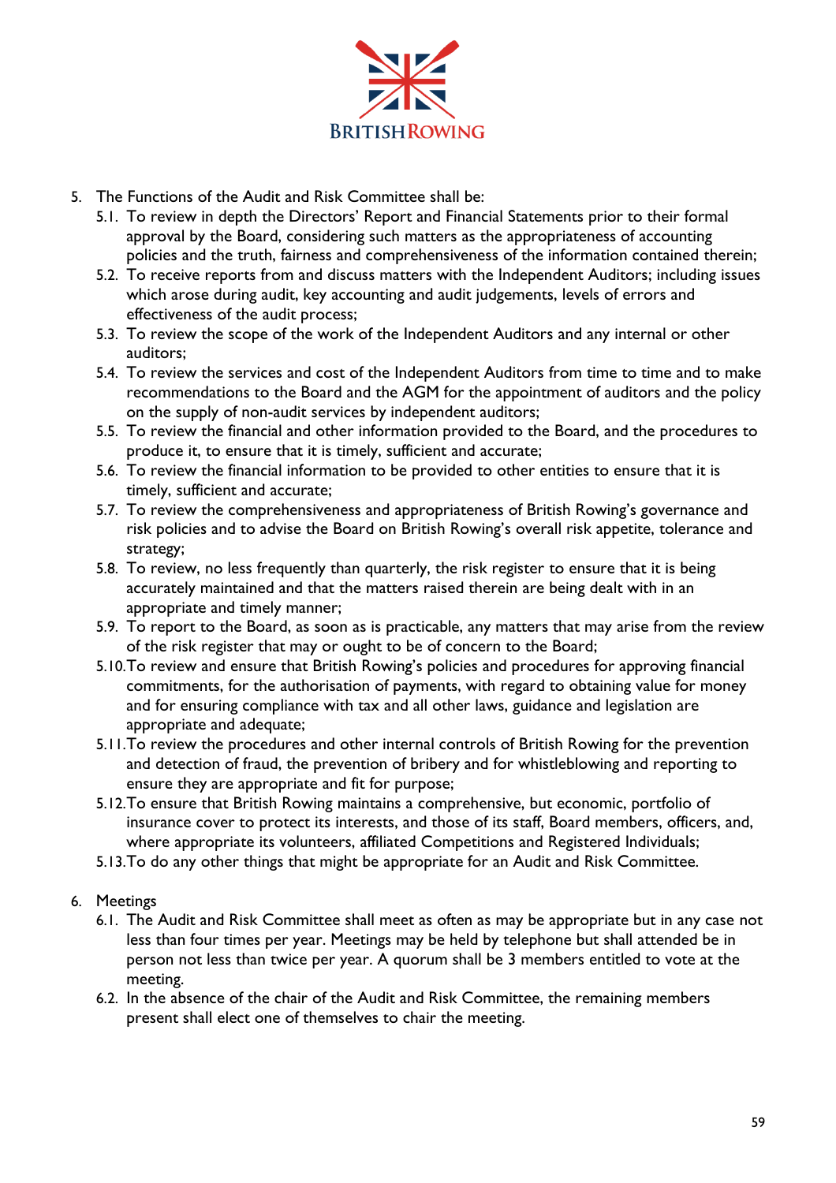5. The Functions of the Audit and Risk Committee shall be:
   5.1. To review in depth the Directors' Report and Financial Statements prior to their formal approval by the Board, considering such matters as the appropriateness of accounting policies and the truth, fairness and comprehensiveness of the information contained therein;
   5.2. To receive reports from and discuss matters with the Independent Auditors; including issues which arose during audit, key accounting and audit judgements, levels of errors and effectiveness of the audit process;
   5.3. To review the scope of the work of the Independent Auditors and any internal or other auditors;
   5.4. To review the services and cost of the Independent Auditors from time to time and to make recommendations to the Board and the AGM for the appointment of auditors and the policy on the supply of non-audit services by independent auditors;
   5.5. To review the financial and other information provided to the Board, and the procedures to produce it, to ensure that it is timely, sufficient and accurate;
   5.6. To review the financial information to be provided to other entities to ensure that it is timely, sufficient and accurate;
   5.7. To review the comprehensiveness and appropriateness of British Rowing's governance and risk policies and to advise the Board on British Rowing's overall risk appetite, tolerance and strategy;
   5.8. To review, no less frequently than quarterly, the risk register to ensure that it is being accurately maintained and that the matters raised therein are being dealt with in an appropriate and timely manner;
   5.9. To report to the Board, as soon as is practicable, any matters that may arise from the review of the risk register that may or ought to be of concern to the Board;
   5.10. To review and ensure that British Rowing's policies and procedures for approving financial commitments, for the authorisation of payments, with regard to obtaining value for money and for ensuring compliance with tax and all other laws, guidance and legislation are appropriate and adequate;
   5.11. To review the procedures and other internal controls of British Rowing for the prevention and detection of fraud, the prevention of bribery and for whistleblowing and reporting to ensure they are appropriate and fit for purpose;
   5.12. To ensure that British Rowing maintains a comprehensive, but economic, portfolio of insurance cover to protect its interests, and those of its staff, Board members, officers, and, where appropriate its volunteers, affiliated Competitions and Registered Individuals;
   5.13. To do any other things that might be appropriate for an Audit and Risk Committee.

6. Meetings
   6.1. The Audit and Risk Committee shall meet as often as may be appropriate but in any case not less than four times per year. Meetings may be held by telephone but shall attended be in person not less than twice per year. A quorum shall be 3 members entitled to vote at the meeting.
   6.2. In the absence of the chair of the Audit and Risk Committee, the remaining members present shall elect one of themselves to chair the meeting.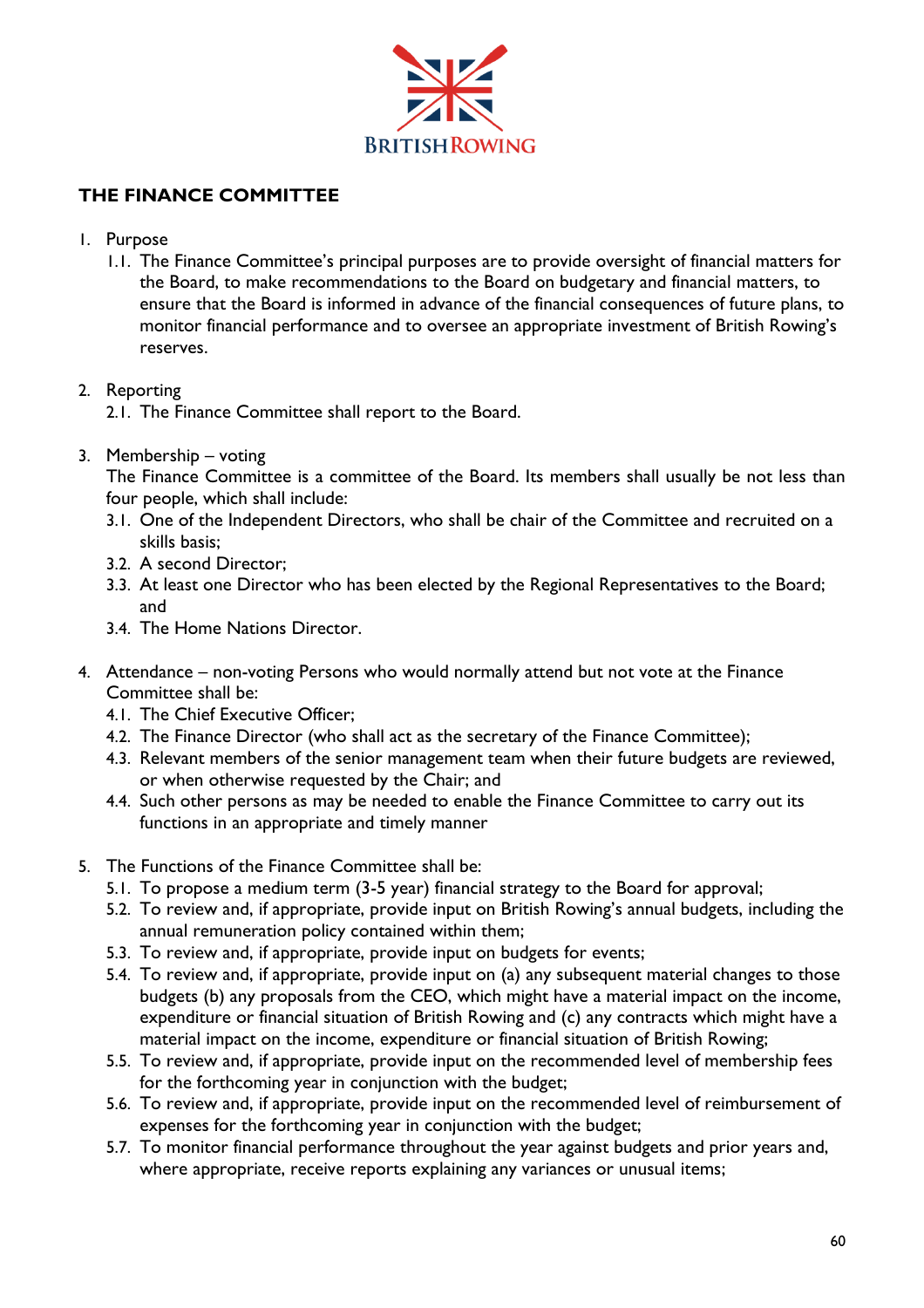## THE FINANCE COMMITTEE

1. Purpose
   1.1. The Finance Committee's principal purposes are to provide oversight of financial matters for the Board, to make recommendations to the Board on budgetary and financial matters, to ensure that the Board is informed in advance of the financial consequences of future plans, to monitor financial performance and to oversee an appropriate investment of British Rowing's reserves.

2. Reporting
   2.1. The Finance Committee shall report to the Board.

3. Membership – voting
   The Finance Committee is a committee of the Board. Its members shall usually be not less than four people, which shall include:
   3.1. One of the Independent Directors, who shall be chair of the Committee and recruited on a skills basis;
   3.2. A second Director;
   3.3. At least one Director who has been elected by the Regional Representatives to the Board; and
   3.4. The Home Nations Director.

4. Attendance – non-voting Persons who would normally attend but not vote at the Finance Committee shall be:
   4.1. The Chief Executive Officer;
   4.2. The Finance Director (who shall act as the secretary of the Finance Committee);
   4.3. Relevant members of the senior management team when their future budgets are reviewed, or when otherwise requested by the Chair; and
   4.4. Such other persons as may be needed to enable the Finance Committee to carry out its functions in an appropriate and timely manner

5. The Functions of the Finance Committee shall be:
   5.1. To propose a medium term (3-5 year) financial strategy to the Board for approval;
   5.2. To review and, if appropriate, provide input on British Rowing's annual budgets, including the annual remuneration policy contained within them;
   5.3. To review and, if appropriate, provide input on budgets for events;
   5.4. To review and, if appropriate, provide input on (a) any subsequent material changes to those budgets (b) any proposals from the CEO, which might have a material impact on the income, expenditure or financial situation of British Rowing and (c) any contracts which might have a material impact on the income, expenditure or financial situation of British Rowing;
   5.5. To review and, if appropriate, provide input on the recommended level of membership fees for the forthcoming year in conjunction with the budget;
   5.6. To review and, if appropriate, provide input on the recommended level of reimbursement of expenses for the forthcoming year in conjunction with the budget;
   5.7. To monitor financial performance throughout the year against budgets and prior years and, where appropriate, receive reports explaining any variances or unusual items;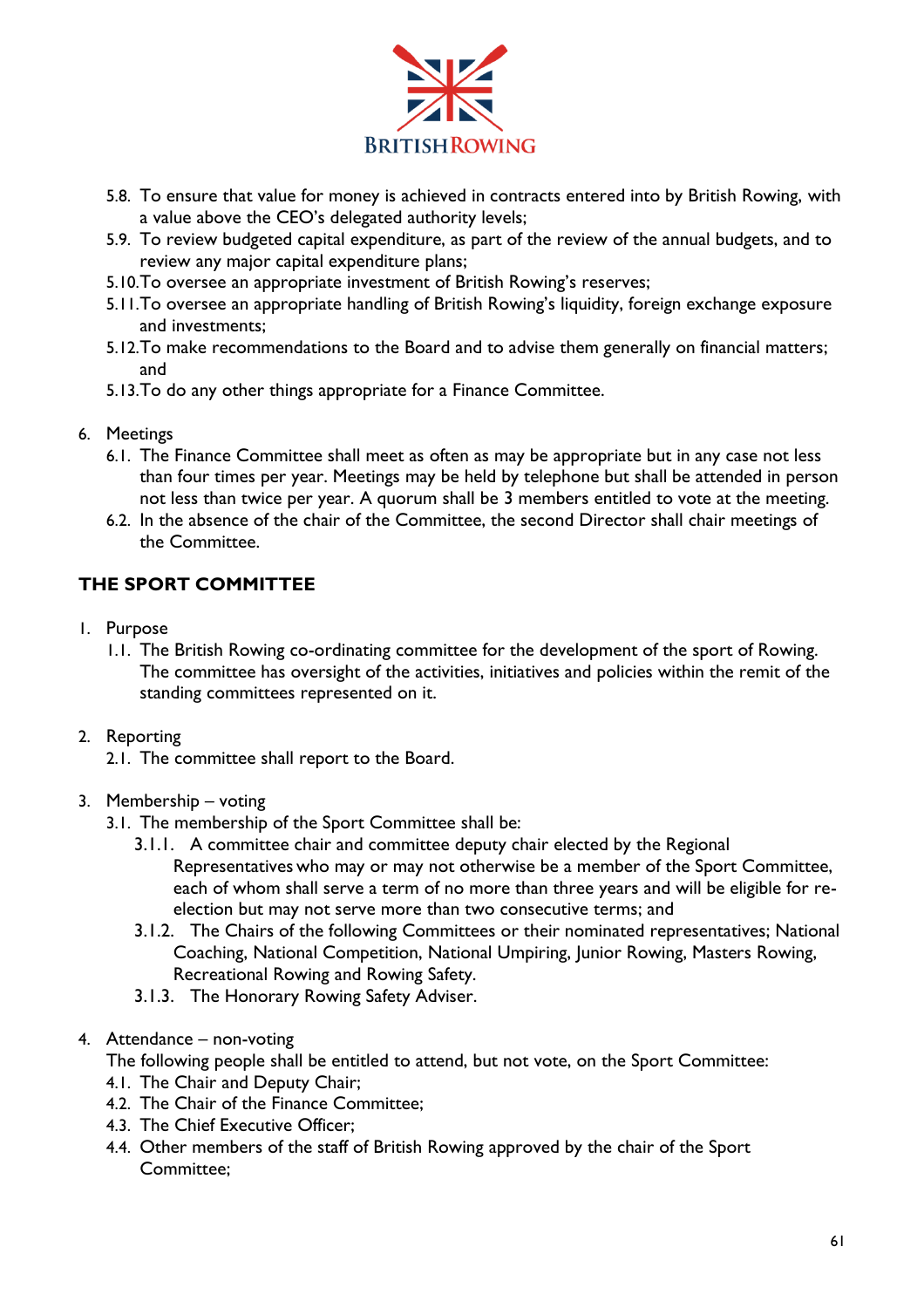5.8. To ensure that value for money is achieved in contracts entered into by British Rowing, with a value above the CEO's delegated authority levels;
5.9. To review budgeted capital expenditure, as part of the review of the annual budgets, and to review any major capital expenditure plans;
5.10. To oversee an appropriate investment of British Rowing's reserves;
5.11. To oversee an appropriate handling of British Rowing's liquidity, foreign exchange exposure and investments;
5.12. To make recommendations to the Board and to advise them generally on financial matters; and
5.13. To do any other things appropriate for a Finance Committee.

6. Meetings
   6.1. The Finance Committee shall meet as often as may be appropriate but in any case not less than four times per year. Meetings may be held by telephone but shall be attended in person not less than twice per year. A quorum shall be 3 members entitled to vote at the meeting.
   6.2. In the absence of the chair of the Committee, the second Director shall chair meetings of the Committee.

## THE SPORT COMMITTEE

1. Purpose
   1.1. The British Rowing co-ordinating committee for the development of the sport of Rowing. The committee has oversight of the activities, initiatives and policies within the remit of the standing committees represented on it.

2. Reporting
   2.1. The committee shall report to the Board.

3. Membership – voting
   3.1. The membership of the Sport Committee shall be:
      3.1.1. A committee chair and committee deputy chair elected by the Regional Representatives who may or may not otherwise be a member of the Sport Committee, each of whom shall serve a term of no more than three years and will be eligible for re-election but may not serve more than two consecutive terms; and
      3.1.2. The Chairs of the following Committees or their nominated representatives; National Coaching, National Competition, National Umpiring, Junior Rowing, Masters Rowing, Recreational Rowing and Rowing Safety.
      3.1.3. The Honorary Rowing Safety Adviser.

4. Attendance – non-voting

   The following people shall be entitled to attend, but not vote, on the Sport Committee:
   4.1. The Chair and Deputy Chair;
   4.2. The Chair of the Finance Committee;
   4.3. The Chief Executive Officer;
   4.4. Other members of the staff of British Rowing approved by the chair of the Sport Committee;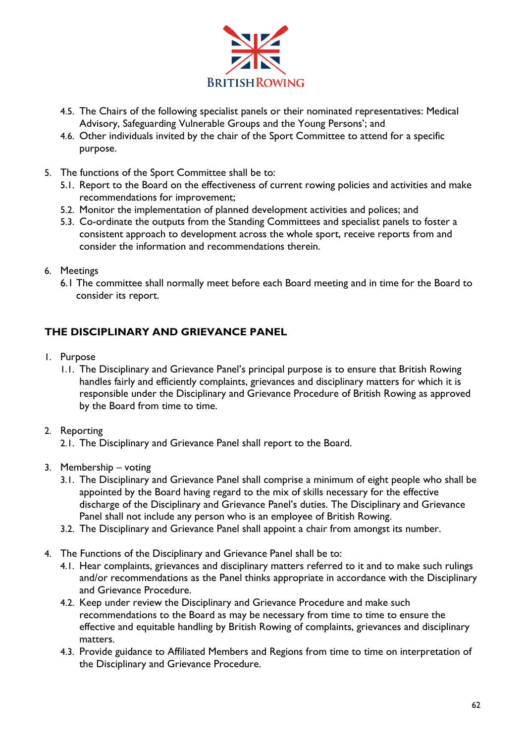4.5. The Chairs of the following specialist panels or their nominated representatives: Medical Advisory, Safeguarding Vulnerable Groups and the Young Persons'; and
4.6. Other individuals invited by the chair of the Sport Committee to attend for a specific purpose.

5. The functions of the Sport Committee shall be to:
   5.1. Report to the Board on the effectiveness of current rowing policies and activities and make recommendations for improvement;
   5.2. Monitor the implementation of planned development activities and polices; and
   5.3. Co-ordinate the outputs from the Standing Committees and specialist panels to foster a consistent approach to development across the whole sport, receive reports from and consider the information and recommendations therein.

6. Meetings
   6.1 The committee shall normally meet before each Board meeting and in time for the Board to consider its report.

## THE DISCIPLINARY AND GRIEVANCE PANEL

1. Purpose
   1.1. The Disciplinary and Grievance Panel's principal purpose is to ensure that British Rowing handles fairly and efficiently complaints, grievances and disciplinary matters for which it is responsible under the Disciplinary and Grievance Procedure of British Rowing as approved by the Board from time to time.

2. Reporting
   2.1. The Disciplinary and Grievance Panel shall report to the Board.

3. Membership – voting
   3.1. The Disciplinary and Grievance Panel shall comprise a minimum of eight people who shall be appointed by the Board having regard to the mix of skills necessary for the effective discharge of the Disciplinary and Grievance Panel's duties. The Disciplinary and Grievance Panel shall not include any person who is an employee of British Rowing.
   3.2. The Disciplinary and Grievance Panel shall appoint a chair from amongst its number.

4. The Functions of the Disciplinary and Grievance Panel shall be to:
   4.1. Hear complaints, grievances and disciplinary matters referred to it and to make such rulings and/or recommendations as the Panel thinks appropriate in accordance with the Disciplinary and Grievance Procedure.
   4.2. Keep under review the Disciplinary and Grievance Procedure and make such recommendations to the Board as may be necessary from time to time to ensure the effective and equitable handling by British Rowing of complaints, grievances and disciplinary matters.
   4.3. Provide guidance to Affiliated Members and Regions from time to time on interpretation of the Disciplinary and Grievance Procedure.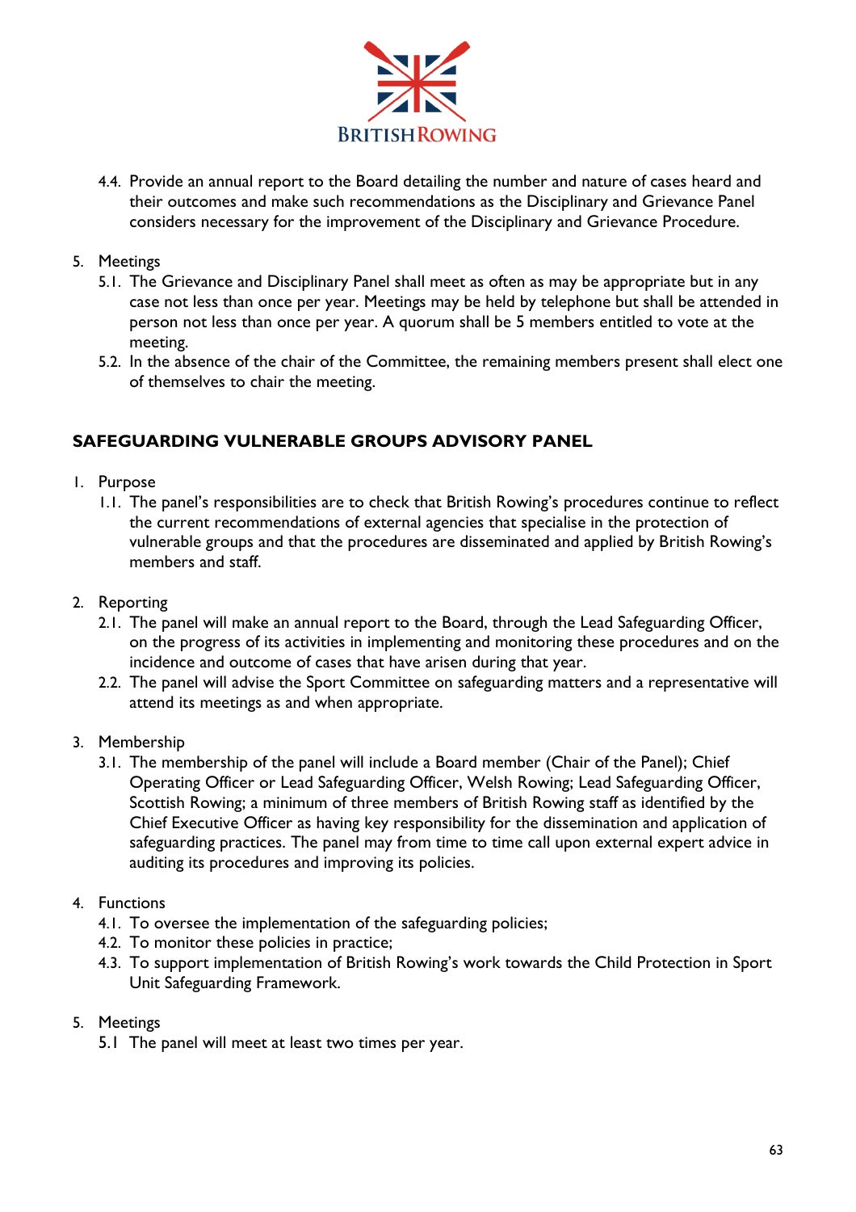4.4. Provide an annual report to the Board detailing the number and nature of cases heard and their outcomes and make such recommendations as the Disciplinary and Grievance Panel considers necessary for the improvement of the Disciplinary and Grievance Procedure.

5. Meetings
   5.1. The Grievance and Disciplinary Panel shall meet as often as may be appropriate but in any case not less than once per year. Meetings may be held by telephone but shall be attended in person not less than once per year. A quorum shall be 5 members entitled to vote at the meeting.
   5.2. In the absence of the chair of the Committee, the remaining members present shall elect one of themselves to chair the meeting.

## SAFEGUARDING VULNERABLE GROUPS ADVISORY PANEL

1. Purpose
   1.1. The panel's responsibilities are to check that British Rowing's procedures continue to reflect the current recommendations of external agencies that specialise in the protection of vulnerable groups and that the procedures are disseminated and applied by British Rowing's members and staff.

2. Reporting
   2.1. The panel will make an annual report to the Board, through the Lead Safeguarding Officer, on the progress of its activities in implementing and monitoring these procedures and on the incidence and outcome of cases that have arisen during that year.
   2.2. The panel will advise the Sport Committee on safeguarding matters and a representative will attend its meetings as and when appropriate.

3. Membership
   3.1. The membership of the panel will include a Board member (Chair of the Panel); Chief Operating Officer or Lead Safeguarding Officer, Welsh Rowing; Lead Safeguarding Officer, Scottish Rowing; a minimum of three members of British Rowing staff as identified by the Chief Executive Officer as having key responsibility for the dissemination and application of safeguarding practices. The panel may from time to time call upon external expert advice in auditing its procedures and improving its policies.

4. Functions
   4.1. To oversee the implementation of the safeguarding policies;
   4.2. To monitor these policies in practice;
   4.3. To support implementation of British Rowing's work towards the Child Protection in Sport Unit Safeguarding Framework.

5. Meetings
   5.1 The panel will meet at least two times per year.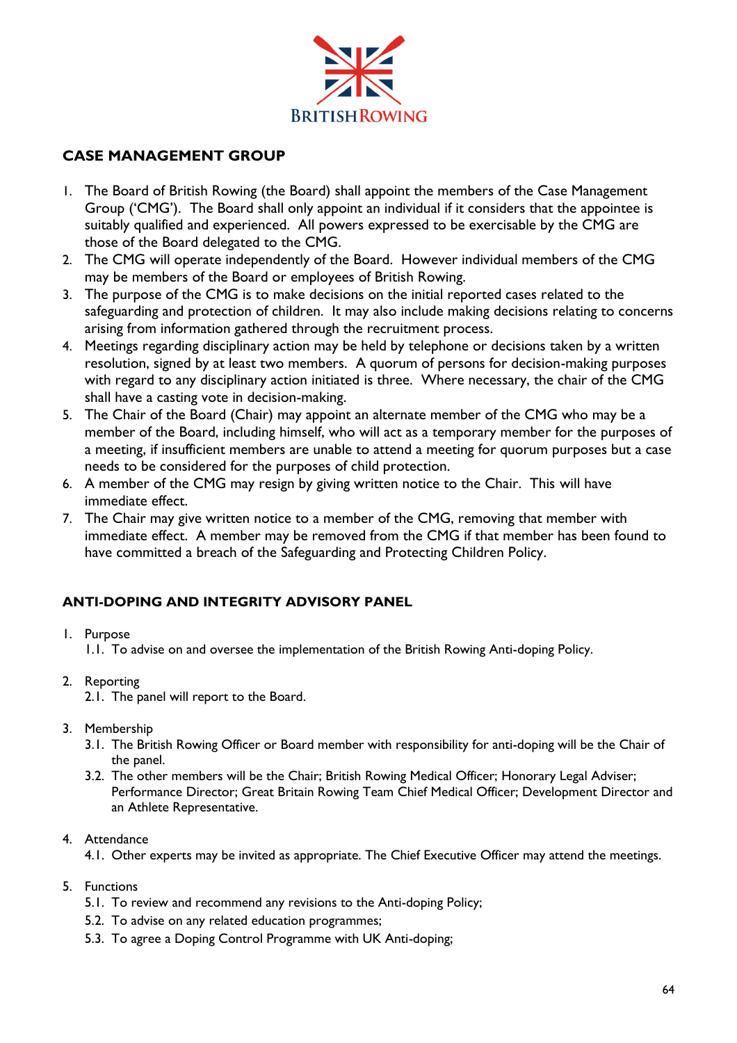BRITISH ROWING

## CASE MANAGEMENT GROUP

1. The Board of British Rowing (the Board) shall appoint the members of the Case Management Group ('CMG'). The Board shall only appoint an individual if it considers that the appointee is suitably qualified and experienced. All powers expressed to be exercisable by the CMG are those of the Board delegated to the CMG.
2. The CMG will operate independently of the Board. However individual members of the CMG may be members of the Board or employees of British Rowing.
3. The purpose of the CMG is to make decisions on the initial reported cases related to the safeguarding and protection of children. It may also include making decisions relating to concerns arising from information gathered through the recruitment process.
4. Meetings regarding disciplinary action may be held by telephone or decisions taken by a written resolution, signed by at least two members. A quorum of persons for decision-making purposes with regard to any disciplinary action initiated is three. Where necessary, the chair of the CMG shall have a casting vote in decision-making.
5. The Chair of the Board (Chair) may appoint an alternate member of the CMG who may be a member of the Board, including himself, who will act as a temporary member for the purposes of a meeting, if insufficient members are unable to attend a meeting for quorum purposes but a case needs to be considered for the purposes of child protection.
6. A member of the CMG may resign by giving written notice to the Chair. This will have immediate effect.
7. The Chair may give written notice to a member of the CMG, removing that member with immediate effect. A member may be removed from the CMG if that member has been found to have committed a breach of the Safeguarding and Protecting Children Policy.

## ANTI-DOPING AND INTEGRITY ADVISORY PANEL

1. Purpose
   1.1. To advise on and oversee the implementation of the British Rowing Anti-doping Policy.

2. Reporting
   2.1. The panel will report to the Board.

3. Membership
   3.1. The British Rowing Officer or Board member with responsibility for anti-doping will be the Chair of the panel.
   3.2. The other members will be the Chair; British Rowing Medical Officer; Honorary Legal Adviser; Performance Director; Great Britain Rowing Team Chief Medical Officer; Development Director and an Athlete Representative.

4. Attendance
   4.1. Other experts may be invited as appropriate. The Chief Executive Officer may attend the meetings.

5. Functions
   5.1. To review and recommend any revisions to the Anti-doping Policy;
   5.2. To advise on any related education programmes;
   5.3. To agree a Doping Control Programme with UK Anti-doping;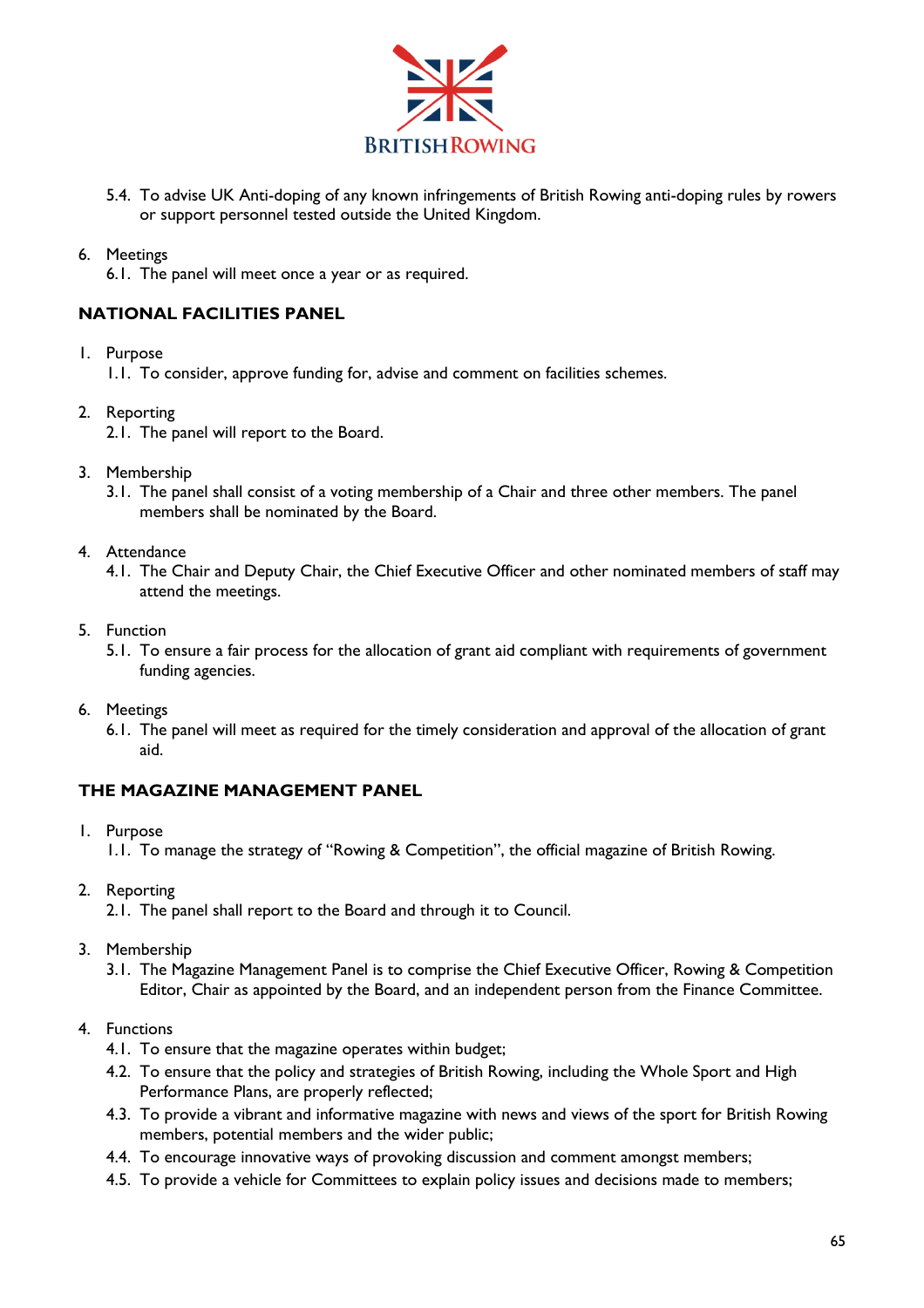5.4. To advise UK Anti-doping of any known infringements of British Rowing anti-doping rules by rowers or support personnel tested outside the United Kingdom.

6. Meetings
   6.1. The panel will meet once a year or as required.

## NATIONAL FACILITIES PANEL

1. Purpose
   1.1. To consider, approve funding for, advise and comment on facilities schemes.

2. Reporting
   2.1. The panel will report to the Board.

3. Membership
   3.1. The panel shall consist of a voting membership of a Chair and three other members. The panel members shall be nominated by the Board.

4. Attendance
   4.1. The Chair and Deputy Chair, the Chief Executive Officer and other nominated members of staff may attend the meetings.

5. Function
   5.1. To ensure a fair process for the allocation of grant aid compliant with requirements of government funding agencies.

6. Meetings
   6.1. The panel will meet as required for the timely consideration and approval of the allocation of grant aid.

## THE MAGAZINE MANAGEMENT PANEL

1. Purpose
   1.1. To manage the strategy of "Rowing & Competition", the official magazine of British Rowing.

2. Reporting
   2.1. The panel shall report to the Board and through it to Council.

3. Membership
   3.1. The Magazine Management Panel is to comprise the Chief Executive Officer, Rowing & Competition Editor, Chair as appointed by the Board, and an independent person from the Finance Committee.

4. Functions
   4.1. To ensure that the magazine operates within budget;
   4.2. To ensure that the policy and strategies of British Rowing, including the Whole Sport and High Performance Plans, are properly reflected;
   4.3. To provide a vibrant and informative magazine with news and views of the sport for British Rowing members, potential members and the wider public;
   4.4. To encourage innovative ways of provoking discussion and comment amongst members;
   4.5. To provide a vehicle for Committees to explain policy issues and decisions made to members;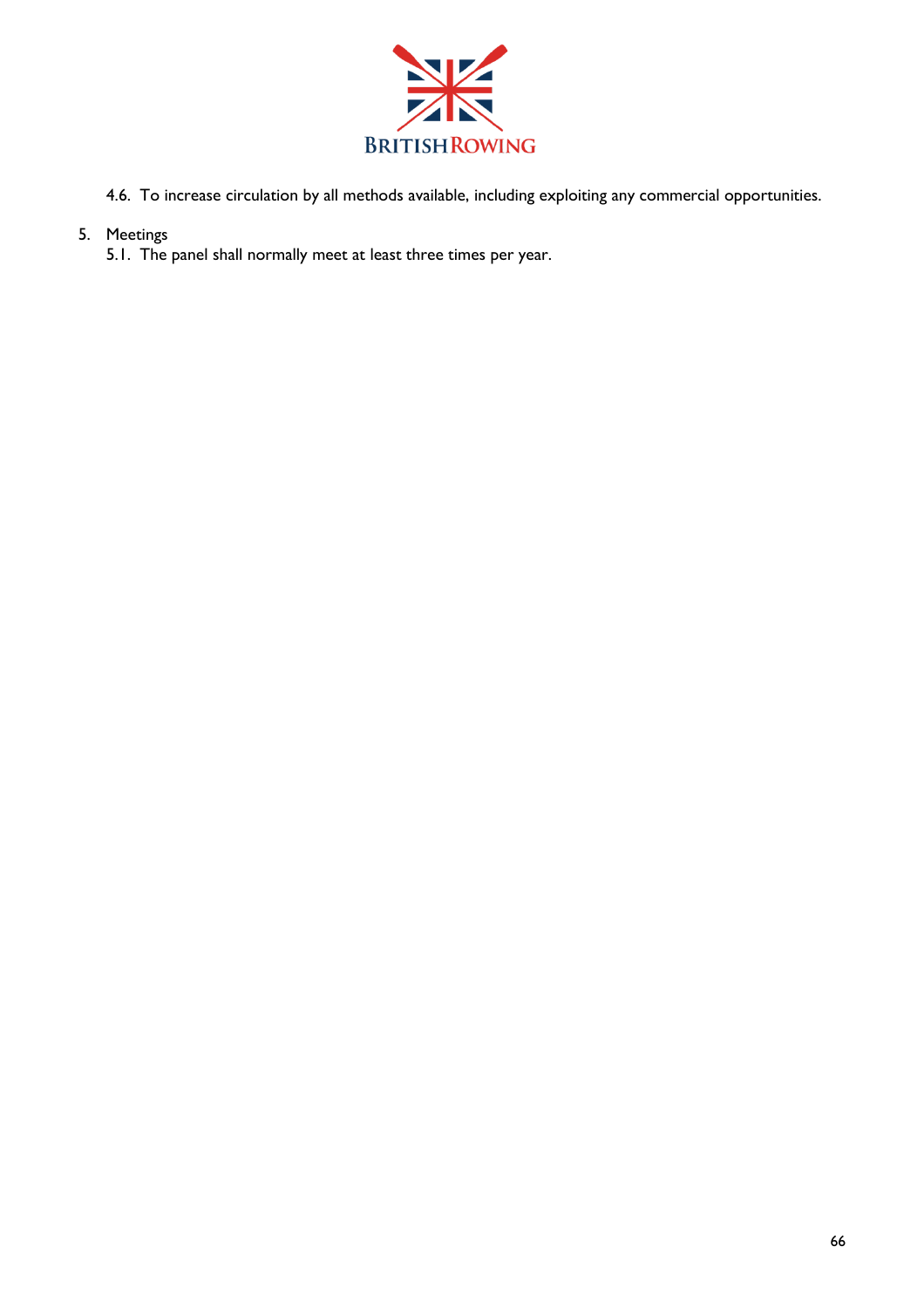4.6. To increase circulation by all methods available, including exploiting any commercial opportunities.

5. Meetings
   5.1. The panel shall normally meet at least three times per year.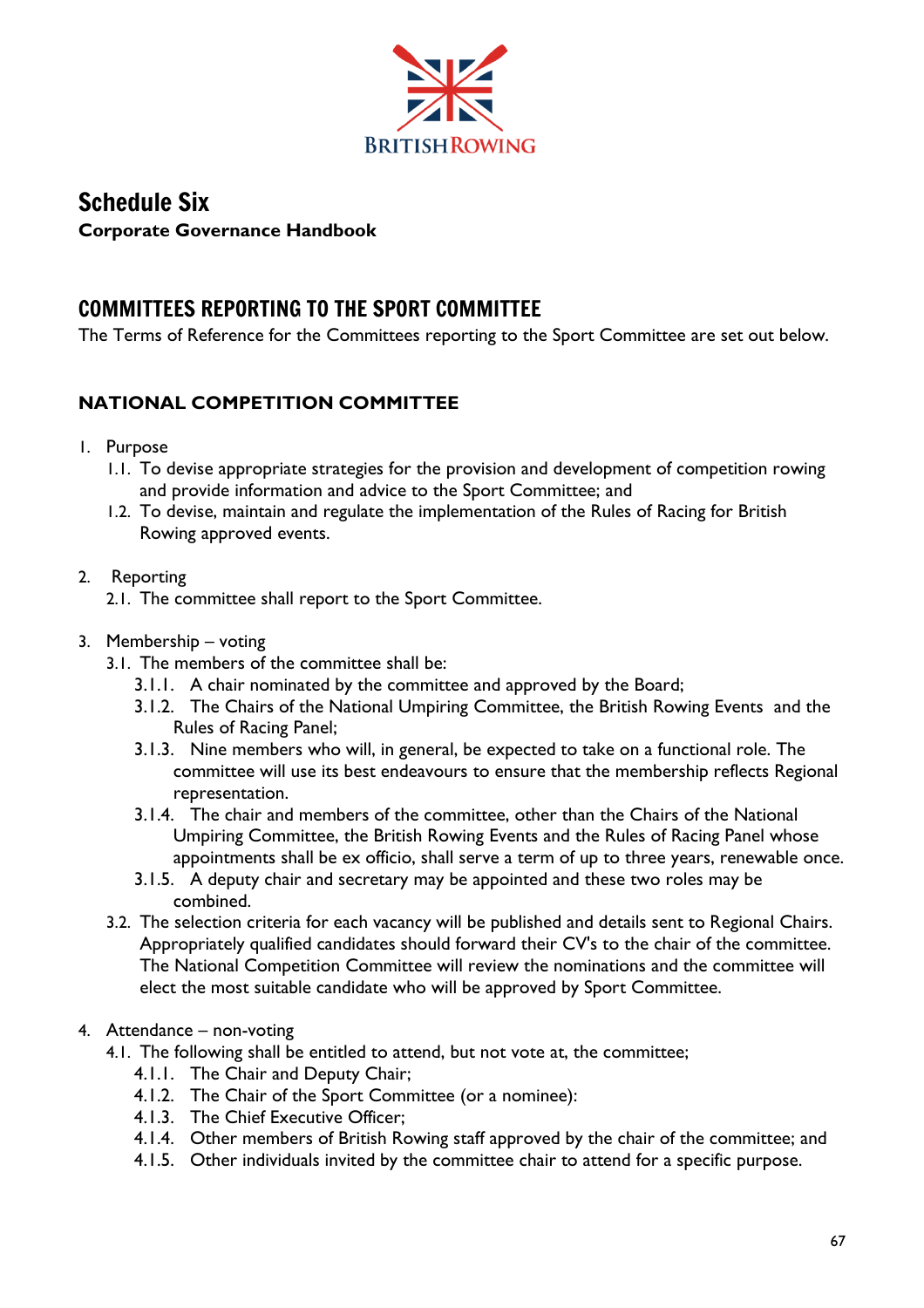# Schedule Six

**Corporate Governance Handbook**

## COMMITTEES REPORTING TO THE SPORT COMMITTEE

The Terms of Reference for the Committees reporting to the Sport Committee are set out below.

### NATIONAL COMPETITION COMMITTEE

1. Purpose
   1.1. To devise appropriate strategies for the provision and development of competition rowing and provide information and advice to the Sport Committee; and
   1.2. To devise, maintain and regulate the implementation of the Rules of Racing for British Rowing approved events.

2. Reporting
   2.1. The committee shall report to the Sport Committee.

3. Membership – voting
   3.1. The members of the committee shall be:
      3.1.1. A chair nominated by the committee and approved by the Board;
      3.1.2. The Chairs of the National Umpiring Committee, the British Rowing Events and the Rules of Racing Panel;
      3.1.3. Nine members who will, in general, be expected to take on a functional role. The committee will use its best endeavours to ensure that the membership reflects Regional representation.
      3.1.4. The chair and members of the committee, other than the Chairs of the National Umpiring Committee, the British Rowing Events and the Rules of Racing Panel whose appointments shall be ex officio, shall serve a term of up to three years, renewable once.
      3.1.5. A deputy chair and secretary may be appointed and these two roles may be combined.
   3.2. The selection criteria for each vacancy will be published and details sent to Regional Chairs. Appropriately qualified candidates should forward their CV's to the chair of the committee. The National Competition Committee will review the nominations and the committee will elect the most suitable candidate who will be approved by Sport Committee.

4. Attendance – non-voting
   4.1. The following shall be entitled to attend, but not vote at, the committee;
      4.1.1. The Chair and Deputy Chair;
      4.1.2. The Chair of the Sport Committee (or a nominee):
      4.1.3. The Chief Executive Officer;
      4.1.4. Other members of British Rowing staff approved by the chair of the committee; and
      4.1.5. Other individuals invited by the committee chair to attend for a specific purpose.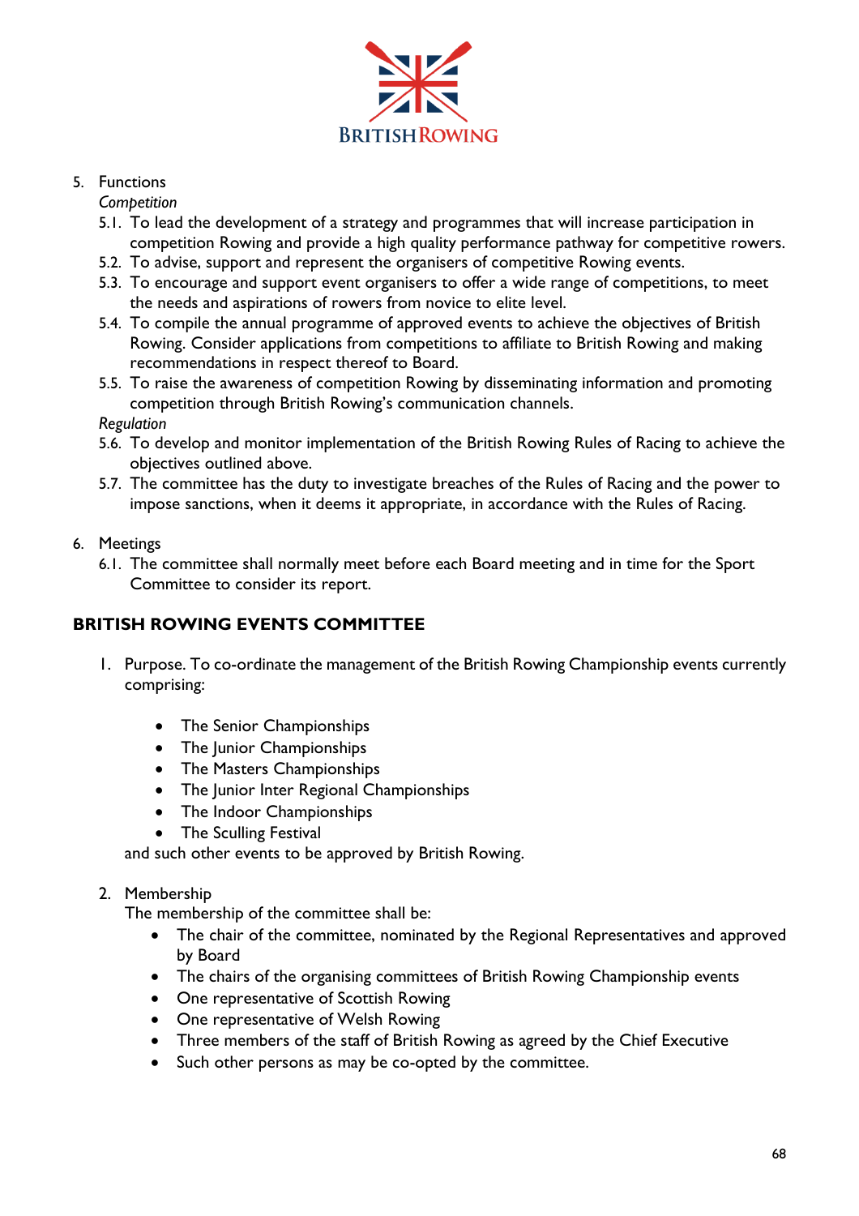5. Functions

   *Competition*

   5.1. To lead the development of a strategy and programmes that will increase participation in competition Rowing and provide a high quality performance pathway for competitive rowers.
   5.2. To advise, support and represent the organisers of competitive Rowing events.
   5.3. To encourage and support event organisers to offer a wide range of competitions, to meet the needs and aspirations of rowers from novice to elite level.
   5.4. To compile the annual programme of approved events to achieve the objectives of British Rowing. Consider applications from competitions to affiliate to British Rowing and making recommendations in respect thereof to Board.
   5.5. To raise the awareness of competition Rowing by disseminating information and promoting competition through British Rowing's communication channels.

   *Regulation*

   5.6. To develop and monitor implementation of the British Rowing Rules of Racing to achieve the objectives outlined above.
   5.7. The committee has the duty to investigate breaches of the Rules of Racing and the power to impose sanctions, when it deems it appropriate, in accordance with the Rules of Racing.

6. Meetings

   6.1. The committee shall normally meet before each Board meeting and in time for the Sport Committee to consider its report.

## BRITISH ROWING EVENTS COMMITTEE

1. Purpose. To co-ordinate the management of the British Rowing Championship events currently comprising:

   - The Senior Championships
   - The Junior Championships
   - The Masters Championships
   - The Junior Inter Regional Championships
   - The Indoor Championships
   - The Sculling Festival

   and such other events to be approved by British Rowing.

2. Membership

   The membership of the committee shall be:

   - The chair of the committee, nominated by the Regional Representatives and approved by Board
   - The chairs of the organising committees of British Rowing Championship events
   - One representative of Scottish Rowing
   - One representative of Welsh Rowing
   - Three members of the staff of British Rowing as agreed by the Chief Executive
   - Such other persons as may be co-opted by the committee.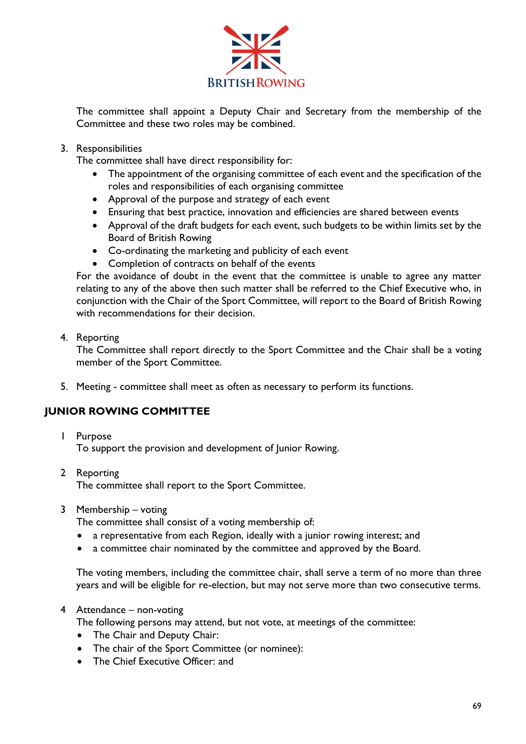The committee shall appoint a Deputy Chair and Secretary from the membership of the Committee and these two roles may be combined.

3. Responsibilities
   The committee shall have direct responsibility for:
   - The appointment of the organising committee of each event and the specification of the roles and responsibilities of each organising committee
   - Approval of the purpose and strategy of each event
   - Ensuring that best practice, innovation and efficiencies are shared between events
   - Approval of the draft budgets for each event, such budgets to be within limits set by the Board of British Rowing
   - Co-ordinating the marketing and publicity of each event
   - Completion of contracts on behalf of the events

   For the avoidance of doubt in the event that the committee is unable to agree any matter relating to any of the above then such matter shall be referred to the Chief Executive who, in conjunction with the Chair of the Sport Committee, will report to the Board of British Rowing with recommendations for their decision.

4. Reporting
   The Committee shall report directly to the Sport Committee and the Chair shall be a voting member of the Sport Committee.

5. Meeting - committee shall meet as often as necessary to perform its functions.

## JUNIOR ROWING COMMITTEE

1 Purpose
To support the provision and development of Junior Rowing.

2 Reporting
The committee shall report to the Sport Committee.

3 Membership – voting
The committee shall consist of a voting membership of:

- a representative from each Region, ideally with a junior rowing interest; and
- a committee chair nominated by the committee and approved by the Board.

The voting members, including the committee chair, shall serve a term of no more than three years and will be eligible for re-election, but may not serve more than two consecutive terms.

4 Attendance – non-voting
The following persons may attend, but not vote, at meetings of the committee:

- The Chair and Deputy Chair:
- The chair of the Sport Committee (or nominee):
- The Chief Executive Officer: and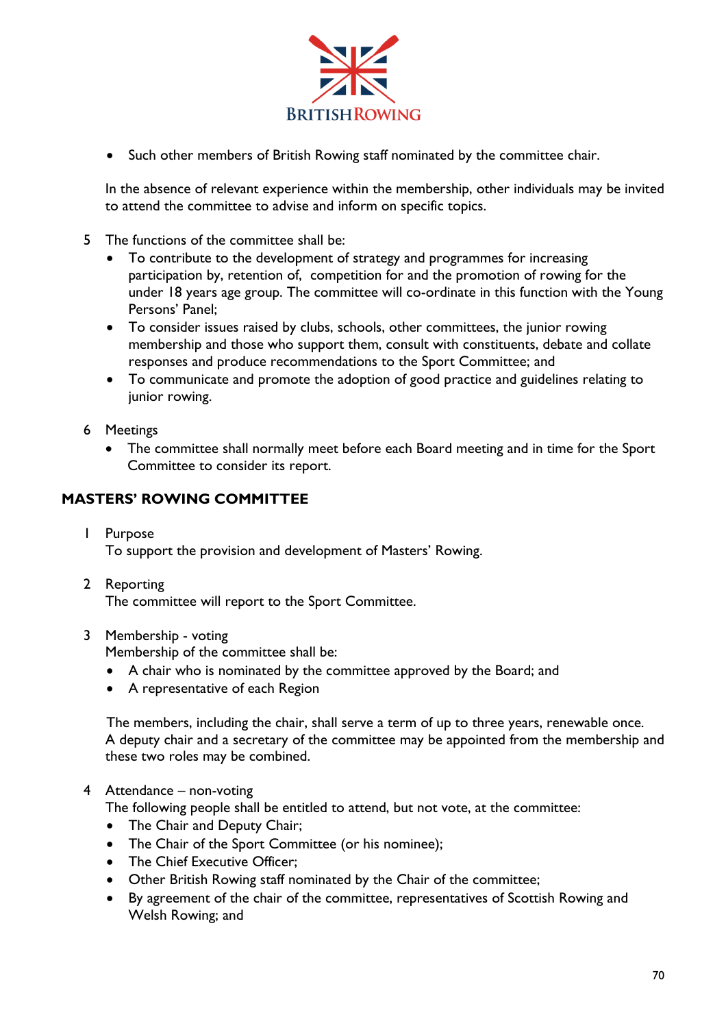- Such other members of British Rowing staff nominated by the committee chair.

In the absence of relevant experience within the membership, other individuals may be invited to attend the committee to advise and inform on specific topics.

5 The functions of the committee shall be:
   - To contribute to the development of strategy and programmes for increasing participation by, retention of, competition for and the promotion of rowing for the under 18 years age group. The committee will co-ordinate in this function with the Young Persons' Panel;
   - To consider issues raised by clubs, schools, other committees, the junior rowing membership and those who support them, consult with constituents, debate and collate responses and produce recommendations to the Sport Committee; and
   - To communicate and promote the adoption of good practice and guidelines relating to junior rowing.

6 Meetings
   - The committee shall normally meet before each Board meeting and in time for the Sport Committee to consider its report.

## MASTERS' ROWING COMMITTEE

1 Purpose
To support the provision and development of Masters' Rowing.

2 Reporting
The committee will report to the Sport Committee.

3 Membership - voting
Membership of the committee shall be:
   - A chair who is nominated by the committee approved by the Board; and
   - A representative of each Region

The members, including the chair, shall serve a term of up to three years, renewable once. A deputy chair and a secretary of the committee may be appointed from the membership and these two roles may be combined.

4 Attendance – non-voting
The following people shall be entitled to attend, but not vote, at the committee:
   - The Chair and Deputy Chair;
   - The Chair of the Sport Committee (or his nominee);
   - The Chief Executive Officer;
   - Other British Rowing staff nominated by the Chair of the committee;
   - By agreement of the chair of the committee, representatives of Scottish Rowing and Welsh Rowing; and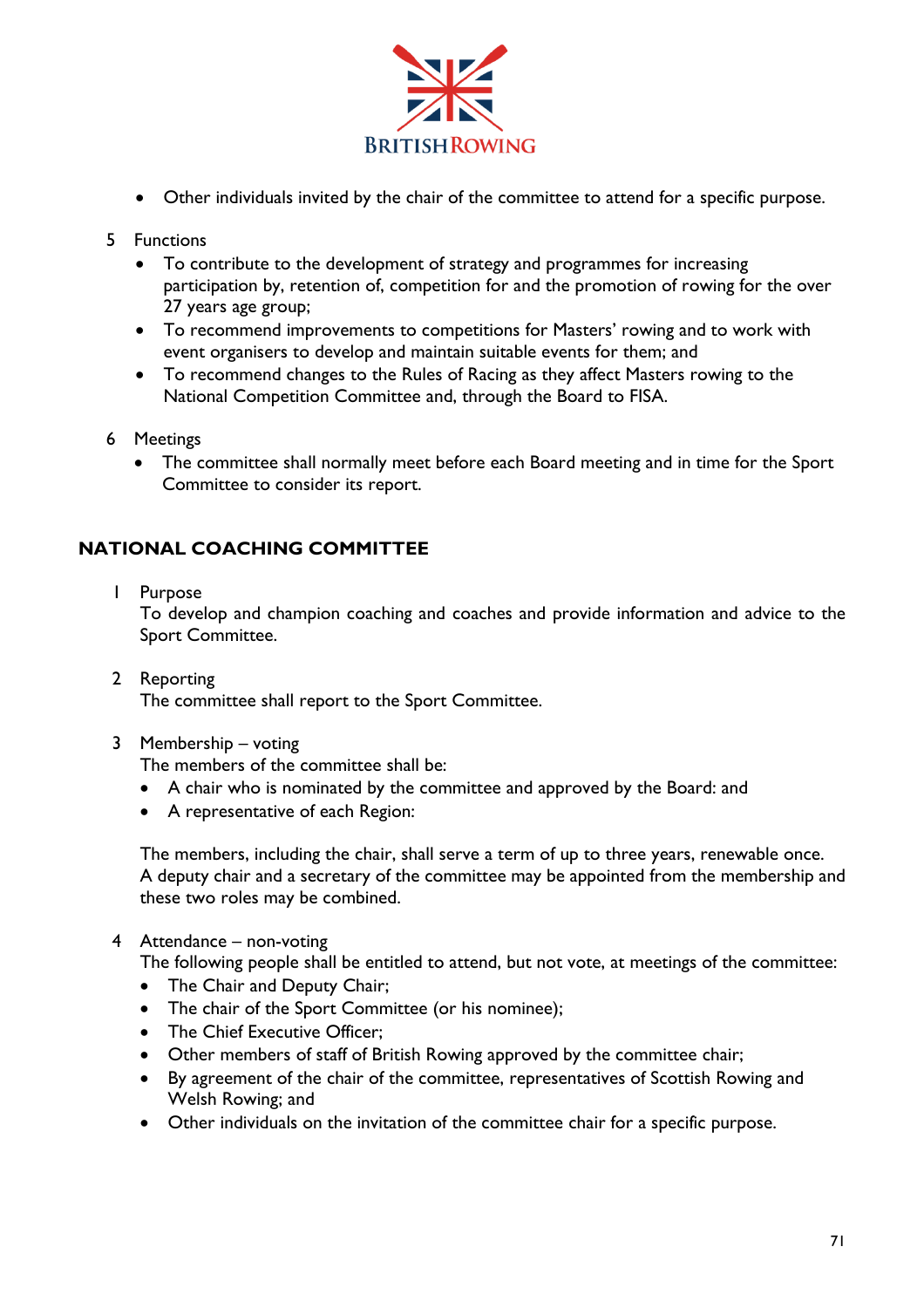- Other individuals invited by the chair of the committee to attend for a specific purpose.

5 Functions

- To contribute to the development of strategy and programmes for increasing participation by, retention of, competition for and the promotion of rowing for the over 27 years age group;
- To recommend improvements to competitions for Masters' rowing and to work with event organisers to develop and maintain suitable events for them; and
- To recommend changes to the Rules of Racing as they affect Masters rowing to the National Competition Committee and, through the Board to FISA.

6 Meetings

- The committee shall normally meet before each Board meeting and in time for the Sport Committee to consider its report.

## NATIONAL COACHING COMMITTEE

1 Purpose

To develop and champion coaching and coaches and provide information and advice to the Sport Committee.

2 Reporting

The committee shall report to the Sport Committee.

3 Membership – voting

The members of the committee shall be:

- A chair who is nominated by the committee and approved by the Board: and
- A representative of each Region:

The members, including the chair, shall serve a term of up to three years, renewable once. A deputy chair and a secretary of the committee may be appointed from the membership and these two roles may be combined.

4 Attendance – non-voting

The following people shall be entitled to attend, but not vote, at meetings of the committee:

- The Chair and Deputy Chair;
- The chair of the Sport Committee (or his nominee);
- The Chief Executive Officer;
- Other members of staff of British Rowing approved by the committee chair;
- By agreement of the chair of the committee, representatives of Scottish Rowing and Welsh Rowing; and
- Other individuals on the invitation of the committee chair for a specific purpose.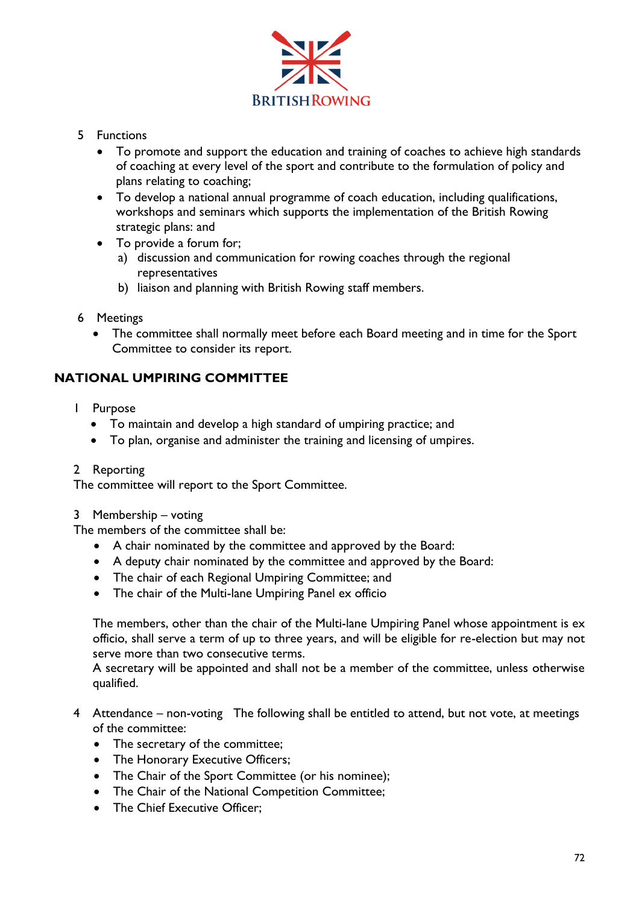5 Functions

- To promote and support the education and training of coaches to achieve high standards of coaching at every level of the sport and contribute to the formulation of policy and plans relating to coaching;
- To develop a national annual programme of coach education, including qualifications, workshops and seminars which supports the implementation of the British Rowing strategic plans: and
- To provide a forum for;
  - a) discussion and communication for rowing coaches through the regional representatives
  - b) liaison and planning with British Rowing staff members.

6 Meetings

- The committee shall normally meet before each Board meeting and in time for the Sport Committee to consider its report.

## NATIONAL UMPIRING COMMITTEE

1 Purpose

- To maintain and develop a high standard of umpiring practice; and
- To plan, organise and administer the training and licensing of umpires.

2 Reporting

The committee will report to the Sport Committee.

3 Membership – voting

The members of the committee shall be:

- A chair nominated by the committee and approved by the Board:
- A deputy chair nominated by the committee and approved by the Board:
- The chair of each Regional Umpiring Committee; and
- The chair of the Multi-lane Umpiring Panel ex officio

The members, other than the chair of the Multi-lane Umpiring Panel whose appointment is ex officio, shall serve a term of up to three years, and will be eligible for re-election but may not serve more than two consecutive terms.

A secretary will be appointed and shall not be a member of the committee, unless otherwise qualified.

4 Attendance – non-voting The following shall be entitled to attend, but not vote, at meetings of the committee:

- The secretary of the committee;
- The Honorary Executive Officers;
- The Chair of the Sport Committee (or his nominee);
- The Chair of the National Competition Committee;
- The Chief Executive Officer;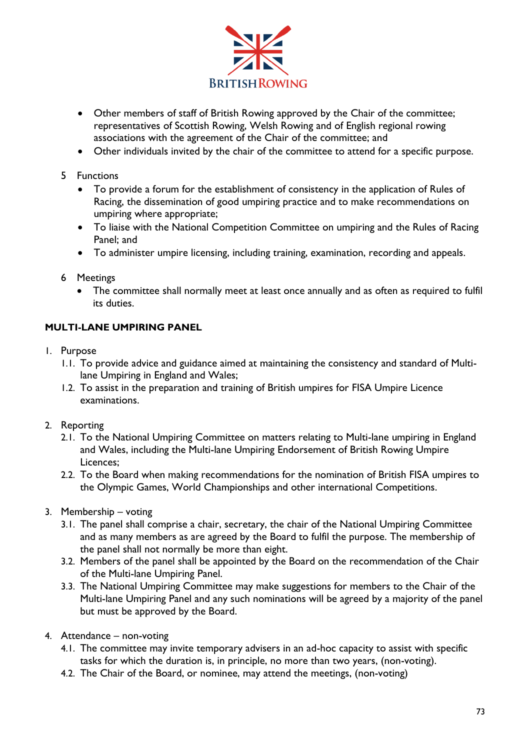- Other members of staff of British Rowing approved by the Chair of the committee; representatives of Scottish Rowing, Welsh Rowing and of English regional rowing associations with the agreement of the Chair of the committee; and
- Other individuals invited by the chair of the committee to attend for a specific purpose.

5 Functions

- To provide a forum for the establishment of consistency in the application of Rules of Racing, the dissemination of good umpiring practice and to make recommendations on umpiring where appropriate;
- To liaise with the National Competition Committee on umpiring and the Rules of Racing Panel; and
- To administer umpire licensing, including training, examination, recording and appeals.

6 Meetings

- The committee shall normally meet at least once annually and as often as required to fulfil its duties.

**MULTI-LANE UMPIRING PANEL**

1. Purpose
   1.1. To provide advice and guidance aimed at maintaining the consistency and standard of Multi-lane Umpiring in England and Wales;
   1.2. To assist in the preparation and training of British umpires for FISA Umpire Licence examinations.

2. Reporting
   2.1. To the National Umpiring Committee on matters relating to Multi-lane umpiring in England and Wales, including the Multi-lane Umpiring Endorsement of British Rowing Umpire Licences;
   2.2. To the Board when making recommendations for the nomination of British FISA umpires to the Olympic Games, World Championships and other international Competitions.

3. Membership – voting
   3.1. The panel shall comprise a chair, secretary, the chair of the National Umpiring Committee and as many members as are agreed by the Board to fulfil the purpose. The membership of the panel shall not normally be more than eight.
   3.2. Members of the panel shall be appointed by the Board on the recommendation of the Chair of the Multi-lane Umpiring Panel.
   3.3. The National Umpiring Committee may make suggestions for members to the Chair of the Multi-lane Umpiring Panel and any such nominations will be agreed by a majority of the panel but must be approved by the Board.

4. Attendance – non-voting
   4.1. The committee may invite temporary advisers in an ad-hoc capacity to assist with specific tasks for which the duration is, in principle, no more than two years, (non-voting).
   4.2. The Chair of the Board, or nominee, may attend the meetings, (non-voting)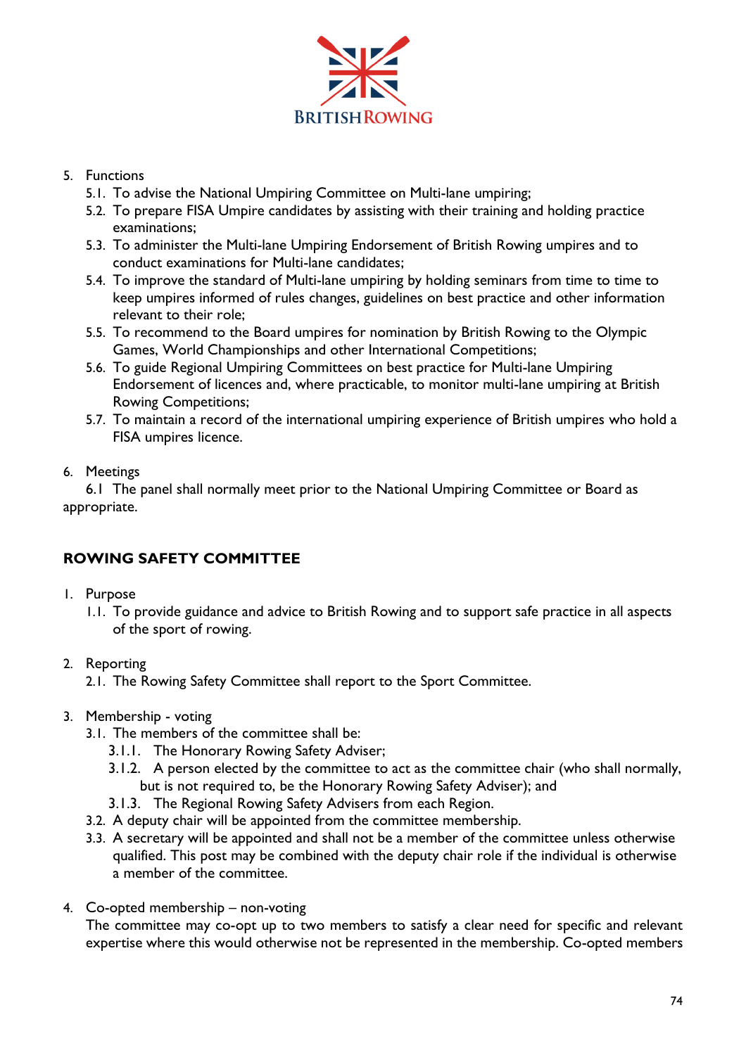5. Functions
    5.1. To advise the National Umpiring Committee on Multi-lane umpiring;
    5.2. To prepare FISA Umpire candidates by assisting with their training and holding practice examinations;
    5.3. To administer the Multi-lane Umpiring Endorsement of British Rowing umpires and to conduct examinations for Multi-lane candidates;
    5.4. To improve the standard of Multi-lane umpiring by holding seminars from time to time to keep umpires informed of rules changes, guidelines on best practice and other information relevant to their role;
    5.5. To recommend to the Board umpires for nomination by British Rowing to the Olympic Games, World Championships and other International Competitions;
    5.6. To guide Regional Umpiring Committees on best practice for Multi-lane Umpiring Endorsement of licences and, where practicable, to monitor multi-lane umpiring at British Rowing Competitions;
    5.7. To maintain a record of the international umpiring experience of British umpires who hold a FISA umpires licence.

6. Meetings
    6.1 The panel shall normally meet prior to the National Umpiring Committee or Board as appropriate.

## ROWING SAFETY COMMITTEE

1. Purpose
    1.1. To provide guidance and advice to British Rowing and to support safe practice in all aspects of the sport of rowing.

2. Reporting
    2.1. The Rowing Safety Committee shall report to the Sport Committee.

3. Membership - voting
    3.1. The members of the committee shall be:
        3.1.1. The Honorary Rowing Safety Adviser;
        3.1.2. A person elected by the committee to act as the committee chair (who shall normally, but is not required to, be the Honorary Rowing Safety Adviser); and
        3.1.3. The Regional Rowing Safety Advisers from each Region.
    3.2. A deputy chair will be appointed from the committee membership.
    3.3. A secretary will be appointed and shall not be a member of the committee unless otherwise qualified. This post may be combined with the deputy chair role if the individual is otherwise a member of the committee.

4. Co-opted membership – non-voting
    The committee may co-opt up to two members to satisfy a clear need for specific and relevant expertise where this would otherwise not be represented in the membership. Co-opted members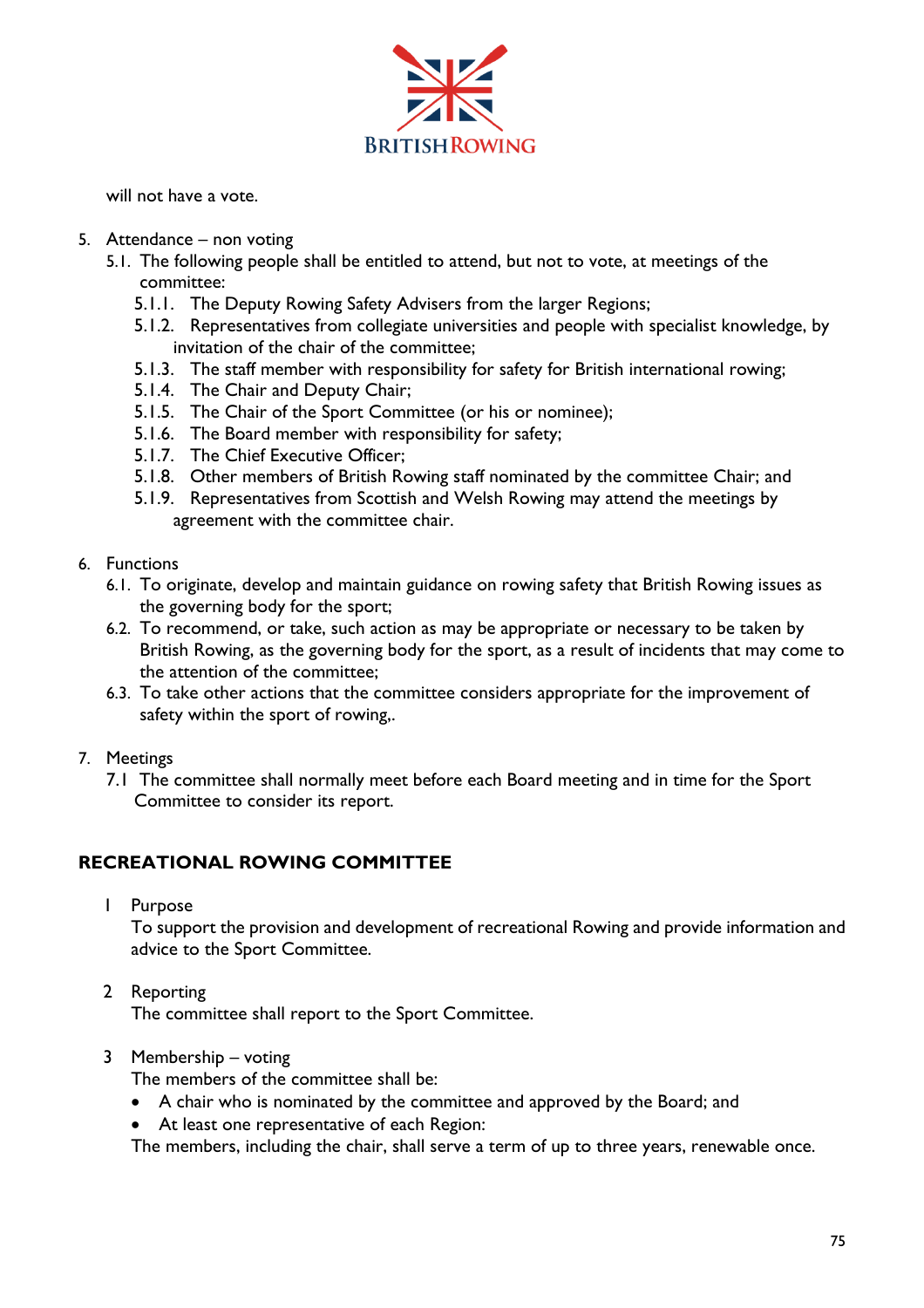will not have a vote.

5. Attendance – non voting
   5.1. The following people shall be entitled to attend, but not to vote, at meetings of the committee:
      5.1.1. The Deputy Rowing Safety Advisers from the larger Regions;
      5.1.2. Representatives from collegiate universities and people with specialist knowledge, by invitation of the chair of the committee;
      5.1.3. The staff member with responsibility for safety for British international rowing;
      5.1.4. The Chair and Deputy Chair;
      5.1.5. The Chair of the Sport Committee (or his or nominee);
      5.1.6. The Board member with responsibility for safety;
      5.1.7. The Chief Executive Officer;
      5.1.8. Other members of British Rowing staff nominated by the committee Chair; and
      5.1.9. Representatives from Scottish and Welsh Rowing may attend the meetings by agreement with the committee chair.

6. Functions
   6.1. To originate, develop and maintain guidance on rowing safety that British Rowing issues as the governing body for the sport;
   6.2. To recommend, or take, such action as may be appropriate or necessary to be taken by British Rowing, as the governing body for the sport, as a result of incidents that may come to the attention of the committee;
   6.3. To take other actions that the committee considers appropriate for the improvement of safety within the sport of rowing,.

7. Meetings
   7.1 The committee shall normally meet before each Board meeting and in time for the Sport Committee to consider its report.

## RECREATIONAL ROWING COMMITTEE

1 Purpose
To support the provision and development of recreational Rowing and provide information and advice to the Sport Committee.

2 Reporting
The committee shall report to the Sport Committee.

3 Membership – voting
The members of the committee shall be:

- A chair who is nominated by the committee and approved by the Board; and
- At least one representative of each Region:

The members, including the chair, shall serve a term of up to three years, renewable once.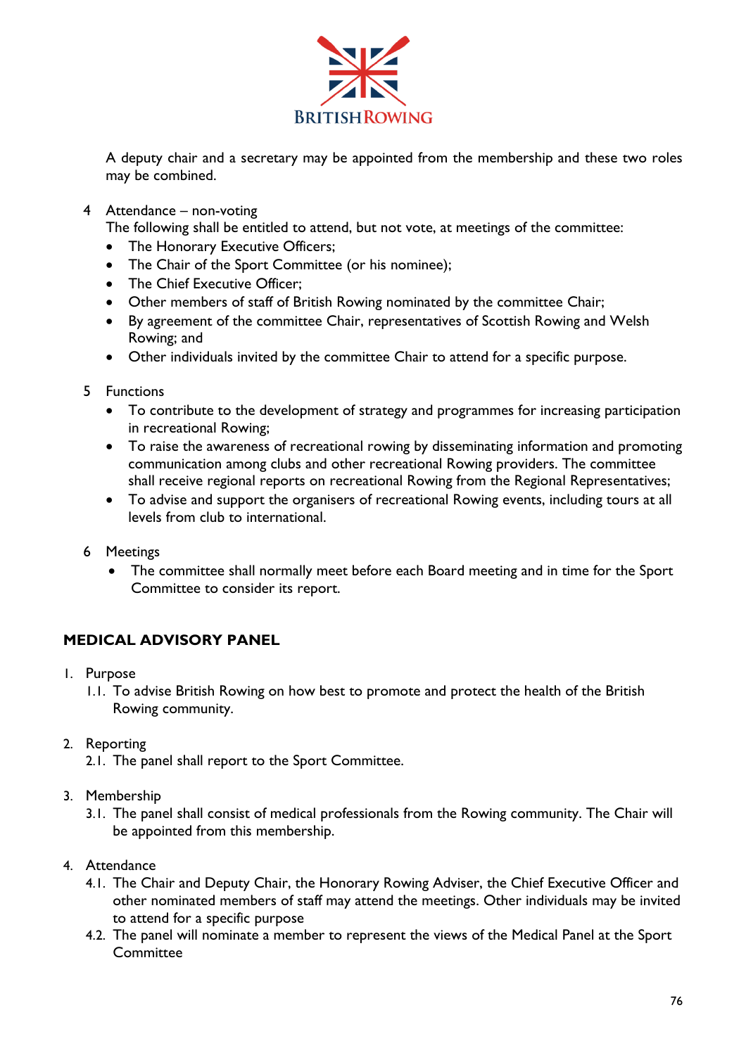A deputy chair and a secretary may be appointed from the membership and these two roles may be combined.

4 Attendance – non-voting

The following shall be entitled to attend, but not vote, at meetings of the committee:

- The Honorary Executive Officers;
- The Chair of the Sport Committee (or his nominee);
- The Chief Executive Officer;
- Other members of staff of British Rowing nominated by the committee Chair;
- By agreement of the committee Chair, representatives of Scottish Rowing and Welsh Rowing; and
- Other individuals invited by the committee Chair to attend for a specific purpose.

5 Functions

- To contribute to the development of strategy and programmes for increasing participation in recreational Rowing;
- To raise the awareness of recreational rowing by disseminating information and promoting communication among clubs and other recreational Rowing providers. The committee shall receive regional reports on recreational Rowing from the Regional Representatives;
- To advise and support the organisers of recreational Rowing events, including tours at all levels from club to international.

6 Meetings

- The committee shall normally meet before each Board meeting and in time for the Sport Committee to consider its report.

## MEDICAL ADVISORY PANEL

1. Purpose
   - 1.1. To advise British Rowing on how best to promote and protect the health of the British Rowing community.

2. Reporting
   - 2.1. The panel shall report to the Sport Committee.

3. Membership
   - 3.1. The panel shall consist of medical professionals from the Rowing community. The Chair will be appointed from this membership.

4. Attendance
   - 4.1. The Chair and Deputy Chair, the Honorary Rowing Adviser, the Chief Executive Officer and other nominated members of staff may attend the meetings. Other individuals may be invited to attend for a specific purpose
   - 4.2. The panel will nominate a member to represent the views of the Medical Panel at the Sport Committee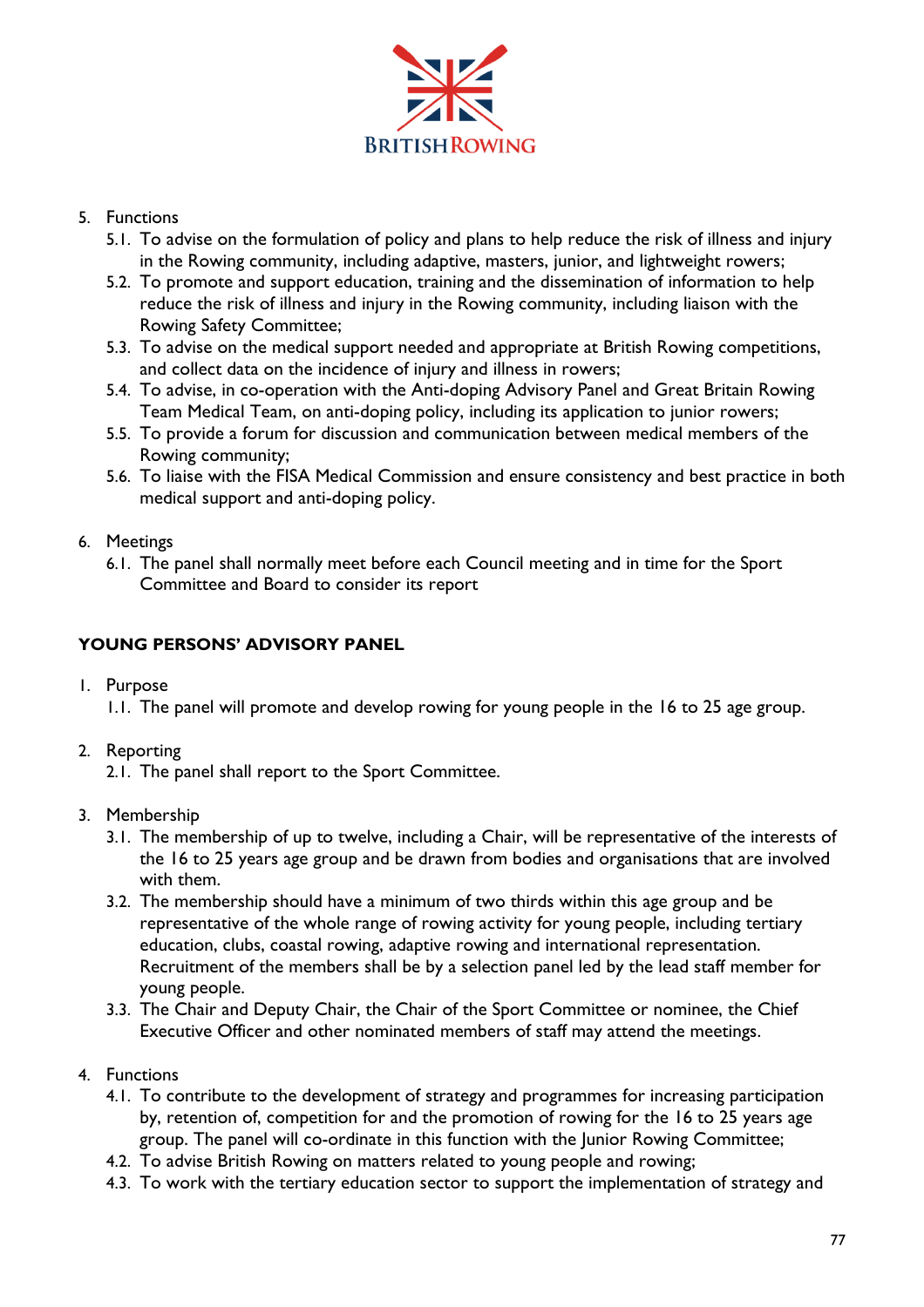5. Functions
    5.1. To advise on the formulation of policy and plans to help reduce the risk of illness and injury in the Rowing community, including adaptive, masters, junior, and lightweight rowers;
    5.2. To promote and support education, training and the dissemination of information to help reduce the risk of illness and injury in the Rowing community, including liaison with the Rowing Safety Committee;
    5.3. To advise on the medical support needed and appropriate at British Rowing competitions, and collect data on the incidence of injury and illness in rowers;
    5.4. To advise, in co-operation with the Anti-doping Advisory Panel and Great Britain Rowing Team Medical Team, on anti-doping policy, including its application to junior rowers;
    5.5. To provide a forum for discussion and communication between medical members of the Rowing community;
    5.6. To liaise with the FISA Medical Commission and ensure consistency and best practice in both medical support and anti-doping policy.

6. Meetings
    6.1. The panel shall normally meet before each Council meeting and in time for the Sport Committee and Board to consider its report

**YOUNG PERSONS' ADVISORY PANEL**

1. Purpose
    1.1. The panel will promote and develop rowing for young people in the 16 to 25 age group.

2. Reporting
    2.1. The panel shall report to the Sport Committee.

3. Membership
    3.1. The membership of up to twelve, including a Chair, will be representative of the interests of the 16 to 25 years age group and be drawn from bodies and organisations that are involved with them.
    3.2. The membership should have a minimum of two thirds within this age group and be representative of the whole range of rowing activity for young people, including tertiary education, clubs, coastal rowing, adaptive rowing and international representation. Recruitment of the members shall be by a selection panel led by the lead staff member for young people.
    3.3. The Chair and Deputy Chair, the Chair of the Sport Committee or nominee, the Chief Executive Officer and other nominated members of staff may attend the meetings.

4. Functions
    4.1. To contribute to the development of strategy and programmes for increasing participation by, retention of, competition for and the promotion of rowing for the 16 to 25 years age group. The panel will co-ordinate in this function with the Junior Rowing Committee;
    4.2. To advise British Rowing on matters related to young people and rowing;
    4.3. To work with the tertiary education sector to support the implementation of strategy and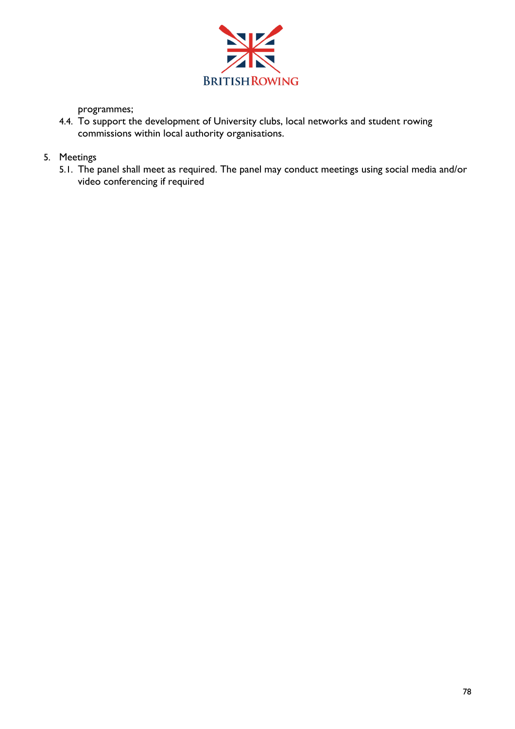programmes;

4.4. To support the development of University clubs, local networks and student rowing commissions within local authority organisations.

5. Meetings

   5.1. The panel shall meet as required. The panel may conduct meetings using social media and/or video conferencing if required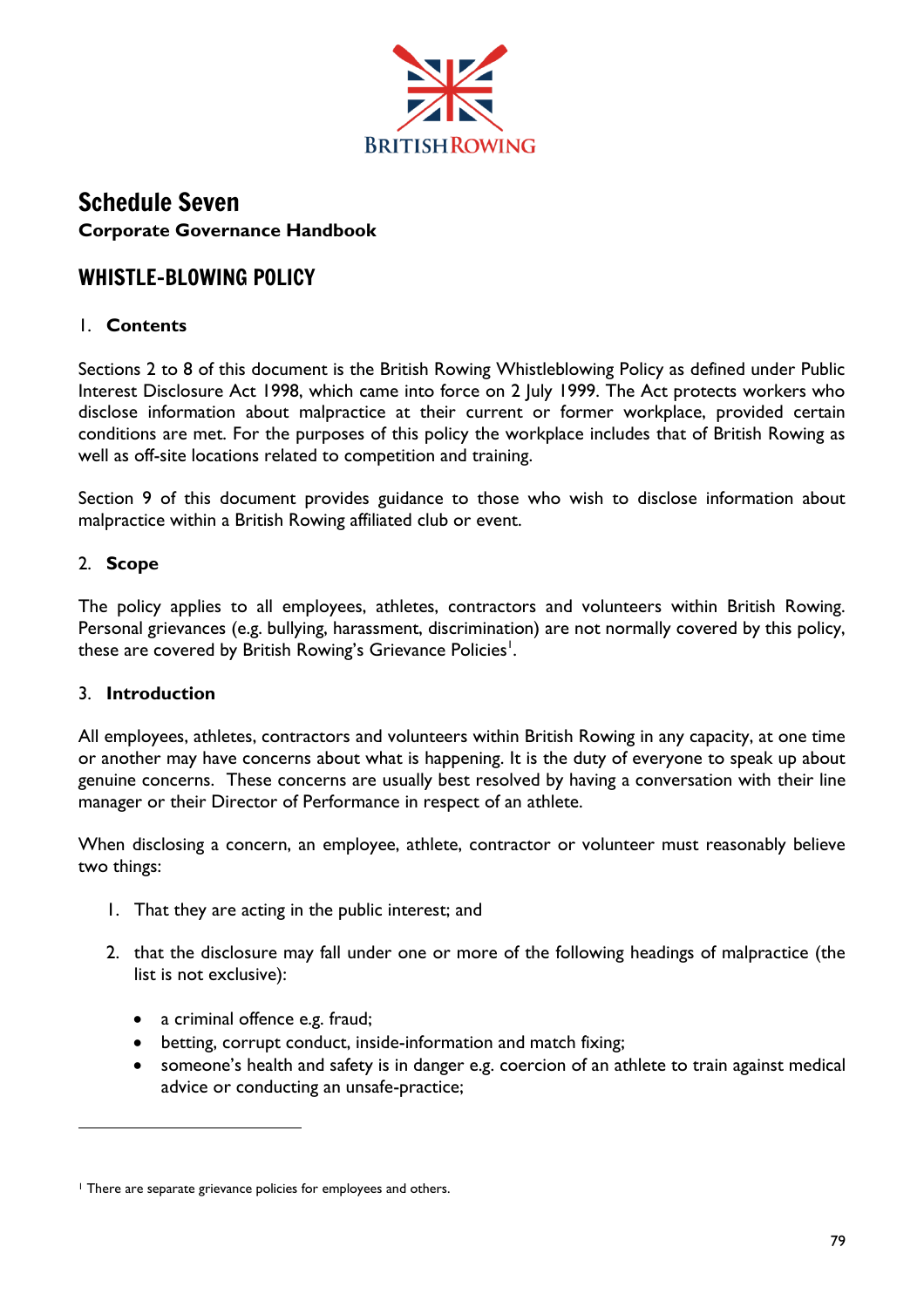# Schedule Seven

**Corporate Governance Handbook**

## WHISTLE-BLOWING POLICY

### 1. Contents

Sections 2 to 8 of this document is the British Rowing Whistleblowing Policy as defined under Public Interest Disclosure Act 1998, which came into force on 2 July 1999. The Act protects workers who disclose information about malpractice at their current or former workplace, provided certain conditions are met. For the purposes of this policy the workplace includes that of British Rowing as well as off-site locations related to competition and training.

Section 9 of this document provides guidance to those who wish to disclose information about malpractice within a British Rowing affiliated club or event.

### 2. Scope

The policy applies to all employees, athletes, contractors and volunteers within British Rowing. Personal grievances (e.g. bullying, harassment, discrimination) are not normally covered by this policy, these are covered by British Rowing's Grievance Policies[1].

### 3. Introduction

All employees, athletes, contractors and volunteers within British Rowing in any capacity, at one time or another may have concerns about what is happening. It is the duty of everyone to speak up about genuine concerns. These concerns are usually best resolved by having a conversation with their line manager or their Director of Performance in respect of an athlete.

When disclosing a concern, an employee, athlete, contractor or volunteer must reasonably believe two things:

1. That they are acting in the public interest; and
2. that the disclosure may fall under one or more of the following headings of malpractice (the list is not exclusive):
   - a criminal offence e.g. fraud;
   - betting, corrupt conduct, inside-information and match fixing;
   - someone's health and safety is in danger e.g. coercion of an athlete to train against medical advice or conducting an unsafe-practice;

[1] There are separate grievance policies for employees and others.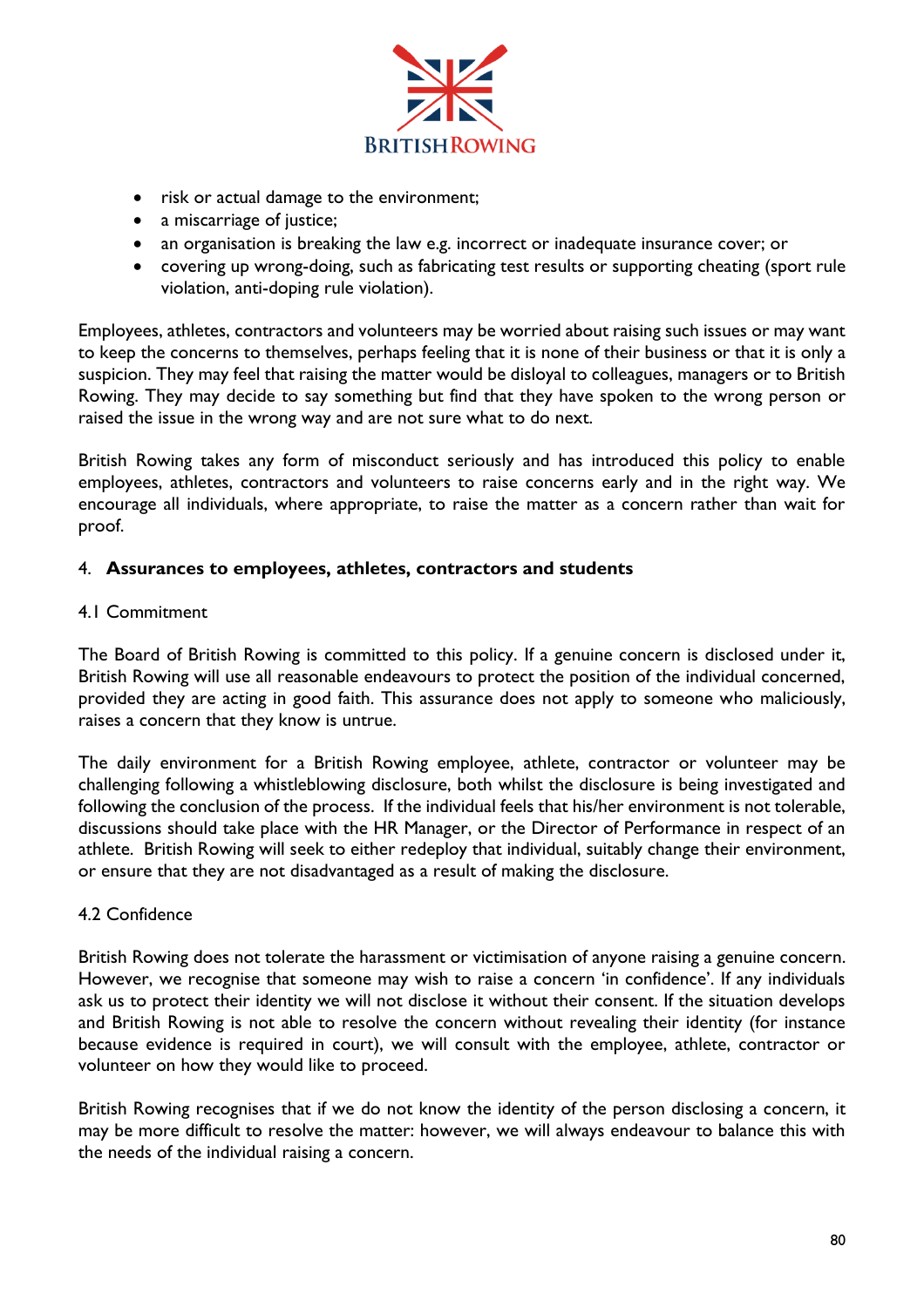- risk or actual damage to the environment;
- a miscarriage of justice;
- an organisation is breaking the law e.g. incorrect or inadequate insurance cover; or
- covering up wrong-doing, such as fabricating test results or supporting cheating (sport rule violation, anti-doping rule violation).

Employees, athletes, contractors and volunteers may be worried about raising such issues or may want to keep the concerns to themselves, perhaps feeling that it is none of their business or that it is only a suspicion. They may feel that raising the matter would be disloyal to colleagues, managers or to British Rowing. They may decide to say something but find that they have spoken to the wrong person or raised the issue in the wrong way and are not sure what to do next.

British Rowing takes any form of misconduct seriously and has introduced this policy to enable employees, athletes, contractors and volunteers to raise concerns early and in the right way. We encourage all individuals, where appropriate, to raise the matter as a concern rather than wait for proof.

## 4. **Assurances to employees, athletes, contractors and students**

### 4.1 Commitment

The Board of British Rowing is committed to this policy. If a genuine concern is disclosed under it, British Rowing will use all reasonable endeavours to protect the position of the individual concerned, provided they are acting in good faith. This assurance does not apply to someone who maliciously, raises a concern that they know is untrue.

The daily environment for a British Rowing employee, athlete, contractor or volunteer may be challenging following a whistleblowing disclosure, both whilst the disclosure is being investigated and following the conclusion of the process. If the individual feels that his/her environment is not tolerable, discussions should take place with the HR Manager, or the Director of Performance in respect of an athlete. British Rowing will seek to either redeploy that individual, suitably change their environment, or ensure that they are not disadvantaged as a result of making the disclosure.

### 4.2 Confidence

British Rowing does not tolerate the harassment or victimisation of anyone raising a genuine concern. However, we recognise that someone may wish to raise a concern 'in confidence'. If any individuals ask us to protect their identity we will not disclose it without their consent. If the situation develops and British Rowing is not able to resolve the concern without revealing their identity (for instance because evidence is required in court), we will consult with the employee, athlete, contractor or volunteer on how they would like to proceed.

British Rowing recognises that if we do not know the identity of the person disclosing a concern, it may be more difficult to resolve the matter: however, we will always endeavour to balance this with the needs of the individual raising a concern.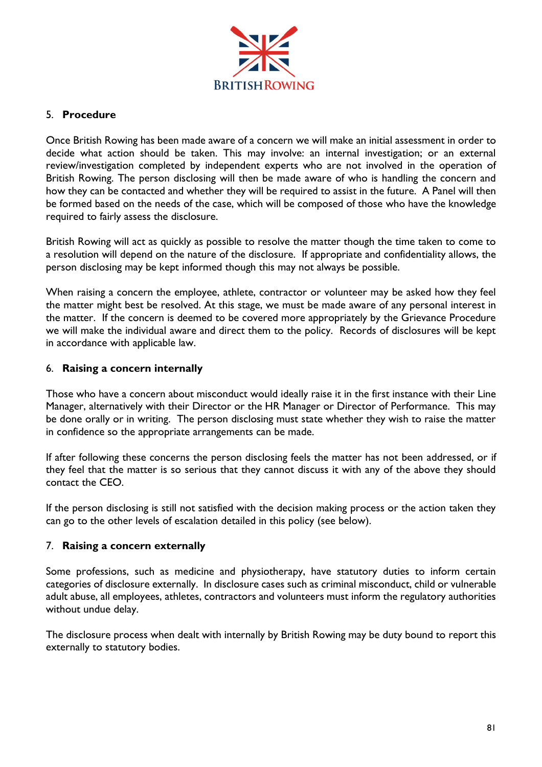## 5. **Procedure**

Once British Rowing has been made aware of a concern we will make an initial assessment in order to decide what action should be taken. This may involve: an internal investigation; or an external review/investigation completed by independent experts who are not involved in the operation of British Rowing. The person disclosing will then be made aware of who is handling the concern and how they can be contacted and whether they will be required to assist in the future. A Panel will then be formed based on the needs of the case, which will be composed of those who have the knowledge required to fairly assess the disclosure.

British Rowing will act as quickly as possible to resolve the matter though the time taken to come to a resolution will depend on the nature of the disclosure. If appropriate and confidentiality allows, the person disclosing may be kept informed though this may not always be possible.

When raising a concern the employee, athlete, contractor or volunteer may be asked how they feel the matter might best be resolved. At this stage, we must be made aware of any personal interest in the matter. If the concern is deemed to be covered more appropriately by the Grievance Procedure we will make the individual aware and direct them to the policy. Records of disclosures will be kept in accordance with applicable law.

## 6. **Raising a concern internally**

Those who have a concern about misconduct would ideally raise it in the first instance with their Line Manager, alternatively with their Director or the HR Manager or Director of Performance. This may be done orally or in writing. The person disclosing must state whether they wish to raise the matter in confidence so the appropriate arrangements can be made.

If after following these concerns the person disclosing feels the matter has not been addressed, or if they feel that the matter is so serious that they cannot discuss it with any of the above they should contact the CEO.

If the person disclosing is still not satisfied with the decision making process or the action taken they can go to the other levels of escalation detailed in this policy (see below).

## 7. **Raising a concern externally**

Some professions, such as medicine and physiotherapy, have statutory duties to inform certain categories of disclosure externally. In disclosure cases such as criminal misconduct, child or vulnerable adult abuse, all employees, athletes, contractors and volunteers must inform the regulatory authorities without undue delay.

The disclosure process when dealt with internally by British Rowing may be duty bound to report this externally to statutory bodies.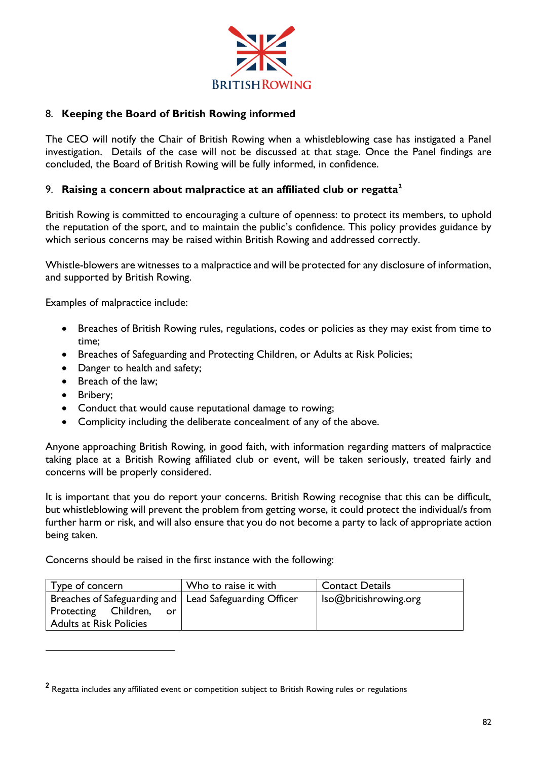## 8. Keeping the Board of British Rowing informed

The CEO will notify the Chair of British Rowing when a whistleblowing case has instigated a Panel investigation. Details of the case will not be discussed at that stage. Once the Panel findings are concluded, the Board of British Rowing will be fully informed, in confidence.

## 9. Raising a concern about malpractice at an affiliated club or regatta[2]

British Rowing is committed to encouraging a culture of openness: to protect its members, to uphold the reputation of the sport, and to maintain the public's confidence. This policy provides guidance by which serious concerns may be raised within British Rowing and addressed correctly.

Whistle-blowers are witnesses to a malpractice and will be protected for any disclosure of information, and supported by British Rowing.

Examples of malpractice include:

- Breaches of British Rowing rules, regulations, codes or policies as they may exist from time to time;
- Breaches of Safeguarding and Protecting Children, or Adults at Risk Policies;
- Danger to health and safety;
- Breach of the law;
- Bribery;
- Conduct that would cause reputational damage to rowing;
- Complicity including the deliberate concealment of any of the above.

Anyone approaching British Rowing, in good faith, with information regarding matters of malpractice taking place at a British Rowing affiliated club or event, will be taken seriously, treated fairly and concerns will be properly considered.

It is important that you do report your concerns. British Rowing recognise that this can be difficult, but whistleblowing will prevent the problem from getting worse, it could protect the individual/s from further harm or risk, and will also ensure that you do not become a party to lack of appropriate action being taken.

Concerns should be raised in the first instance with the following:

| Type of concern | Who to raise it with | Contact Details |
|---|---|---|
| Breaches of Safeguarding and Protecting Children, or Adults at Risk Policies | Lead Safeguarding Officer | lso@britishrowing.org |

[2] Regatta includes any affiliated event or competition subject to British Rowing rules or regulations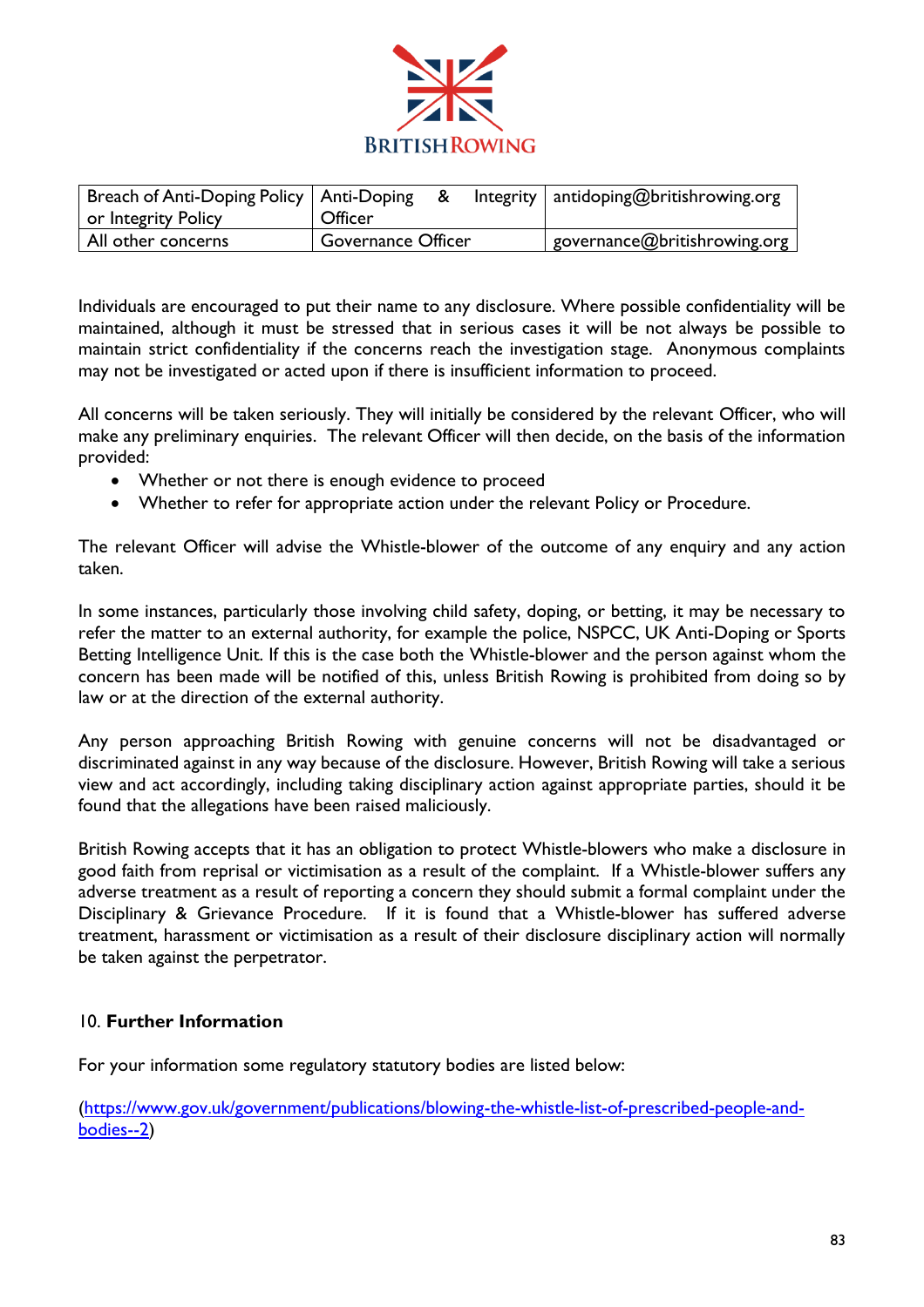| Breach of Anti-Doping Policy or Integrity Policy | Anti-Doping & Integrity Officer | antidoping@britishrowing.org |
|---|---|---|
| All other concerns | Governance Officer | governance@britishrowing.org |

Individuals are encouraged to put their name to any disclosure. Where possible confidentiality will be maintained, although it must be stressed that in serious cases it will be not always be possible to maintain strict confidentiality if the concerns reach the investigation stage. Anonymous complaints may not be investigated or acted upon if there is insufficient information to proceed.

All concerns will be taken seriously. They will initially be considered by the relevant Officer, who will make any preliminary enquiries. The relevant Officer will then decide, on the basis of the information provided:

- Whether or not there is enough evidence to proceed
- Whether to refer for appropriate action under the relevant Policy or Procedure.

The relevant Officer will advise the Whistle-blower of the outcome of any enquiry and any action taken.

In some instances, particularly those involving child safety, doping, or betting, it may be necessary to refer the matter to an external authority, for example the police, NSPCC, UK Anti-Doping or Sports Betting Intelligence Unit. If this is the case both the Whistle-blower and the person against whom the concern has been made will be notified of this, unless British Rowing is prohibited from doing so by law or at the direction of the external authority.

Any person approaching British Rowing with genuine concerns will not be disadvantaged or discriminated against in any way because of the disclosure. However, British Rowing will take a serious view and act accordingly, including taking disciplinary action against appropriate parties, should it be found that the allegations have been raised maliciously.

British Rowing accepts that it has an obligation to protect Whistle-blowers who make a disclosure in good faith from reprisal or victimisation as a result of the complaint. If a Whistle-blower suffers any adverse treatment as a result of reporting a concern they should submit a formal complaint under the Disciplinary & Grievance Procedure. If it is found that a Whistle-blower has suffered adverse treatment, harassment or victimisation as a result of their disclosure disciplinary action will normally be taken against the perpetrator.

## 10. **Further Information**

For your information some regulatory statutory bodies are listed below:

(https://www.gov.uk/government/publications/blowing-the-whistle-list-of-prescribed-people-and-bodies--2)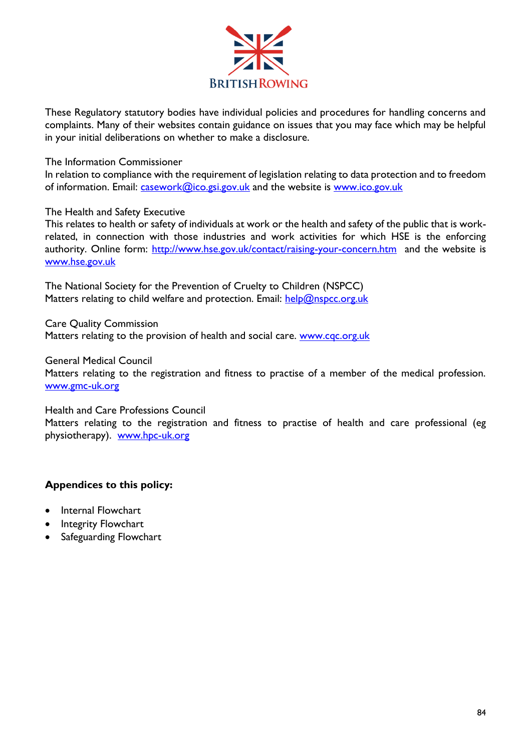These Regulatory statutory bodies have individual policies and procedures for handling concerns and complaints. Many of their websites contain guidance on issues that you may face which may be helpful in your initial deliberations on whether to make a disclosure.

The Information Commissioner
In relation to compliance with the requirement of legislation relating to data protection and to freedom of information. Email: casework@ico.gsi.gov.uk and the website is www.ico.gov.uk

The Health and Safety Executive
This relates to health or safety of individuals at work or the health and safety of the public that is work-related, in connection with those industries and work activities for which HSE is the enforcing authority. Online form: http://www.hse.gov.uk/contact/raising-your-concern.htm and the website is www.hse.gov.uk

The National Society for the Prevention of Cruelty to Children (NSPCC)
Matters relating to child welfare and protection. Email: help@nspcc.org.uk

Care Quality Commission
Matters relating to the provision of health and social care. www.cqc.org.uk

General Medical Council
Matters relating to the registration and fitness to practise of a member of the medical profession. www.gmc-uk.org

Health and Care Professions Council
Matters relating to the registration and fitness to practise of health and care professional (eg physiotherapy). www.hpc-uk.org

**Appendices to this policy:**

- Internal Flowchart
- Integrity Flowchart
- Safeguarding Flowchart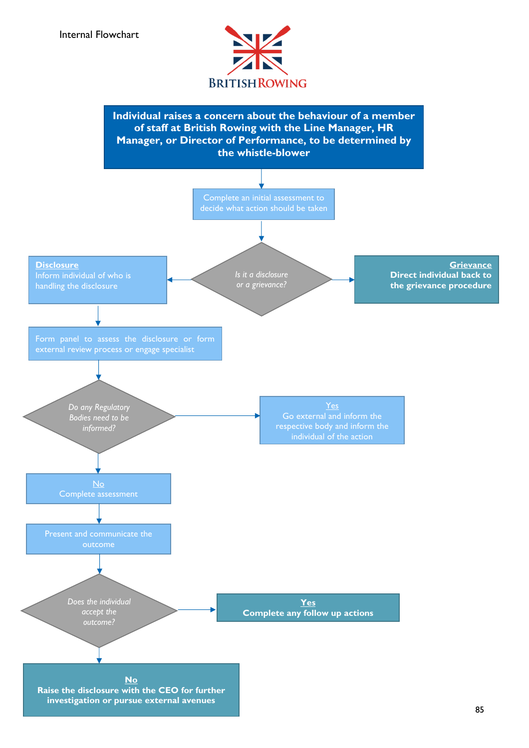Internal Flowchart

**Individual raises a concern about the behaviour of a member of staff at British Rowing with the Line Manager, HR Manager, or Director of Performance, to be determined by the whistle-blower**

Complete an initial assessment to decide what action should be taken

*Is it a disclosure or a grievance?*

**Disclosure**
Inform individual of who is handling the disclosure

**Grievance**
**Direct individual back to the grievance procedure**

Form panel to assess the disclosure or form external review process or engage specialist

*Do any Regulatory Bodies need to be informed?*

Yes
Go external and inform the respective body and inform the individual of the action

No
Complete assessment

Present and communicate the outcome

*Does the individual accept the outcome?*

**Yes**
**Complete any follow up actions**

**No**
**Raise the disclosure with the CEO for further investigation or pursue external avenues**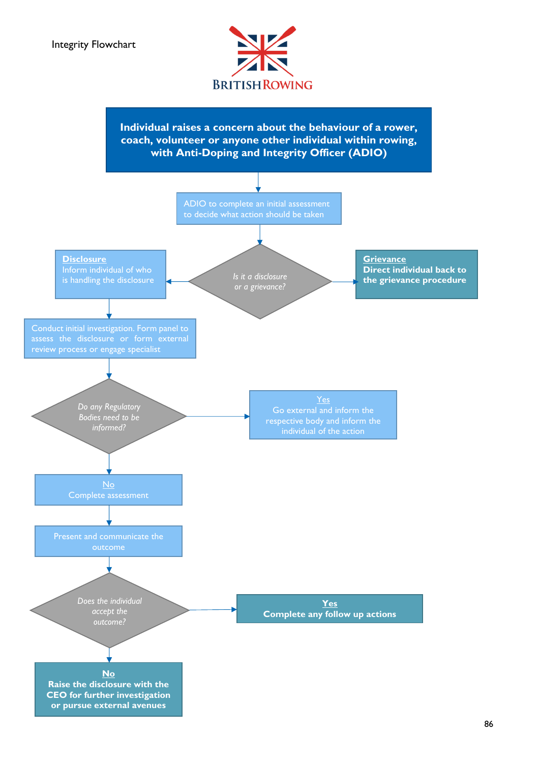Integrity Flowchart

BRITISH ROWING

**Individual raises a concern about the behaviour of a rower, coach, volunteer or anyone other individual within rowing, with Anti-Doping and Integrity Officer (ADIO)**

ADIO to complete an initial assessment to decide what action should be taken

*Is it a disclosure or a grievance?*

**Disclosure**
Inform individual of who is handling the disclosure

**Grievance**
**Direct individual back to the grievance procedure**

Conduct initial investigation. Form panel to assess the disclosure or form external review process or engage specialist

*Do any Regulatory Bodies need to be informed?*

Yes
Go external and inform the respective body and inform the individual of the action

No
Complete assessment

Present and communicate the outcome

*Does the individual accept the outcome?*

**Yes**
**Complete any follow up actions**

**No**
**Raise the disclosure with the CEO for further investigation or pursue external avenues**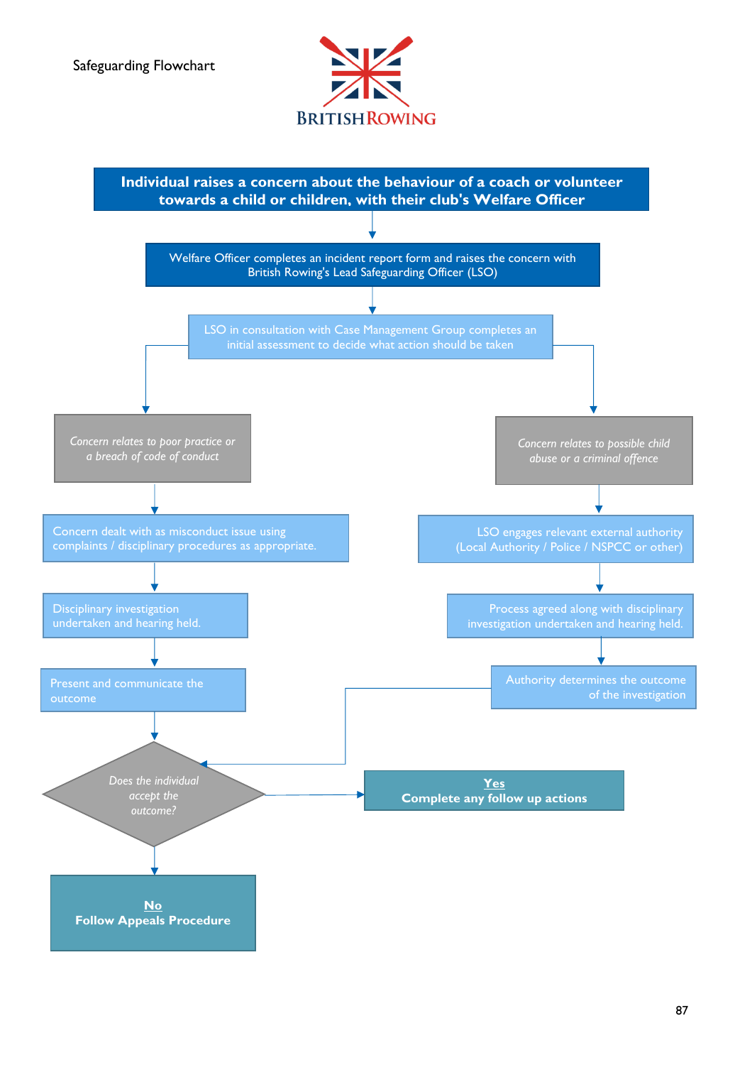Safeguarding Flowchart

BRITISH ROWING

**Individual raises a concern about the behaviour of a coach or volunteer towards a child or children, with their club's Welfare Officer**

Welfare Officer completes an incident report form and raises the concern with British Rowing's Lead Safeguarding Officer (LSO)

LSO in consultation with Case Management Group completes an initial assessment to decide what action should be taken

*Concern relates to poor practice or a breach of code of conduct*

Concern dealt with as misconduct issue using complaints / disciplinary procedures as appropriate.

Disciplinary investigation undertaken and hearing held.

Present and communicate the outcome

*Concern relates to possible child abuse or a criminal offence*

LSO engages relevant external authority (Local Authority / Police / NSPCC or other)

Process agreed along with disciplinary investigation undertaken and hearing held.

Authority determines the outcome of the investigation

*Does the individual accept the outcome?*

**Yes**
**Complete any follow up actions**

**No**
**Follow Appeals Procedure**